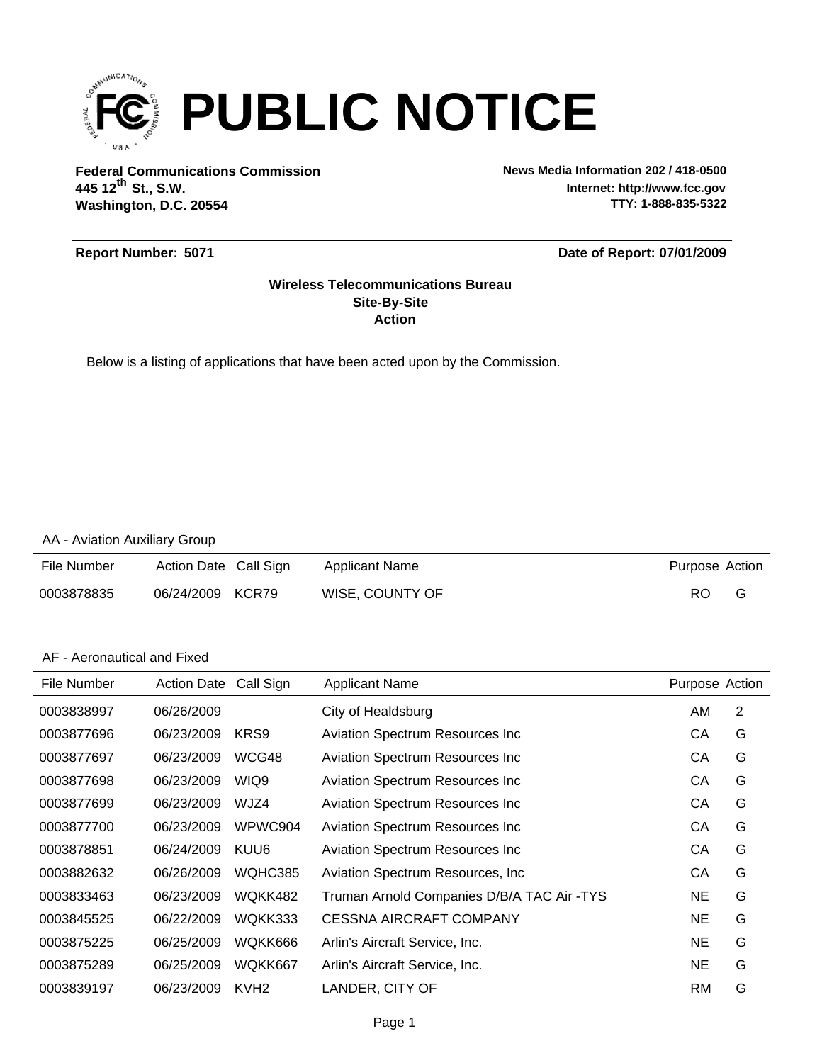# PUBLIC NOTICE

**Federal Communications Commission**
**445 12th St., S.W.**
**Washington, D.C. 20554**

**News Media Information 202 / 418-0500**
**Internet: http://www.fcc.gov**
**TTY: 1-888-835-5322**

**Report Number: 5071** | **Date of Report: 07/01/2009**

**Wireless Telecommunications Bureau**
**Site-By-Site**
**Action**

Below is a listing of applications that have been acted upon by the Commission.

AA - Aviation Auxiliary Group

| File Number | Action Date | Call Sign | Applicant Name | Purpose | Action |
|---|---|---|---|---|---|
| 0003878835 | 06/24/2009 | KCR79 | WISE, COUNTY OF | RO | G |

AF - Aeronautical and Fixed

| File Number | Action Date | Call Sign | Applicant Name | Purpose | Action |
|---|---|---|---|---|---|
| 0003838997 | 06/26/2009 | | City of Healdsburg | AM | 2 |
| 0003877696 | 06/23/2009 | KRS9 | Aviation Spectrum Resources Inc | CA | G |
| 0003877697 | 06/23/2009 | WCG48 | Aviation Spectrum Resources Inc | CA | G |
| 0003877698 | 06/23/2009 | WIQ9 | Aviation Spectrum Resources Inc | CA | G |
| 0003877699 | 06/23/2009 | WJZ4 | Aviation Spectrum Resources Inc | CA | G |
| 0003877700 | 06/23/2009 | WPWC904 | Aviation Spectrum Resources Inc | CA | G |
| 0003878851 | 06/24/2009 | KUU6 | Aviation Spectrum Resources Inc | CA | G |
| 0003882632 | 06/26/2009 | WQHC385 | Aviation Spectrum Resources, Inc | CA | G |
| 0003833463 | 06/23/2009 | WQKK482 | Truman Arnold Companies D/B/A TAC Air -TYS | NE | G |
| 0003845525 | 06/22/2009 | WQKK333 | CESSNA AIRCRAFT COMPANY | NE | G |
| 0003875225 | 06/25/2009 | WQKK666 | Arlin's Aircraft Service, Inc. | NE | G |
| 0003875289 | 06/25/2009 | WQKK667 | Arlin's Aircraft Service, Inc. | NE | G |
| 0003839197 | 06/23/2009 | KVH2 | LANDER, CITY OF | RM | G |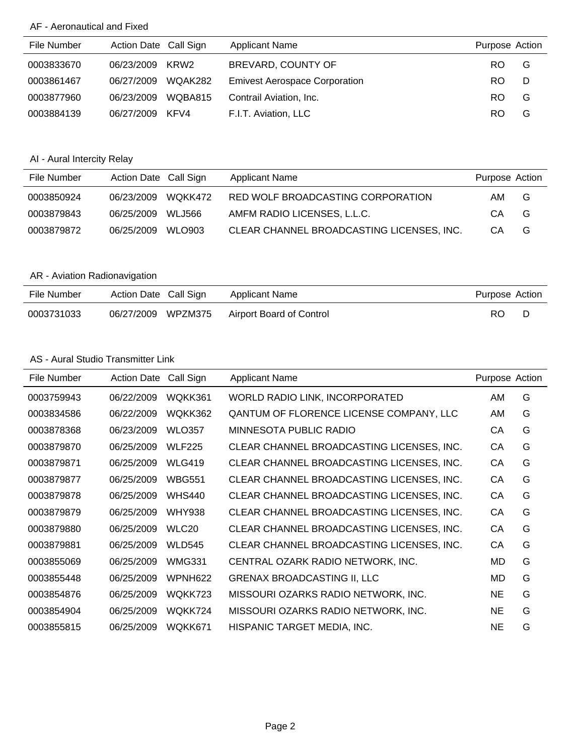## AF - Aeronautical and Fixed

| File Number | Action Date | Call Sign | Applicant Name | Purpose | Action |
|---|---|---|---|---|---|
| 0003833670 | 06/23/2009 | KRW2 | BREVARD, COUNTY OF | RO | G |
| 0003861467 | 06/27/2009 | WQAK282 | Emivest Aerospace Corporation | RO | D |
| 0003877960 | 06/23/2009 | WQBA815 | Contrail Aviation, Inc. | RO | G |
| 0003884139 | 06/27/2009 | KFV4 | F.I.T. Aviation, LLC | RO | G |

## AI - Aural Intercity Relay

| File Number | Action Date | Call Sign | Applicant Name | Purpose | Action |
|---|---|---|---|---|---|
| 0003850924 | 06/23/2009 | WQKK472 | RED WOLF BROADCASTING CORPORATION | AM | G |
| 0003879843 | 06/25/2009 | WLJ566 | AMFM RADIO LICENSES, L.L.C. | CA | G |
| 0003879872 | 06/25/2009 | WLO903 | CLEAR CHANNEL BROADCASTING LICENSES, INC. | CA | G |

## AR - Aviation Radionavigation

| File Number | Action Date | Call Sign | Applicant Name | Purpose | Action |
|---|---|---|---|---|---|
| 0003731033 | 06/27/2009 | WPZM375 | Airport Board of Control | RO | D |

## AS - Aural Studio Transmitter Link

| File Number | Action Date | Call Sign | Applicant Name | Purpose | Action |
|---|---|---|---|---|---|
| 0003759943 | 06/22/2009 | WQKK361 | WORLD RADIO LINK, INCORPORATED | AM | G |
| 0003834586 | 06/22/2009 | WQKK362 | QANTUM OF FLORENCE LICENSE COMPANY, LLC | AM | G |
| 0003878368 | 06/23/2009 | WLO357 | MINNESOTA PUBLIC RADIO | CA | G |
| 0003879870 | 06/25/2009 | WLF225 | CLEAR CHANNEL BROADCASTING LICENSES, INC. | CA | G |
| 0003879871 | 06/25/2009 | WLG419 | CLEAR CHANNEL BROADCASTING LICENSES, INC. | CA | G |
| 0003879877 | 06/25/2009 | WBG551 | CLEAR CHANNEL BROADCASTING LICENSES, INC. | CA | G |
| 0003879878 | 06/25/2009 | WHS440 | CLEAR CHANNEL BROADCASTING LICENSES, INC. | CA | G |
| 0003879879 | 06/25/2009 | WHY938 | CLEAR CHANNEL BROADCASTING LICENSES, INC. | CA | G |
| 0003879880 | 06/25/2009 | WLC20 | CLEAR CHANNEL BROADCASTING LICENSES, INC. | CA | G |
| 0003879881 | 06/25/2009 | WLD545 | CLEAR CHANNEL BROADCASTING LICENSES, INC. | CA | G |
| 0003855069 | 06/25/2009 | WMG331 | CENTRAL OZARK RADIO NETWORK, INC. | MD | G |
| 0003855448 | 06/25/2009 | WPNH622 | GRENAX BROADCASTING II, LLC | MD | G |
| 0003854876 | 06/25/2009 | WQKK723 | MISSOURI OZARKS RADIO NETWORK, INC. | NE | G |
| 0003854904 | 06/25/2009 | WQKK724 | MISSOURI OZARKS RADIO NETWORK, INC. | NE | G |
| 0003855815 | 06/25/2009 | WQKK671 | HISPANIC TARGET MEDIA, INC. | NE | G |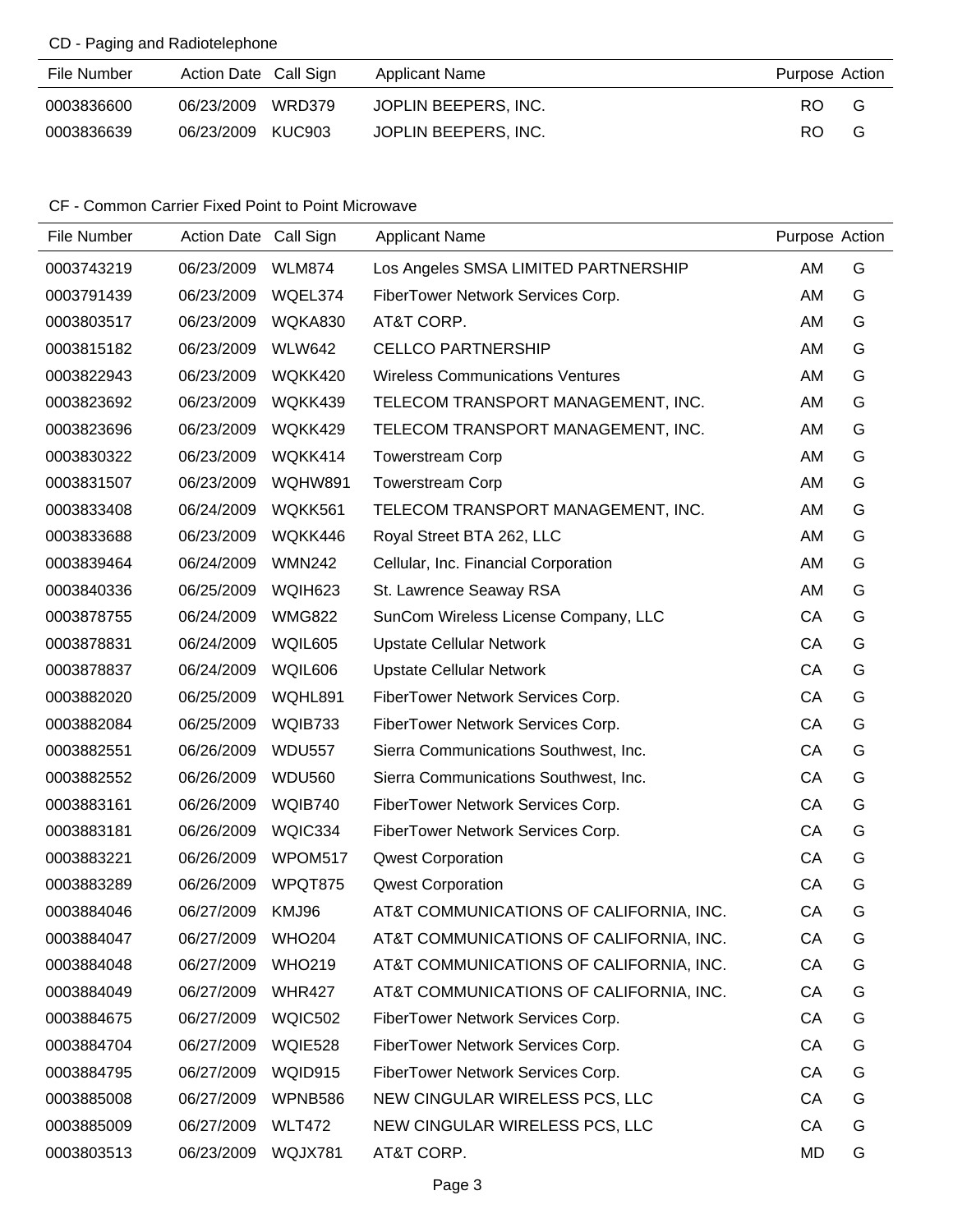## CD - Paging and Radiotelephone

| File Number | Action Date | Call Sign | Applicant Name | Purpose | Action |
|---|---|---|---|---|---|
| 0003836600 | 06/23/2009 | WRD379 | JOPLIN BEEPERS, INC. | RO | G |
| 0003836639 | 06/23/2009 | KUC903 | JOPLIN BEEPERS, INC. | RO | G |

## CF - Common Carrier Fixed Point to Point Microwave

| File Number | Action Date | Call Sign | Applicant Name | Purpose | Action |
|---|---|---|---|---|---|
| 0003743219 | 06/23/2009 | WLM874 | Los Angeles SMSA LIMITED PARTNERSHIP | AM | G |
| 0003791439 | 06/23/2009 | WQEL374 | FiberTower Network Services Corp. | AM | G |
| 0003803517 | 06/23/2009 | WQKA830 | AT&T CORP. | AM | G |
| 0003815182 | 06/23/2009 | WLW642 | CELLCO PARTNERSHIP | AM | G |
| 0003822943 | 06/23/2009 | WQKK420 | Wireless Communications Ventures | AM | G |
| 0003823692 | 06/23/2009 | WQKK439 | TELECOM TRANSPORT MANAGEMENT, INC. | AM | G |
| 0003823696 | 06/23/2009 | WQKK429 | TELECOM TRANSPORT MANAGEMENT, INC. | AM | G |
| 0003830322 | 06/23/2009 | WQKK414 | Towerstream Corp | AM | G |
| 0003831507 | 06/23/2009 | WQHW891 | Towerstream Corp | AM | G |
| 0003833408 | 06/24/2009 | WQKK561 | TELECOM TRANSPORT MANAGEMENT, INC. | AM | G |
| 0003833688 | 06/23/2009 | WQKK446 | Royal Street BTA 262, LLC | AM | G |
| 0003839464 | 06/24/2009 | WMN242 | Cellular, Inc. Financial Corporation | AM | G |
| 0003840336 | 06/25/2009 | WQIH623 | St. Lawrence Seaway RSA | AM | G |
| 0003878755 | 06/24/2009 | WMG822 | SunCom Wireless License Company, LLC | CA | G |
| 0003878831 | 06/24/2009 | WQIL605 | Upstate Cellular Network | CA | G |
| 0003878837 | 06/24/2009 | WQIL606 | Upstate Cellular Network | CA | G |
| 0003882020 | 06/25/2009 | WQHL891 | FiberTower Network Services Corp. | CA | G |
| 0003882084 | 06/25/2009 | WQIB733 | FiberTower Network Services Corp. | CA | G |
| 0003882551 | 06/26/2009 | WDU557 | Sierra Communications Southwest, Inc. | CA | G |
| 0003882552 | 06/26/2009 | WDU560 | Sierra Communications Southwest, Inc. | CA | G |
| 0003883161 | 06/26/2009 | WQIB740 | FiberTower Network Services Corp. | CA | G |
| 0003883181 | 06/26/2009 | WQIC334 | FiberTower Network Services Corp. | CA | G |
| 0003883221 | 06/26/2009 | WPOM517 | Qwest Corporation | CA | G |
| 0003883289 | 06/26/2009 | WPQT875 | Qwest Corporation | CA | G |
| 0003884046 | 06/27/2009 | KMJ96 | AT&T COMMUNICATIONS OF CALIFORNIA, INC. | CA | G |
| 0003884047 | 06/27/2009 | WHO204 | AT&T COMMUNICATIONS OF CALIFORNIA, INC. | CA | G |
| 0003884048 | 06/27/2009 | WHO219 | AT&T COMMUNICATIONS OF CALIFORNIA, INC. | CA | G |
| 0003884049 | 06/27/2009 | WHR427 | AT&T COMMUNICATIONS OF CALIFORNIA, INC. | CA | G |
| 0003884675 | 06/27/2009 | WQIC502 | FiberTower Network Services Corp. | CA | G |
| 0003884704 | 06/27/2009 | WQIE528 | FiberTower Network Services Corp. | CA | G |
| 0003884795 | 06/27/2009 | WQID915 | FiberTower Network Services Corp. | CA | G |
| 0003885008 | 06/27/2009 | WPNB586 | NEW CINGULAR WIRELESS PCS, LLC | CA | G |
| 0003885009 | 06/27/2009 | WLT472 | NEW CINGULAR WIRELESS PCS, LLC | CA | G |
| 0003803513 | 06/23/2009 | WQJX781 | AT&T CORP. | MD | G |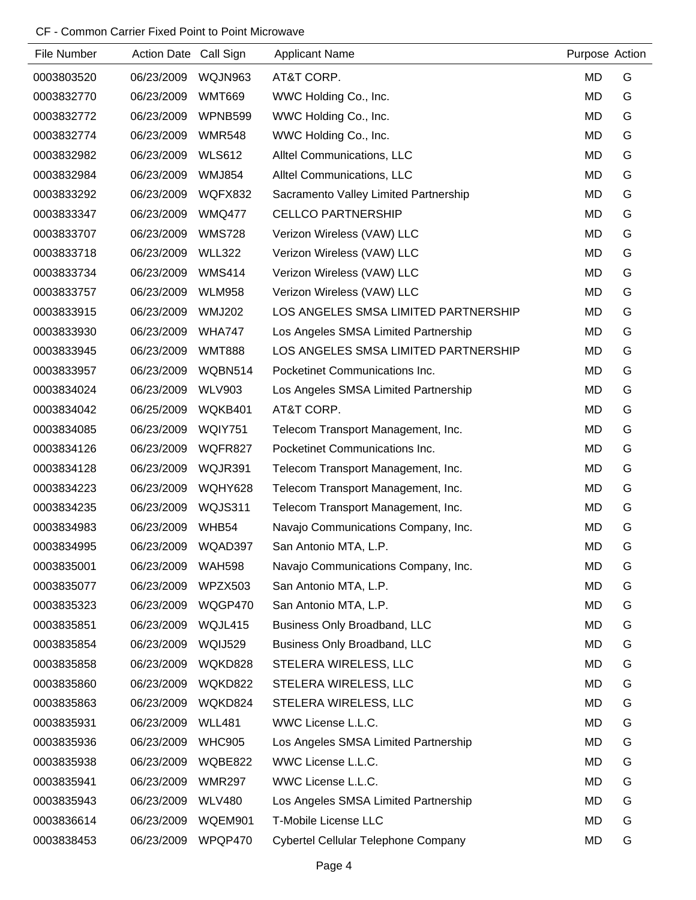CF - Common Carrier Fixed Point to Point Microwave

| File Number | Action Date | Call Sign | Applicant Name | Purpose | Action |
|---|---|---|---|---|---|
| 0003803520 | 06/23/2009 | WQJN963 | AT&T CORP. | MD | G |
| 0003832770 | 06/23/2009 | WMT669 | WWC Holding Co., Inc. | MD | G |
| 0003832772 | 06/23/2009 | WPNB599 | WWC Holding Co., Inc. | MD | G |
| 0003832774 | 06/23/2009 | WMR548 | WWC Holding Co., Inc. | MD | G |
| 0003832982 | 06/23/2009 | WLS612 | Alltel Communications, LLC | MD | G |
| 0003832984 | 06/23/2009 | WMJ854 | Alltel Communications, LLC | MD | G |
| 0003833292 | 06/23/2009 | WQFX832 | Sacramento Valley Limited Partnership | MD | G |
| 0003833347 | 06/23/2009 | WMQ477 | CELLCO PARTNERSHIP | MD | G |
| 0003833707 | 06/23/2009 | WMS728 | Verizon Wireless (VAW) LLC | MD | G |
| 0003833718 | 06/23/2009 | WLL322 | Verizon Wireless (VAW) LLC | MD | G |
| 0003833734 | 06/23/2009 | WMS414 | Verizon Wireless (VAW) LLC | MD | G |
| 0003833757 | 06/23/2009 | WLM958 | Verizon Wireless (VAW) LLC | MD | G |
| 0003833915 | 06/23/2009 | WMJ202 | LOS ANGELES SMSA LIMITED PARTNERSHIP | MD | G |
| 0003833930 | 06/23/2009 | WHA747 | Los Angeles SMSA Limited Partnership | MD | G |
| 0003833945 | 06/23/2009 | WMT888 | LOS ANGELES SMSA LIMITED PARTNERSHIP | MD | G |
| 0003833957 | 06/23/2009 | WQBN514 | Pocketinet Communications Inc. | MD | G |
| 0003834024 | 06/23/2009 | WLV903 | Los Angeles SMSA Limited Partnership | MD | G |
| 0003834042 | 06/25/2009 | WQKB401 | AT&T CORP. | MD | G |
| 0003834085 | 06/23/2009 | WQIY751 | Telecom Transport Management, Inc. | MD | G |
| 0003834126 | 06/23/2009 | WQFR827 | Pocketinet Communications Inc. | MD | G |
| 0003834128 | 06/23/2009 | WQJR391 | Telecom Transport Management, Inc. | MD | G |
| 0003834223 | 06/23/2009 | WQHY628 | Telecom Transport Management, Inc. | MD | G |
| 0003834235 | 06/23/2009 | WQJS311 | Telecom Transport Management, Inc. | MD | G |
| 0003834983 | 06/23/2009 | WHB54 | Navajo Communications Company, Inc. | MD | G |
| 0003834995 | 06/23/2009 | WQAD397 | San Antonio MTA, L.P. | MD | G |
| 0003835001 | 06/23/2009 | WAH598 | Navajo Communications Company, Inc. | MD | G |
| 0003835077 | 06/23/2009 | WPZX503 | San Antonio MTA, L.P. | MD | G |
| 0003835323 | 06/23/2009 | WQGP470 | San Antonio MTA, L.P. | MD | G |
| 0003835851 | 06/23/2009 | WQJL415 | Business Only Broadband, LLC | MD | G |
| 0003835854 | 06/23/2009 | WQIJ529 | Business Only Broadband, LLC | MD | G |
| 0003835858 | 06/23/2009 | WQKD828 | STELERA WIRELESS, LLC | MD | G |
| 0003835860 | 06/23/2009 | WQKD822 | STELERA WIRELESS, LLC | MD | G |
| 0003835863 | 06/23/2009 | WQKD824 | STELERA WIRELESS, LLC | MD | G |
| 0003835931 | 06/23/2009 | WLL481 | WWC License L.L.C. | MD | G |
| 0003835936 | 06/23/2009 | WHC905 | Los Angeles SMSA Limited Partnership | MD | G |
| 0003835938 | 06/23/2009 | WQBE822 | WWC License L.L.C. | MD | G |
| 0003835941 | 06/23/2009 | WMR297 | WWC License L.L.C. | MD | G |
| 0003835943 | 06/23/2009 | WLV480 | Los Angeles SMSA Limited Partnership | MD | G |
| 0003836614 | 06/23/2009 | WQEM901 | T-Mobile License LLC | MD | G |
| 0003838453 | 06/23/2009 | WPQP470 | Cybertel Cellular Telephone Company | MD | G |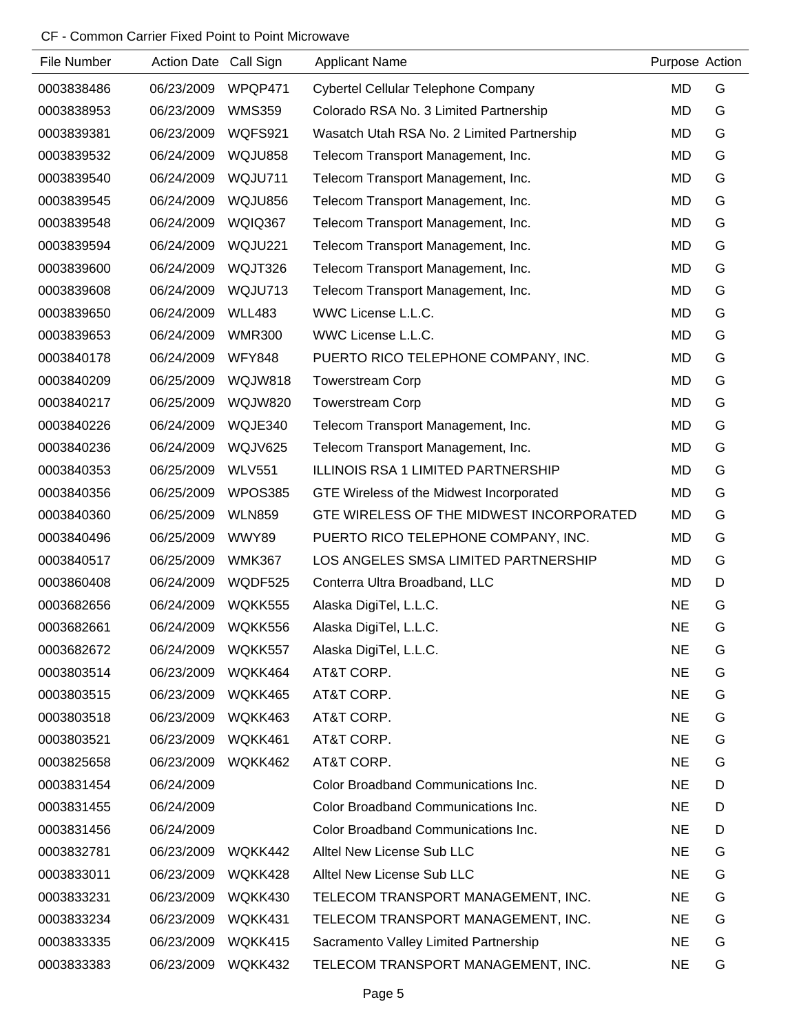CF - Common Carrier Fixed Point to Point Microwave

| File Number | Action Date | Call Sign | Applicant Name | Purpose | Action |
|---|---|---|---|---|---|
| 0003838486 | 06/23/2009 | WPQP471 | Cybertel Cellular Telephone Company | MD | G |
| 0003838953 | 06/23/2009 | WMS359 | Colorado RSA No. 3 Limited Partnership | MD | G |
| 0003839381 | 06/23/2009 | WQFS921 | Wasatch Utah RSA No. 2 Limited Partnership | MD | G |
| 0003839532 | 06/24/2009 | WQJU858 | Telecom Transport Management, Inc. | MD | G |
| 0003839540 | 06/24/2009 | WQJU711 | Telecom Transport Management, Inc. | MD | G |
| 0003839545 | 06/24/2009 | WQJU856 | Telecom Transport Management, Inc. | MD | G |
| 0003839548 | 06/24/2009 | WQIQ367 | Telecom Transport Management, Inc. | MD | G |
| 0003839594 | 06/24/2009 | WQJU221 | Telecom Transport Management, Inc. | MD | G |
| 0003839600 | 06/24/2009 | WQJT326 | Telecom Transport Management, Inc. | MD | G |
| 0003839608 | 06/24/2009 | WQJU713 | Telecom Transport Management, Inc. | MD | G |
| 0003839650 | 06/24/2009 | WLL483 | WWC License L.L.C. | MD | G |
| 0003839653 | 06/24/2009 | WMR300 | WWC License L.L.C. | MD | G |
| 0003840178 | 06/24/2009 | WFY848 | PUERTO RICO TELEPHONE COMPANY, INC. | MD | G |
| 0003840209 | 06/25/2009 | WQJW818 | Towerstream Corp | MD | G |
| 0003840217 | 06/25/2009 | WQJW820 | Towerstream Corp | MD | G |
| 0003840226 | 06/24/2009 | WQJE340 | Telecom Transport Management, Inc. | MD | G |
| 0003840236 | 06/24/2009 | WQJV625 | Telecom Transport Management, Inc. | MD | G |
| 0003840353 | 06/25/2009 | WLV551 | ILLINOIS RSA 1 LIMITED PARTNERSHIP | MD | G |
| 0003840356 | 06/25/2009 | WPOS385 | GTE Wireless of the Midwest Incorporated | MD | G |
| 0003840360 | 06/25/2009 | WLN859 | GTE WIRELESS OF THE MIDWEST INCORPORATED | MD | G |
| 0003840496 | 06/25/2009 | WWY89 | PUERTO RICO TELEPHONE COMPANY, INC. | MD | G |
| 0003840517 | 06/25/2009 | WMK367 | LOS ANGELES SMSA LIMITED PARTNERSHIP | MD | G |
| 0003860408 | 06/24/2009 | WQDF525 | Conterra Ultra Broadband, LLC | MD | D |
| 0003682656 | 06/24/2009 | WQKK555 | Alaska DigiTel, L.L.C. | NE | G |
| 0003682661 | 06/24/2009 | WQKK556 | Alaska DigiTel, L.L.C. | NE | G |
| 0003682672 | 06/24/2009 | WQKK557 | Alaska DigiTel, L.L.C. | NE | G |
| 0003803514 | 06/23/2009 | WQKK464 | AT&T CORP. | NE | G |
| 0003803515 | 06/23/2009 | WQKK465 | AT&T CORP. | NE | G |
| 0003803518 | 06/23/2009 | WQKK463 | AT&T CORP. | NE | G |
| 0003803521 | 06/23/2009 | WQKK461 | AT&T CORP. | NE | G |
| 0003825658 | 06/23/2009 | WQKK462 | AT&T CORP. | NE | G |
| 0003831454 | 06/24/2009 | | Color Broadband Communications Inc. | NE | D |
| 0003831455 | 06/24/2009 | | Color Broadband Communications Inc. | NE | D |
| 0003831456 | 06/24/2009 | | Color Broadband Communications Inc. | NE | D |
| 0003832781 | 06/23/2009 | WQKK442 | Alltel New License Sub LLC | NE | G |
| 0003833011 | 06/23/2009 | WQKK428 | Alltel New License Sub LLC | NE | G |
| 0003833231 | 06/23/2009 | WQKK430 | TELECOM TRANSPORT MANAGEMENT, INC. | NE | G |
| 0003833234 | 06/23/2009 | WQKK431 | TELECOM TRANSPORT MANAGEMENT, INC. | NE | G |
| 0003833335 | 06/23/2009 | WQKK415 | Sacramento Valley Limited Partnership | NE | G |
| 0003833383 | 06/23/2009 | WQKK432 | TELECOM TRANSPORT MANAGEMENT, INC. | NE | G |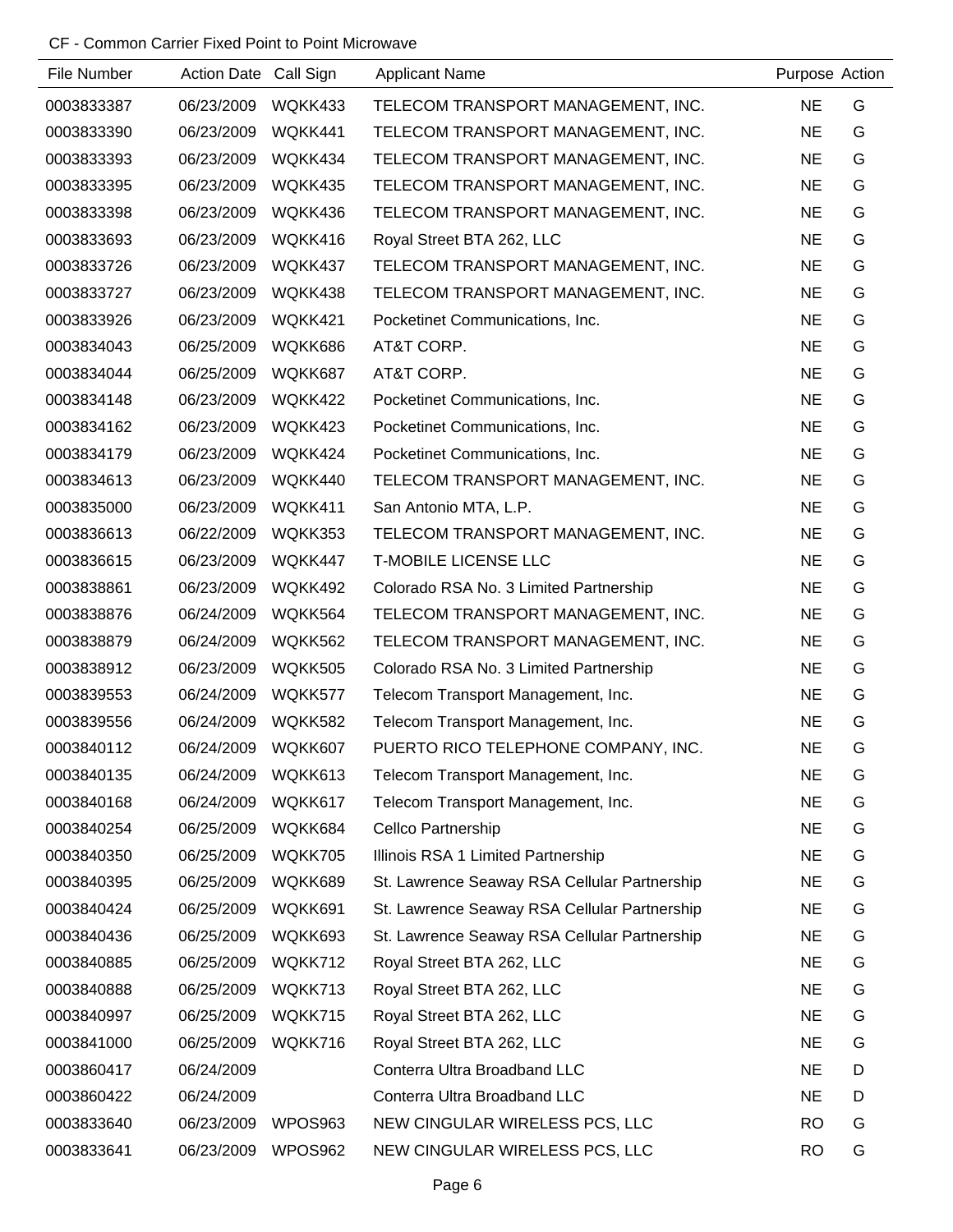CF - Common Carrier Fixed Point to Point Microwave

| File Number | Action Date | Call Sign | Applicant Name | Purpose | Action |
|---|---|---|---|---|---|
| 0003833387 | 06/23/2009 | WQKK433 | TELECOM TRANSPORT MANAGEMENT, INC. | NE | G |
| 0003833390 | 06/23/2009 | WQKK441 | TELECOM TRANSPORT MANAGEMENT, INC. | NE | G |
| 0003833393 | 06/23/2009 | WQKK434 | TELECOM TRANSPORT MANAGEMENT, INC. | NE | G |
| 0003833395 | 06/23/2009 | WQKK435 | TELECOM TRANSPORT MANAGEMENT, INC. | NE | G |
| 0003833398 | 06/23/2009 | WQKK436 | TELECOM TRANSPORT MANAGEMENT, INC. | NE | G |
| 0003833693 | 06/23/2009 | WQKK416 | Royal Street BTA 262, LLC | NE | G |
| 0003833726 | 06/23/2009 | WQKK437 | TELECOM TRANSPORT MANAGEMENT, INC. | NE | G |
| 0003833727 | 06/23/2009 | WQKK438 | TELECOM TRANSPORT MANAGEMENT, INC. | NE | G |
| 0003833926 | 06/23/2009 | WQKK421 | Pocketinet Communications, Inc. | NE | G |
| 0003834043 | 06/25/2009 | WQKK686 | AT&T CORP. | NE | G |
| 0003834044 | 06/25/2009 | WQKK687 | AT&T CORP. | NE | G |
| 0003834148 | 06/23/2009 | WQKK422 | Pocketinet Communications, Inc. | NE | G |
| 0003834162 | 06/23/2009 | WQKK423 | Pocketinet Communications, Inc. | NE | G |
| 0003834179 | 06/23/2009 | WQKK424 | Pocketinet Communications, Inc. | NE | G |
| 0003834613 | 06/23/2009 | WQKK440 | TELECOM TRANSPORT MANAGEMENT, INC. | NE | G |
| 0003835000 | 06/23/2009 | WQKK411 | San Antonio MTA, L.P. | NE | G |
| 0003836613 | 06/22/2009 | WQKK353 | TELECOM TRANSPORT MANAGEMENT, INC. | NE | G |
| 0003836615 | 06/23/2009 | WQKK447 | T-MOBILE LICENSE LLC | NE | G |
| 0003838861 | 06/23/2009 | WQKK492 | Colorado RSA No. 3 Limited Partnership | NE | G |
| 0003838876 | 06/24/2009 | WQKK564 | TELECOM TRANSPORT MANAGEMENT, INC. | NE | G |
| 0003838879 | 06/24/2009 | WQKK562 | TELECOM TRANSPORT MANAGEMENT, INC. | NE | G |
| 0003838912 | 06/23/2009 | WQKK505 | Colorado RSA No. 3 Limited Partnership | NE | G |
| 0003839553 | 06/24/2009 | WQKK577 | Telecom Transport Management, Inc. | NE | G |
| 0003839556 | 06/24/2009 | WQKK582 | Telecom Transport Management, Inc. | NE | G |
| 0003840112 | 06/24/2009 | WQKK607 | PUERTO RICO TELEPHONE COMPANY, INC. | NE | G |
| 0003840135 | 06/24/2009 | WQKK613 | Telecom Transport Management, Inc. | NE | G |
| 0003840168 | 06/24/2009 | WQKK617 | Telecom Transport Management, Inc. | NE | G |
| 0003840254 | 06/25/2009 | WQKK684 | Cellco Partnership | NE | G |
| 0003840350 | 06/25/2009 | WQKK705 | Illinois RSA 1 Limited Partnership | NE | G |
| 0003840395 | 06/25/2009 | WQKK689 | St. Lawrence Seaway RSA Cellular Partnership | NE | G |
| 0003840424 | 06/25/2009 | WQKK691 | St. Lawrence Seaway RSA Cellular Partnership | NE | G |
| 0003840436 | 06/25/2009 | WQKK693 | St. Lawrence Seaway RSA Cellular Partnership | NE | G |
| 0003840885 | 06/25/2009 | WQKK712 | Royal Street BTA 262, LLC | NE | G |
| 0003840888 | 06/25/2009 | WQKK713 | Royal Street BTA 262, LLC | NE | G |
| 0003840997 | 06/25/2009 | WQKK715 | Royal Street BTA 262, LLC | NE | G |
| 0003841000 | 06/25/2009 | WQKK716 | Royal Street BTA 262, LLC | NE | G |
| 0003860417 | 06/24/2009 | | Conterra Ultra Broadband LLC | NE | D |
| 0003860422 | 06/24/2009 | | Conterra Ultra Broadband LLC | NE | D |
| 0003833640 | 06/23/2009 | WPOS963 | NEW CINGULAR WIRELESS PCS, LLC | RO | G |
| 0003833641 | 06/23/2009 | WPOS962 | NEW CINGULAR WIRELESS PCS, LLC | RO | G |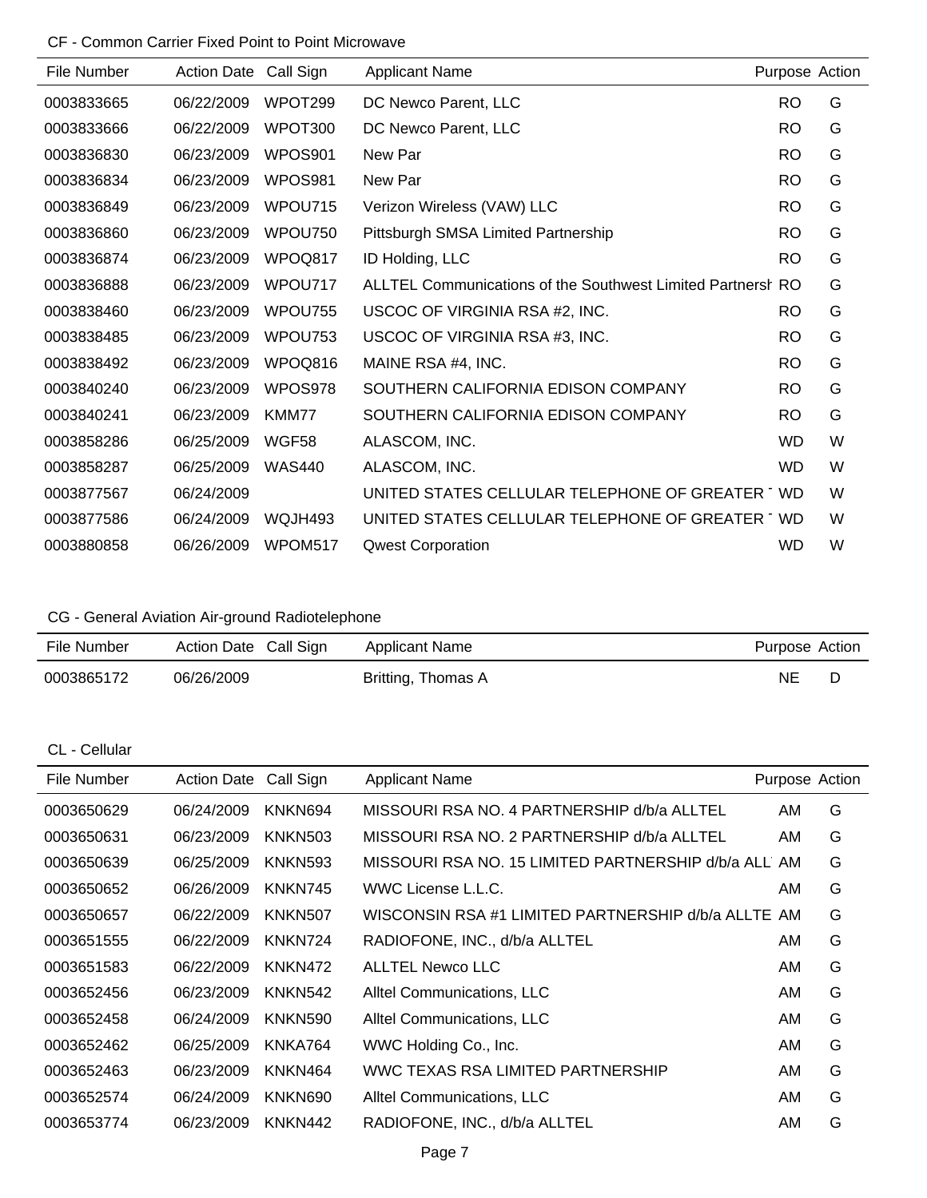CF - Common Carrier Fixed Point to Point Microwave

| File Number | Action Date | Call Sign | Applicant Name | Purpose | Action |
|---|---|---|---|---|---|
| 0003833665 | 06/22/2009 | WPOT299 | DC Newco Parent, LLC | RO | G |
| 0003833666 | 06/22/2009 | WPOT300 | DC Newco Parent, LLC | RO | G |
| 0003836830 | 06/23/2009 | WPOS901 | New Par | RO | G |
| 0003836834 | 06/23/2009 | WPOS981 | New Par | RO | G |
| 0003836849 | 06/23/2009 | WPOU715 | Verizon Wireless (VAW) LLC | RO | G |
| 0003836860 | 06/23/2009 | WPOU750 | Pittsburgh SMSA Limited Partnership | RO | G |
| 0003836874 | 06/23/2009 | WPOQ817 | ID Holding, LLC | RO | G |
| 0003836888 | 06/23/2009 | WPOU717 | ALLTEL Communications of the Southwest Limited Partnersh | RO | G |
| 0003838460 | 06/23/2009 | WPOU755 | USCOC OF VIRGINIA RSA #2, INC. | RO | G |
| 0003838485 | 06/23/2009 | WPOU753 | USCOC OF VIRGINIA RSA #3, INC. | RO | G |
| 0003838492 | 06/23/2009 | WPOQ816 | MAINE RSA #4, INC. | RO | G |
| 0003840240 | 06/23/2009 | WPOS978 | SOUTHERN CALIFORNIA EDISON COMPANY | RO | G |
| 0003840241 | 06/23/2009 | KMM77 | SOUTHERN CALIFORNIA EDISON COMPANY | RO | G |
| 0003858286 | 06/25/2009 | WGF58 | ALASCOM, INC. | WD | W |
| 0003858287 | 06/25/2009 | WAS440 | ALASCOM, INC. | WD | W |
| 0003877567 | 06/24/2009 | | UNITED STATES CELLULAR TELEPHONE OF GREATER T | WD | W |
| 0003877586 | 06/24/2009 | WQJH493 | UNITED STATES CELLULAR TELEPHONE OF GREATER T | WD | W |
| 0003880858 | 06/26/2009 | WPOM517 | Qwest Corporation | WD | W |

CG - General Aviation Air-ground Radiotelephone

| File Number | Action Date | Call Sign | Applicant Name | Purpose | Action |
|---|---|---|---|---|---|
| 0003865172 | 06/26/2009 | | Britting, Thomas A | NE | D |

CL - Cellular

| File Number | Action Date | Call Sign | Applicant Name | Purpose | Action |
|---|---|---|---|---|---|
| 0003650629 | 06/24/2009 | KNKN694 | MISSOURI RSA NO. 4 PARTNERSHIP d/b/a ALLTEL | AM | G |
| 0003650631 | 06/23/2009 | KNKN503 | MISSOURI RSA NO. 2 PARTNERSHIP d/b/a ALLTEL | AM | G |
| 0003650639 | 06/25/2009 | KNKN593 | MISSOURI RSA NO. 15 LIMITED PARTNERSHIP d/b/a ALL | AM | G |
| 0003650652 | 06/26/2009 | KNKN745 | WWC License L.L.C. | AM | G |
| 0003650657 | 06/22/2009 | KNKN507 | WISCONSIN RSA #1 LIMITED PARTNERSHIP d/b/a ALLTE | AM | G |
| 0003651555 | 06/22/2009 | KNKN724 | RADIOFONE, INC., d/b/a ALLTEL | AM | G |
| 0003651583 | 06/22/2009 | KNKN472 | ALLTEL Newco LLC | AM | G |
| 0003652456 | 06/23/2009 | KNKN542 | Alltel Communications, LLC | AM | G |
| 0003652458 | 06/24/2009 | KNKN590 | Alltel Communications, LLC | AM | G |
| 0003652462 | 06/25/2009 | KNKA764 | WWC Holding Co., Inc. | AM | G |
| 0003652463 | 06/23/2009 | KNKN464 | WWC TEXAS RSA LIMITED PARTNERSHIP | AM | G |
| 0003652574 | 06/24/2009 | KNKN690 | Alltel Communications, LLC | AM | G |
| 0003653774 | 06/23/2009 | KNKN442 | RADIOFONE, INC., d/b/a ALLTEL | AM | G |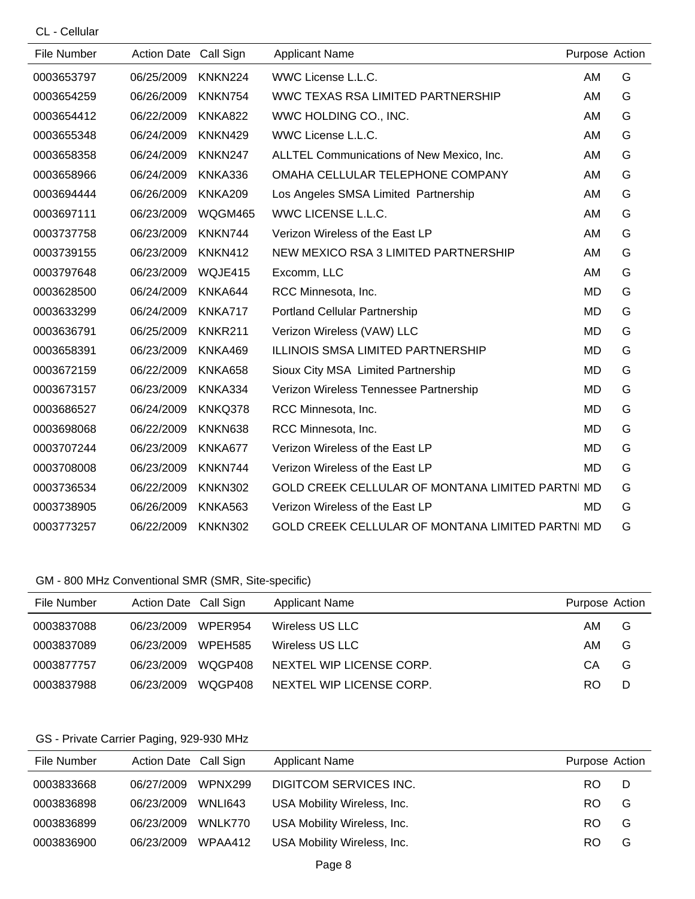CL - Cellular

| File Number | Action Date | Call Sign | Applicant Name | Purpose | Action |
|---|---|---|---|---|---|
| 0003653797 | 06/25/2009 | KNKN224 | WWC License L.L.C. | AM | G |
| 0003654259 | 06/26/2009 | KNKN754 | WWC TEXAS RSA LIMITED PARTNERSHIP | AM | G |
| 0003654412 | 06/22/2009 | KNKA822 | WWC HOLDING CO., INC. | AM | G |
| 0003655348 | 06/24/2009 | KNKN429 | WWC License L.L.C. | AM | G |
| 0003658358 | 06/24/2009 | KNKN247 | ALLTEL Communications of New Mexico, Inc. | AM | G |
| 0003658966 | 06/24/2009 | KNKA336 | OMAHA CELLULAR TELEPHONE COMPANY | AM | G |
| 0003694444 | 06/26/2009 | KNKA209 | Los Angeles SMSA Limited Partnership | AM | G |
| 0003697111 | 06/23/2009 | WQGM465 | WWC LICENSE L.L.C. | AM | G |
| 0003737758 | 06/23/2009 | KNKN744 | Verizon Wireless of the East LP | AM | G |
| 0003739155 | 06/23/2009 | KNKN412 | NEW MEXICO RSA 3 LIMITED PARTNERSHIP | AM | G |
| 0003797648 | 06/23/2009 | WQJE415 | Excomm, LLC | AM | G |
| 0003628500 | 06/24/2009 | KNKA644 | RCC Minnesota, Inc. | MD | G |
| 0003633299 | 06/24/2009 | KNKA717 | Portland Cellular Partnership | MD | G |
| 0003636791 | 06/25/2009 | KNKR211 | Verizon Wireless (VAW) LLC | MD | G |
| 0003658391 | 06/23/2009 | KNKA469 | ILLINOIS SMSA LIMITED PARTNERSHIP | MD | G |
| 0003672159 | 06/22/2009 | KNKA658 | Sioux City MSA Limited Partnership | MD | G |
| 0003673157 | 06/23/2009 | KNKA334 | Verizon Wireless Tennessee Partnership | MD | G |
| 0003686527 | 06/24/2009 | KNKQ378 | RCC Minnesota, Inc. | MD | G |
| 0003698068 | 06/22/2009 | KNKN638 | RCC Minnesota, Inc. | MD | G |
| 0003707244 | 06/23/2009 | KNKA677 | Verizon Wireless of the East LP | MD | G |
| 0003708008 | 06/23/2009 | KNKN744 | Verizon Wireless of the East LP | MD | G |
| 0003736534 | 06/22/2009 | KNKN302 | GOLD CREEK CELLULAR OF MONTANA LIMITED PARTNI | MD | G |
| 0003738905 | 06/26/2009 | KNKA563 | Verizon Wireless of the East LP | MD | G |
| 0003773257 | 06/22/2009 | KNKN302 | GOLD CREEK CELLULAR OF MONTANA LIMITED PARTNI | MD | G |

GM - 800 MHz Conventional SMR (SMR, Site-specific)

| File Number | Action Date | Call Sign | Applicant Name | Purpose | Action |
|---|---|---|---|---|---|
| 0003837088 | 06/23/2009 | WPER954 | Wireless US LLC | AM | G |
| 0003837089 | 06/23/2009 | WPEH585 | Wireless US LLC | AM | G |
| 0003877757 | 06/23/2009 | WQGP408 | NEXTEL WIP LICENSE CORP. | CA | G |
| 0003837988 | 06/23/2009 | WQGP408 | NEXTEL WIP LICENSE CORP. | RO | D |

GS - Private Carrier Paging, 929-930 MHz

| File Number | Action Date | Call Sign | Applicant Name | Purpose | Action |
|---|---|---|---|---|---|
| 0003833668 | 06/27/2009 | WPNX299 | DIGITCOM SERVICES INC. | RO | D |
| 0003836898 | 06/23/2009 | WNLI643 | USA Mobility Wireless, Inc. | RO | G |
| 0003836899 | 06/23/2009 | WNLK770 | USA Mobility Wireless, Inc. | RO | G |
| 0003836900 | 06/23/2009 | WPAA412 | USA Mobility Wireless, Inc. | RO | G |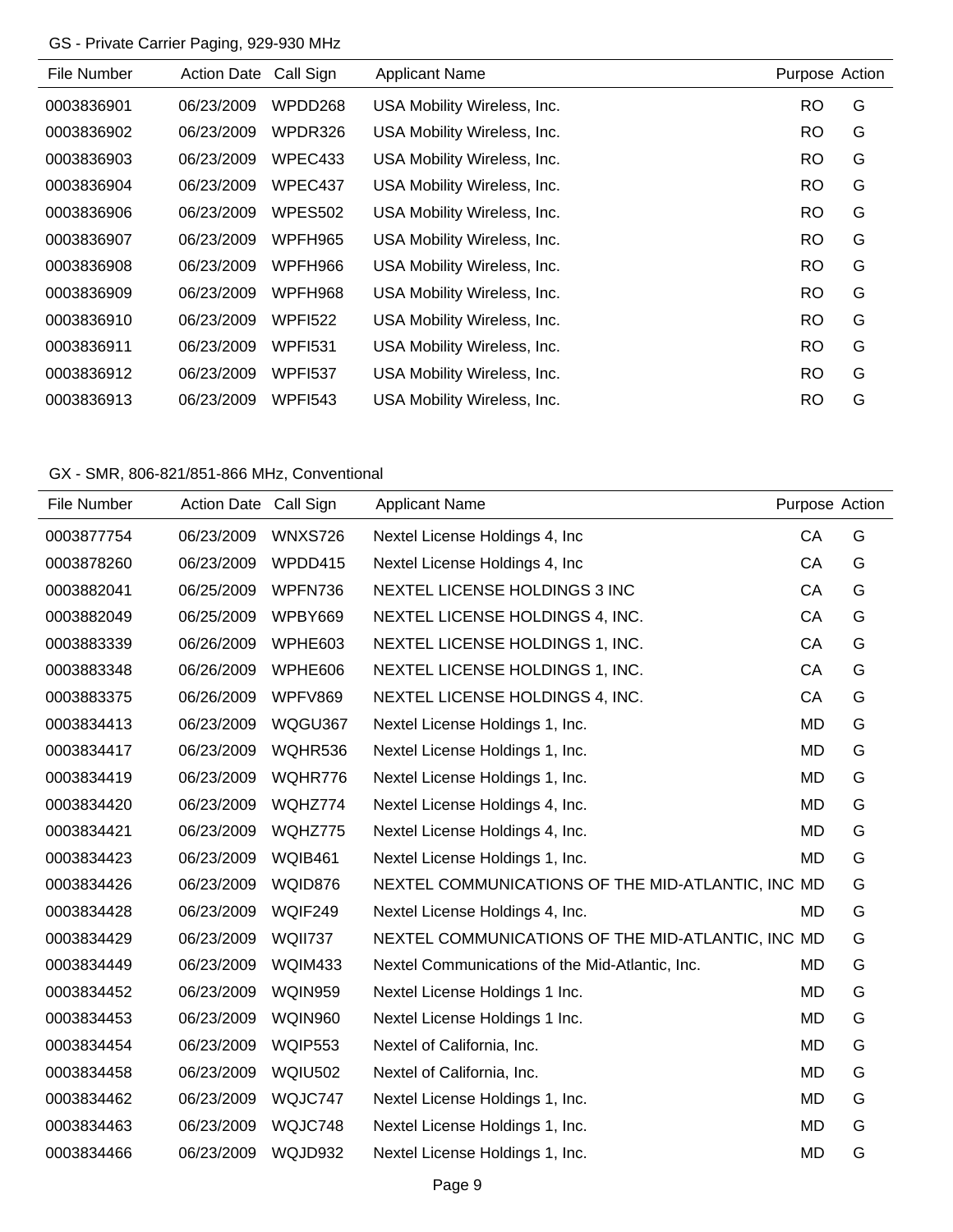GS - Private Carrier Paging, 929-930 MHz

| File Number | Action Date | Call Sign | Applicant Name | Purpose | Action |
|---|---|---|---|---|---|
| 0003836901 | 06/23/2009 | WPDD268 | USA Mobility Wireless, Inc. | RO | G |
| 0003836902 | 06/23/2009 | WPDR326 | USA Mobility Wireless, Inc. | RO | G |
| 0003836903 | 06/23/2009 | WPEC433 | USA Mobility Wireless, Inc. | RO | G |
| 0003836904 | 06/23/2009 | WPEC437 | USA Mobility Wireless, Inc. | RO | G |
| 0003836906 | 06/23/2009 | WPES502 | USA Mobility Wireless, Inc. | RO | G |
| 0003836907 | 06/23/2009 | WPFH965 | USA Mobility Wireless, Inc. | RO | G |
| 0003836908 | 06/23/2009 | WPFH966 | USA Mobility Wireless, Inc. | RO | G |
| 0003836909 | 06/23/2009 | WPFH968 | USA Mobility Wireless, Inc. | RO | G |
| 0003836910 | 06/23/2009 | WPFI522 | USA Mobility Wireless, Inc. | RO | G |
| 0003836911 | 06/23/2009 | WPFI531 | USA Mobility Wireless, Inc. | RO | G |
| 0003836912 | 06/23/2009 | WPFI537 | USA Mobility Wireless, Inc. | RO | G |
| 0003836913 | 06/23/2009 | WPFI543 | USA Mobility Wireless, Inc. | RO | G |

GX - SMR, 806-821/851-866 MHz, Conventional

| File Number | Action Date | Call Sign | Applicant Name | Purpose | Action |
|---|---|---|---|---|---|
| 0003877754 | 06/23/2009 | WNXS726 | Nextel License Holdings 4, Inc | CA | G |
| 0003878260 | 06/23/2009 | WPDD415 | Nextel License Holdings 4, Inc | CA | G |
| 0003882041 | 06/25/2009 | WPFN736 | NEXTEL LICENSE HOLDINGS 3 INC | CA | G |
| 0003882049 | 06/25/2009 | WPBY669 | NEXTEL LICENSE HOLDINGS 4, INC. | CA | G |
| 0003883339 | 06/26/2009 | WPHE603 | NEXTEL LICENSE HOLDINGS 1, INC. | CA | G |
| 0003883348 | 06/26/2009 | WPHE606 | NEXTEL LICENSE HOLDINGS 1, INC. | CA | G |
| 0003883375 | 06/26/2009 | WPFV869 | NEXTEL LICENSE HOLDINGS 4, INC. | CA | G |
| 0003834413 | 06/23/2009 | WQGU367 | Nextel License Holdings 1, Inc. | MD | G |
| 0003834417 | 06/23/2009 | WQHR536 | Nextel License Holdings 1, Inc. | MD | G |
| 0003834419 | 06/23/2009 | WQHR776 | Nextel License Holdings 1, Inc. | MD | G |
| 0003834420 | 06/23/2009 | WQHZ774 | Nextel License Holdings 4, Inc. | MD | G |
| 0003834421 | 06/23/2009 | WQHZ775 | Nextel License Holdings 4, Inc. | MD | G |
| 0003834423 | 06/23/2009 | WQIB461 | Nextel License Holdings 1, Inc. | MD | G |
| 0003834426 | 06/23/2009 | WQID876 | NEXTEL COMMUNICATIONS OF THE MID-ATLANTIC, INC | MD | G |
| 0003834428 | 06/23/2009 | WQIF249 | Nextel License Holdings 4, Inc. | MD | G |
| 0003834429 | 06/23/2009 | WQII737 | NEXTEL COMMUNICATIONS OF THE MID-ATLANTIC, INC | MD | G |
| 0003834449 | 06/23/2009 | WQIM433 | Nextel Communications of the Mid-Atlantic, Inc. | MD | G |
| 0003834452 | 06/23/2009 | WQIN959 | Nextel License Holdings 1 Inc. | MD | G |
| 0003834453 | 06/23/2009 | WQIN960 | Nextel License Holdings 1 Inc. | MD | G |
| 0003834454 | 06/23/2009 | WQIP553 | Nextel of California, Inc. | MD | G |
| 0003834458 | 06/23/2009 | WQIU502 | Nextel of California, Inc. | MD | G |
| 0003834462 | 06/23/2009 | WQJC747 | Nextel License Holdings 1, Inc. | MD | G |
| 0003834463 | 06/23/2009 | WQJC748 | Nextel License Holdings 1, Inc. | MD | G |
| 0003834466 | 06/23/2009 | WQJD932 | Nextel License Holdings 1, Inc. | MD | G |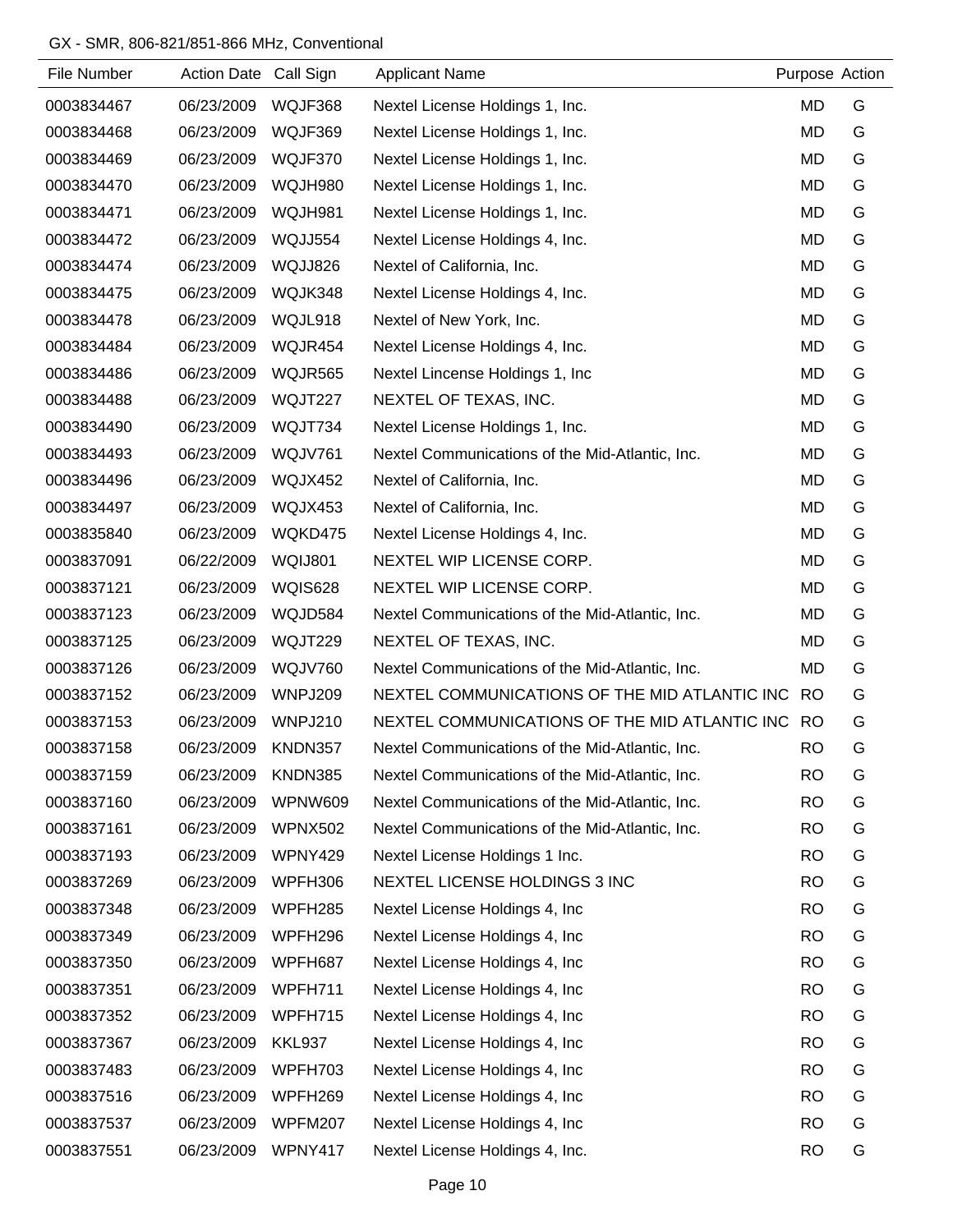GX - SMR, 806-821/851-866 MHz, Conventional

| File Number | Action Date | Call Sign | Applicant Name | Purpose | Action |
|---|---|---|---|---|---|
| 0003834467 | 06/23/2009 | WQJF368 | Nextel License Holdings 1, Inc. | MD | G |
| 0003834468 | 06/23/2009 | WQJF369 | Nextel License Holdings 1, Inc. | MD | G |
| 0003834469 | 06/23/2009 | WQJF370 | Nextel License Holdings 1, Inc. | MD | G |
| 0003834470 | 06/23/2009 | WQJH980 | Nextel License Holdings 1, Inc. | MD | G |
| 0003834471 | 06/23/2009 | WQJH981 | Nextel License Holdings 1, Inc. | MD | G |
| 0003834472 | 06/23/2009 | WQJJ554 | Nextel License Holdings 4, Inc. | MD | G |
| 0003834474 | 06/23/2009 | WQJJ826 | Nextel of California, Inc. | MD | G |
| 0003834475 | 06/23/2009 | WQJK348 | Nextel License Holdings 4, Inc. | MD | G |
| 0003834478 | 06/23/2009 | WQJL918 | Nextel of New York, Inc. | MD | G |
| 0003834484 | 06/23/2009 | WQJR454 | Nextel License Holdings 4, Inc. | MD | G |
| 0003834486 | 06/23/2009 | WQJR565 | Nextel Lincense Holdings 1, Inc | MD | G |
| 0003834488 | 06/23/2009 | WQJT227 | NEXTEL OF TEXAS, INC. | MD | G |
| 0003834490 | 06/23/2009 | WQJT734 | Nextel License Holdings 1, Inc. | MD | G |
| 0003834493 | 06/23/2009 | WQJV761 | Nextel Communications of the Mid-Atlantic, Inc. | MD | G |
| 0003834496 | 06/23/2009 | WQJX452 | Nextel of California, Inc. | MD | G |
| 0003834497 | 06/23/2009 | WQJX453 | Nextel of California, Inc. | MD | G |
| 0003835840 | 06/23/2009 | WQKD475 | Nextel License Holdings 4, Inc. | MD | G |
| 0003837091 | 06/22/2009 | WQIJ801 | NEXTEL WIP LICENSE CORP. | MD | G |
| 0003837121 | 06/23/2009 | WQIS628 | NEXTEL WIP LICENSE CORP. | MD | G |
| 0003837123 | 06/23/2009 | WQJD584 | Nextel Communications of the Mid-Atlantic, Inc. | MD | G |
| 0003837125 | 06/23/2009 | WQJT229 | NEXTEL OF TEXAS, INC. | MD | G |
| 0003837126 | 06/23/2009 | WQJV760 | Nextel Communications of the Mid-Atlantic, Inc. | MD | G |
| 0003837152 | 06/23/2009 | WNPJ209 | NEXTEL COMMUNICATIONS OF THE MID ATLANTIC INC | RO | G |
| 0003837153 | 06/23/2009 | WNPJ210 | NEXTEL COMMUNICATIONS OF THE MID ATLANTIC INC | RO | G |
| 0003837158 | 06/23/2009 | KNDN357 | Nextel Communications of the Mid-Atlantic, Inc. | RO | G |
| 0003837159 | 06/23/2009 | KNDN385 | Nextel Communications of the Mid-Atlantic, Inc. | RO | G |
| 0003837160 | 06/23/2009 | WPNW609 | Nextel Communications of the Mid-Atlantic, Inc. | RO | G |
| 0003837161 | 06/23/2009 | WPNX502 | Nextel Communications of the Mid-Atlantic, Inc. | RO | G |
| 0003837193 | 06/23/2009 | WPNY429 | Nextel License Holdings 1 Inc. | RO | G |
| 0003837269 | 06/23/2009 | WPFH306 | NEXTEL LICENSE HOLDINGS 3 INC | RO | G |
| 0003837348 | 06/23/2009 | WPFH285 | Nextel License Holdings 4, Inc | RO | G |
| 0003837349 | 06/23/2009 | WPFH296 | Nextel License Holdings 4, Inc | RO | G |
| 0003837350 | 06/23/2009 | WPFH687 | Nextel License Holdings 4, Inc | RO | G |
| 0003837351 | 06/23/2009 | WPFH711 | Nextel License Holdings 4, Inc | RO | G |
| 0003837352 | 06/23/2009 | WPFH715 | Nextel License Holdings 4, Inc | RO | G |
| 0003837367 | 06/23/2009 | KKL937 | Nextel License Holdings 4, Inc | RO | G |
| 0003837483 | 06/23/2009 | WPFH703 | Nextel License Holdings 4, Inc | RO | G |
| 0003837516 | 06/23/2009 | WPFH269 | Nextel License Holdings 4, Inc | RO | G |
| 0003837537 | 06/23/2009 | WPFM207 | Nextel License Holdings 4, Inc | RO | G |
| 0003837551 | 06/23/2009 | WPNY417 | Nextel License Holdings 4, Inc. | RO | G |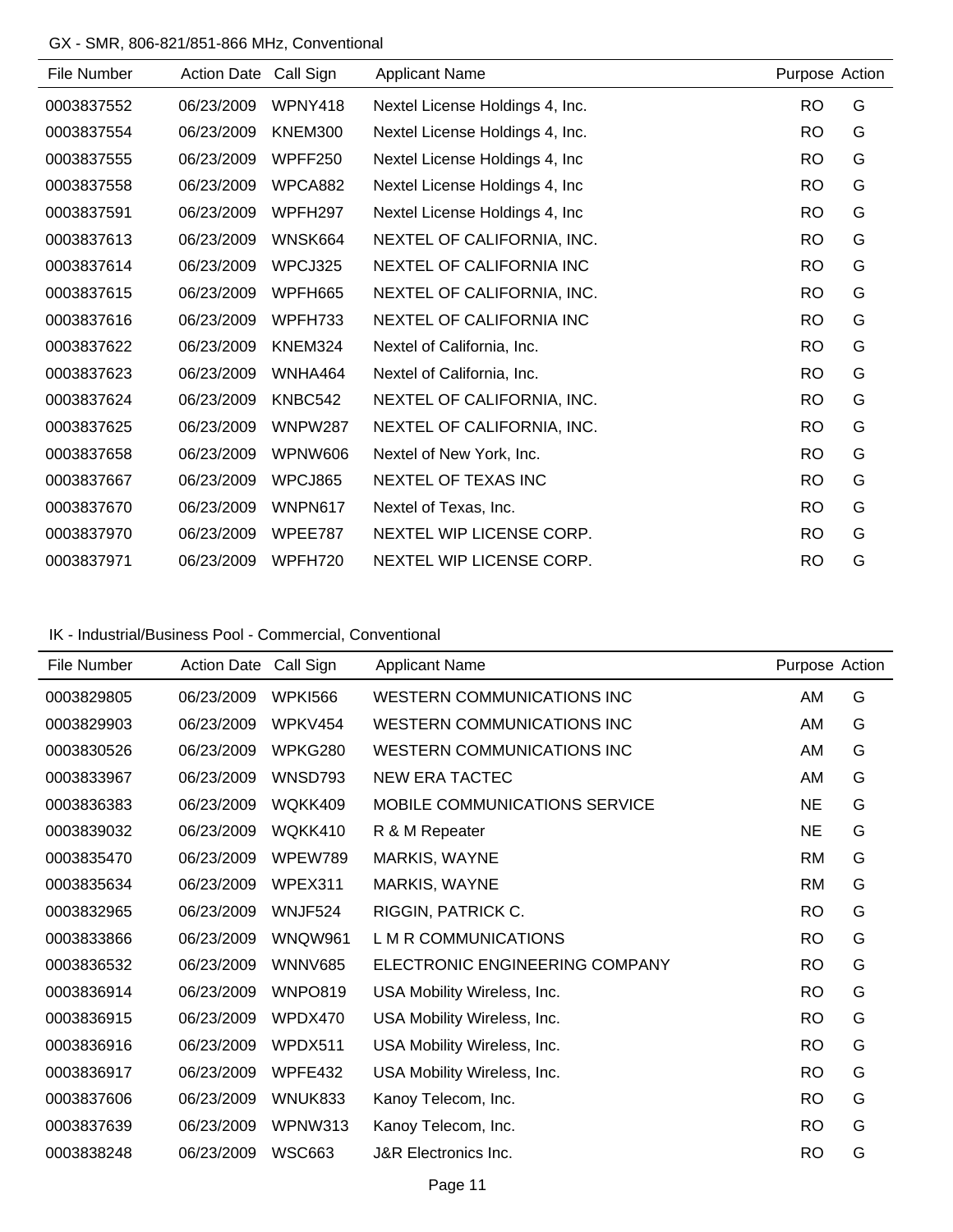GX - SMR, 806-821/851-866 MHz, Conventional

| File Number | Action Date | Call Sign | Applicant Name | Purpose | Action |
|---|---|---|---|---|---|
| 0003837552 | 06/23/2009 | WPNY418 | Nextel License Holdings 4, Inc. | RO | G |
| 0003837554 | 06/23/2009 | KNEM300 | Nextel License Holdings 4, Inc. | RO | G |
| 0003837555 | 06/23/2009 | WPFF250 | Nextel License Holdings 4, Inc | RO | G |
| 0003837558 | 06/23/2009 | WPCA882 | Nextel License Holdings 4, Inc | RO | G |
| 0003837591 | 06/23/2009 | WPFH297 | Nextel License Holdings 4, Inc | RO | G |
| 0003837613 | 06/23/2009 | WNSK664 | NEXTEL OF CALIFORNIA, INC. | RO | G |
| 0003837614 | 06/23/2009 | WPCJ325 | NEXTEL OF CALIFORNIA INC | RO | G |
| 0003837615 | 06/23/2009 | WPFH665 | NEXTEL OF CALIFORNIA, INC. | RO | G |
| 0003837616 | 06/23/2009 | WPFH733 | NEXTEL OF CALIFORNIA INC | RO | G |
| 0003837622 | 06/23/2009 | KNEM324 | Nextel of California, Inc. | RO | G |
| 0003837623 | 06/23/2009 | WNHA464 | Nextel of California, Inc. | RO | G |
| 0003837624 | 06/23/2009 | KNBC542 | NEXTEL OF CALIFORNIA, INC. | RO | G |
| 0003837625 | 06/23/2009 | WNPW287 | NEXTEL OF CALIFORNIA, INC. | RO | G |
| 0003837658 | 06/23/2009 | WPNW606 | Nextel of New York, Inc. | RO | G |
| 0003837667 | 06/23/2009 | WPCJ865 | NEXTEL OF TEXAS INC | RO | G |
| 0003837670 | 06/23/2009 | WNPN617 | Nextel of Texas, Inc. | RO | G |
| 0003837970 | 06/23/2009 | WPEE787 | NEXTEL WIP LICENSE CORP. | RO | G |
| 0003837971 | 06/23/2009 | WPFH720 | NEXTEL WIP LICENSE CORP. | RO | G |

IK - Industrial/Business Pool - Commercial, Conventional

| File Number | Action Date | Call Sign | Applicant Name | Purpose | Action |
|---|---|---|---|---|---|
| 0003829805 | 06/23/2009 | WPKI566 | WESTERN COMMUNICATIONS INC | AM | G |
| 0003829903 | 06/23/2009 | WPKV454 | WESTERN COMMUNICATIONS INC | AM | G |
| 0003830526 | 06/23/2009 | WPKG280 | WESTERN COMMUNICATIONS INC | AM | G |
| 0003833967 | 06/23/2009 | WNSD793 | NEW ERA TACTEC | AM | G |
| 0003836383 | 06/23/2009 | WQKK409 | MOBILE COMMUNICATIONS SERVICE | NE | G |
| 0003839032 | 06/23/2009 | WQKK410 | R & M Repeater | NE | G |
| 0003835470 | 06/23/2009 | WPEW789 | MARKIS, WAYNE | RM | G |
| 0003835634 | 06/23/2009 | WPEX311 | MARKIS, WAYNE | RM | G |
| 0003832965 | 06/23/2009 | WNJF524 | RIGGIN, PATRICK C. | RO | G |
| 0003833866 | 06/23/2009 | WNQW961 | L M R COMMUNICATIONS | RO | G |
| 0003836532 | 06/23/2009 | WNNV685 | ELECTRONIC ENGINEERING COMPANY | RO | G |
| 0003836914 | 06/23/2009 | WNPO819 | USA Mobility Wireless, Inc. | RO | G |
| 0003836915 | 06/23/2009 | WPDX470 | USA Mobility Wireless, Inc. | RO | G |
| 0003836916 | 06/23/2009 | WPDX511 | USA Mobility Wireless, Inc. | RO | G |
| 0003836917 | 06/23/2009 | WPFE432 | USA Mobility Wireless, Inc. | RO | G |
| 0003837606 | 06/23/2009 | WNUK833 | Kanoy Telecom, Inc. | RO | G |
| 0003837639 | 06/23/2009 | WPNW313 | Kanoy Telecom, Inc. | RO | G |
| 0003838248 | 06/23/2009 | WSC663 | J&R Electronics Inc. | RO | G |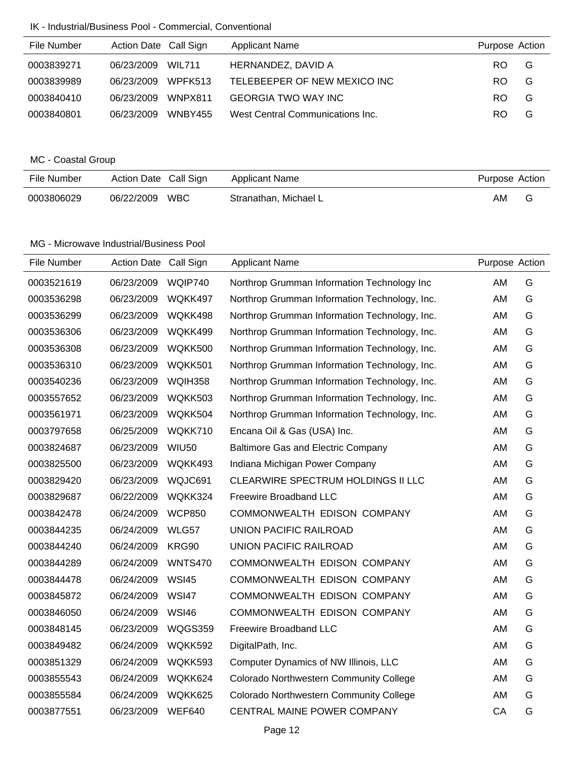IK - Industrial/Business Pool - Commercial, Conventional

| File Number | Action Date | Call Sign | Applicant Name | Purpose | Action |
|---|---|---|---|---|---|
| 0003839271 | 06/23/2009 | WIL711 | HERNANDEZ, DAVID A | RO | G |
| 0003839989 | 06/23/2009 | WPFK513 | TELEBEEPER OF NEW MEXICO INC | RO | G |
| 0003840410 | 06/23/2009 | WNPX811 | GEORGIA TWO WAY INC | RO | G |
| 0003840801 | 06/23/2009 | WNBY455 | West Central Communications Inc. | RO | G |

MC - Coastal Group

| File Number | Action Date | Call Sign | Applicant Name | Purpose | Action |
|---|---|---|---|---|---|
| 0003806029 | 06/22/2009 | WBC | Stranathan, Michael L | AM | G |

MG - Microwave Industrial/Business Pool

| File Number | Action Date | Call Sign | Applicant Name | Purpose | Action |
|---|---|---|---|---|---|
| 0003521619 | 06/23/2009 | WQIP740 | Northrop Grumman Information Technology Inc | AM | G |
| 0003536298 | 06/23/2009 | WQKK497 | Northrop Grumman Information Technology, Inc. | AM | G |
| 0003536299 | 06/23/2009 | WQKK498 | Northrop Grumman Information Technology, Inc. | AM | G |
| 0003536306 | 06/23/2009 | WQKK499 | Northrop Grumman Information Technology, Inc. | AM | G |
| 0003536308 | 06/23/2009 | WQKK500 | Northrop Grumman Information Technology, Inc. | AM | G |
| 0003536310 | 06/23/2009 | WQKK501 | Northrop Grumman Information Technology, Inc. | AM | G |
| 0003540236 | 06/23/2009 | WQIH358 | Northrop Grumman Information Technology, Inc. | AM | G |
| 0003557652 | 06/23/2009 | WQKK503 | Northrop Grumman Information Technology, Inc. | AM | G |
| 0003561971 | 06/23/2009 | WQKK504 | Northrop Grumman Information Technology, Inc. | AM | G |
| 0003797658 | 06/25/2009 | WQKK710 | Encana Oil & Gas (USA) Inc. | AM | G |
| 0003824687 | 06/23/2009 | WIU50 | Baltimore Gas and Electric Company | AM | G |
| 0003825500 | 06/23/2009 | WQKK493 | Indiana Michigan Power Company | AM | G |
| 0003829420 | 06/23/2009 | WQJC691 | CLEARWIRE SPECTRUM HOLDINGS II LLC | AM | G |
| 0003829687 | 06/22/2009 | WQKK324 | Freewire Broadband LLC | AM | G |
| 0003842478 | 06/24/2009 | WCP850 | COMMONWEALTH EDISON COMPANY | AM | G |
| 0003844235 | 06/24/2009 | WLG57 | UNION PACIFIC RAILROAD | AM | G |
| 0003844240 | 06/24/2009 | KRG90 | UNION PACIFIC RAILROAD | AM | G |
| 0003844289 | 06/24/2009 | WNTS470 | COMMONWEALTH EDISON COMPANY | AM | G |
| 0003844478 | 06/24/2009 | WSI45 | COMMONWEALTH EDISON COMPANY | AM | G |
| 0003845872 | 06/24/2009 | WSI47 | COMMONWEALTH EDISON COMPANY | AM | G |
| 0003846050 | 06/24/2009 | WSI46 | COMMONWEALTH EDISON COMPANY | AM | G |
| 0003848145 | 06/23/2009 | WQGS359 | Freewire Broadband LLC | AM | G |
| 0003849482 | 06/24/2009 | WQKK592 | DigitalPath, Inc. | AM | G |
| 0003851329 | 06/24/2009 | WQKK593 | Computer Dynamics of NW Illinois, LLC | AM | G |
| 0003855543 | 06/24/2009 | WQKK624 | Colorado Northwestern Community College | AM | G |
| 0003855584 | 06/24/2009 | WQKK625 | Colorado Northwestern Community College | AM | G |
| 0003877551 | 06/23/2009 | WEF640 | CENTRAL MAINE POWER COMPANY | CA | G |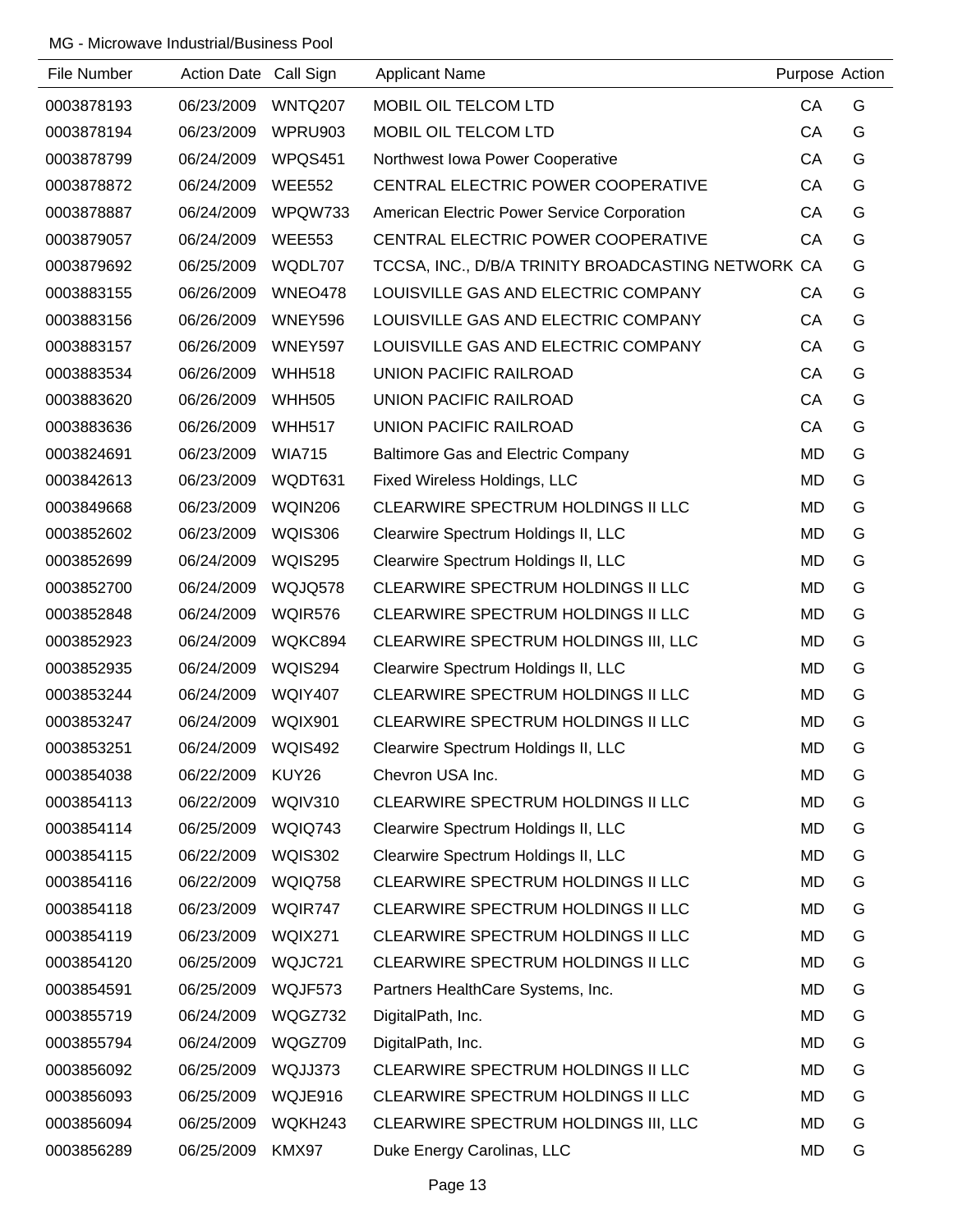MG - Microwave Industrial/Business Pool

| File Number | Action Date | Call Sign | Applicant Name | Purpose | Action |
|---|---|---|---|---|---|
| 0003878193 | 06/23/2009 | WNTQ207 | MOBIL OIL TELCOM LTD | CA | G |
| 0003878194 | 06/23/2009 | WPRU903 | MOBIL OIL TELCOM LTD | CA | G |
| 0003878799 | 06/24/2009 | WPQS451 | Northwest Iowa Power Cooperative | CA | G |
| 0003878872 | 06/24/2009 | WEE552 | CENTRAL ELECTRIC POWER COOPERATIVE | CA | G |
| 0003878887 | 06/24/2009 | WPQW733 | American Electric Power Service Corporation | CA | G |
| 0003879057 | 06/24/2009 | WEE553 | CENTRAL ELECTRIC POWER COOPERATIVE | CA | G |
| 0003879692 | 06/25/2009 | WQDL707 | TCCSA, INC., D/B/A TRINITY BROADCASTING NETWORK | CA | G |
| 0003883155 | 06/26/2009 | WNEO478 | LOUISVILLE GAS AND ELECTRIC COMPANY | CA | G |
| 0003883156 | 06/26/2009 | WNEY596 | LOUISVILLE GAS AND ELECTRIC COMPANY | CA | G |
| 0003883157 | 06/26/2009 | WNEY597 | LOUISVILLE GAS AND ELECTRIC COMPANY | CA | G |
| 0003883534 | 06/26/2009 | WHH518 | UNION PACIFIC RAILROAD | CA | G |
| 0003883620 | 06/26/2009 | WHH505 | UNION PACIFIC RAILROAD | CA | G |
| 0003883636 | 06/26/2009 | WHH517 | UNION PACIFIC RAILROAD | CA | G |
| 0003824691 | 06/23/2009 | WIA715 | Baltimore Gas and Electric Company | MD | G |
| 0003842613 | 06/23/2009 | WQDT631 | Fixed Wireless Holdings, LLC | MD | G |
| 0003849668 | 06/23/2009 | WQIN206 | CLEARWIRE SPECTRUM HOLDINGS II LLC | MD | G |
| 0003852602 | 06/23/2009 | WQIS306 | Clearwire Spectrum Holdings II, LLC | MD | G |
| 0003852699 | 06/24/2009 | WQIS295 | Clearwire Spectrum Holdings II, LLC | MD | G |
| 0003852700 | 06/24/2009 | WQJQ578 | CLEARWIRE SPECTRUM HOLDINGS II LLC | MD | G |
| 0003852848 | 06/24/2009 | WQIR576 | CLEARWIRE SPECTRUM HOLDINGS II LLC | MD | G |
| 0003852923 | 06/24/2009 | WQKC894 | CLEARWIRE SPECTRUM HOLDINGS III, LLC | MD | G |
| 0003852935 | 06/24/2009 | WQIS294 | Clearwire Spectrum Holdings II, LLC | MD | G |
| 0003853244 | 06/24/2009 | WQIY407 | CLEARWIRE SPECTRUM HOLDINGS II LLC | MD | G |
| 0003853247 | 06/24/2009 | WQIX901 | CLEARWIRE SPECTRUM HOLDINGS II LLC | MD | G |
| 0003853251 | 06/24/2009 | WQIS492 | Clearwire Spectrum Holdings II, LLC | MD | G |
| 0003854038 | 06/22/2009 | KUY26 | Chevron USA Inc. | MD | G |
| 0003854113 | 06/22/2009 | WQIV310 | CLEARWIRE SPECTRUM HOLDINGS II LLC | MD | G |
| 0003854114 | 06/25/2009 | WQIQ743 | Clearwire Spectrum Holdings II, LLC | MD | G |
| 0003854115 | 06/22/2009 | WQIS302 | Clearwire Spectrum Holdings II, LLC | MD | G |
| 0003854116 | 06/22/2009 | WQIQ758 | CLEARWIRE SPECTRUM HOLDINGS II LLC | MD | G |
| 0003854118 | 06/23/2009 | WQIR747 | CLEARWIRE SPECTRUM HOLDINGS II LLC | MD | G |
| 0003854119 | 06/23/2009 | WQIX271 | CLEARWIRE SPECTRUM HOLDINGS II LLC | MD | G |
| 0003854120 | 06/25/2009 | WQJC721 | CLEARWIRE SPECTRUM HOLDINGS II LLC | MD | G |
| 0003854591 | 06/25/2009 | WQJF573 | Partners HealthCare Systems, Inc. | MD | G |
| 0003855719 | 06/24/2009 | WQGZ732 | DigitalPath, Inc. | MD | G |
| 0003855794 | 06/24/2009 | WQGZ709 | DigitalPath, Inc. | MD | G |
| 0003856092 | 06/25/2009 | WQJJ373 | CLEARWIRE SPECTRUM HOLDINGS II LLC | MD | G |
| 0003856093 | 06/25/2009 | WQJE916 | CLEARWIRE SPECTRUM HOLDINGS II LLC | MD | G |
| 0003856094 | 06/25/2009 | WQKH243 | CLEARWIRE SPECTRUM HOLDINGS III, LLC | MD | G |
| 0003856289 | 06/25/2009 | KMX97 | Duke Energy Carolinas, LLC | MD | G |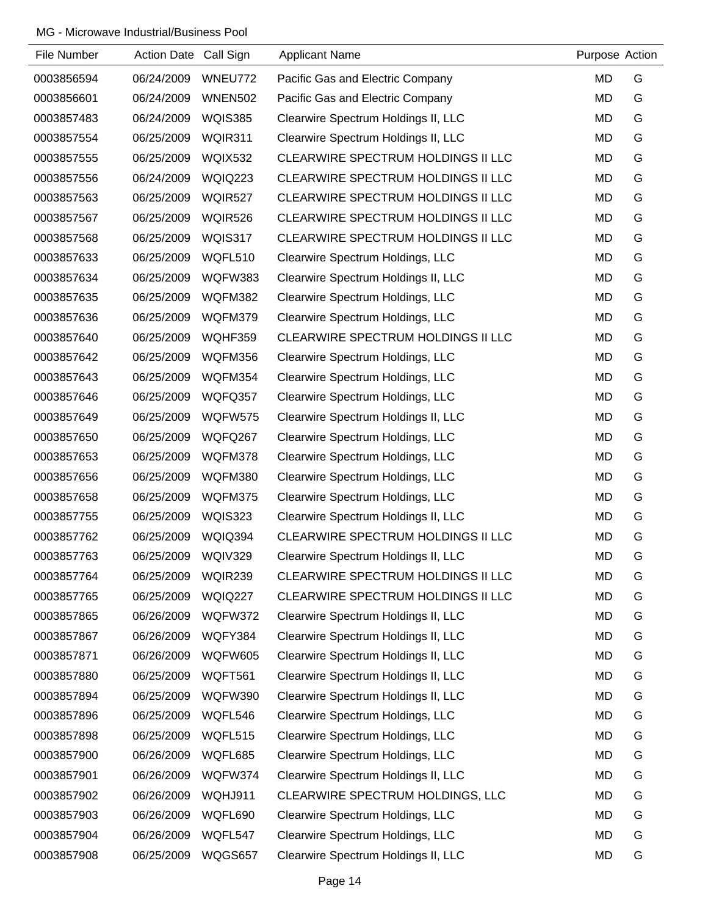MG - Microwave Industrial/Business Pool

| File Number | Action Date | Call Sign | Applicant Name | Purpose | Action |
|---|---|---|---|---|---|
| 0003856594 | 06/24/2009 | WNEU772 | Pacific Gas and Electric Company | MD | G |
| 0003856601 | 06/24/2009 | WNEN502 | Pacific Gas and Electric Company | MD | G |
| 0003857483 | 06/24/2009 | WQIS385 | Clearwire Spectrum Holdings II, LLC | MD | G |
| 0003857554 | 06/25/2009 | WQIR311 | Clearwire Spectrum Holdings II, LLC | MD | G |
| 0003857555 | 06/25/2009 | WQIX532 | CLEARWIRE SPECTRUM HOLDINGS II LLC | MD | G |
| 0003857556 | 06/24/2009 | WQIQ223 | CLEARWIRE SPECTRUM HOLDINGS II LLC | MD | G |
| 0003857563 | 06/25/2009 | WQIR527 | CLEARWIRE SPECTRUM HOLDINGS II LLC | MD | G |
| 0003857567 | 06/25/2009 | WQIR526 | CLEARWIRE SPECTRUM HOLDINGS II LLC | MD | G |
| 0003857568 | 06/25/2009 | WQIS317 | CLEARWIRE SPECTRUM HOLDINGS II LLC | MD | G |
| 0003857633 | 06/25/2009 | WQFL510 | Clearwire Spectrum Holdings, LLC | MD | G |
| 0003857634 | 06/25/2009 | WQFW383 | Clearwire Spectrum Holdings II, LLC | MD | G |
| 0003857635 | 06/25/2009 | WQFM382 | Clearwire Spectrum Holdings, LLC | MD | G |
| 0003857636 | 06/25/2009 | WQFM379 | Clearwire Spectrum Holdings, LLC | MD | G |
| 0003857640 | 06/25/2009 | WQHF359 | CLEARWIRE SPECTRUM HOLDINGS II LLC | MD | G |
| 0003857642 | 06/25/2009 | WQFM356 | Clearwire Spectrum Holdings, LLC | MD | G |
| 0003857643 | 06/25/2009 | WQFM354 | Clearwire Spectrum Holdings, LLC | MD | G |
| 0003857646 | 06/25/2009 | WQFQ357 | Clearwire Spectrum Holdings, LLC | MD | G |
| 0003857649 | 06/25/2009 | WQFW575 | Clearwire Spectrum Holdings II, LLC | MD | G |
| 0003857650 | 06/25/2009 | WQFQ267 | Clearwire Spectrum Holdings, LLC | MD | G |
| 0003857653 | 06/25/2009 | WQFM378 | Clearwire Spectrum Holdings, LLC | MD | G |
| 0003857656 | 06/25/2009 | WQFM380 | Clearwire Spectrum Holdings, LLC | MD | G |
| 0003857658 | 06/25/2009 | WQFM375 | Clearwire Spectrum Holdings, LLC | MD | G |
| 0003857755 | 06/25/2009 | WQIS323 | Clearwire Spectrum Holdings II, LLC | MD | G |
| 0003857762 | 06/25/2009 | WQIQ394 | CLEARWIRE SPECTRUM HOLDINGS II LLC | MD | G |
| 0003857763 | 06/25/2009 | WQIV329 | Clearwire Spectrum Holdings II, LLC | MD | G |
| 0003857764 | 06/25/2009 | WQIR239 | CLEARWIRE SPECTRUM HOLDINGS II LLC | MD | G |
| 0003857765 | 06/25/2009 | WQIQ227 | CLEARWIRE SPECTRUM HOLDINGS II LLC | MD | G |
| 0003857865 | 06/26/2009 | WQFW372 | Clearwire Spectrum Holdings II, LLC | MD | G |
| 0003857867 | 06/26/2009 | WQFY384 | Clearwire Spectrum Holdings II, LLC | MD | G |
| 0003857871 | 06/26/2009 | WQFW605 | Clearwire Spectrum Holdings II, LLC | MD | G |
| 0003857880 | 06/25/2009 | WQFT561 | Clearwire Spectrum Holdings II, LLC | MD | G |
| 0003857894 | 06/25/2009 | WQFW390 | Clearwire Spectrum Holdings II, LLC | MD | G |
| 0003857896 | 06/25/2009 | WQFL546 | Clearwire Spectrum Holdings, LLC | MD | G |
| 0003857898 | 06/25/2009 | WQFL515 | Clearwire Spectrum Holdings, LLC | MD | G |
| 0003857900 | 06/26/2009 | WQFL685 | Clearwire Spectrum Holdings, LLC | MD | G |
| 0003857901 | 06/26/2009 | WQFW374 | Clearwire Spectrum Holdings II, LLC | MD | G |
| 0003857902 | 06/26/2009 | WQHJ911 | CLEARWIRE SPECTRUM HOLDINGS, LLC | MD | G |
| 0003857903 | 06/26/2009 | WQFL690 | Clearwire Spectrum Holdings, LLC | MD | G |
| 0003857904 | 06/26/2009 | WQFL547 | Clearwire Spectrum Holdings, LLC | MD | G |
| 0003857908 | 06/25/2009 | WQGS657 | Clearwire Spectrum Holdings II, LLC | MD | G |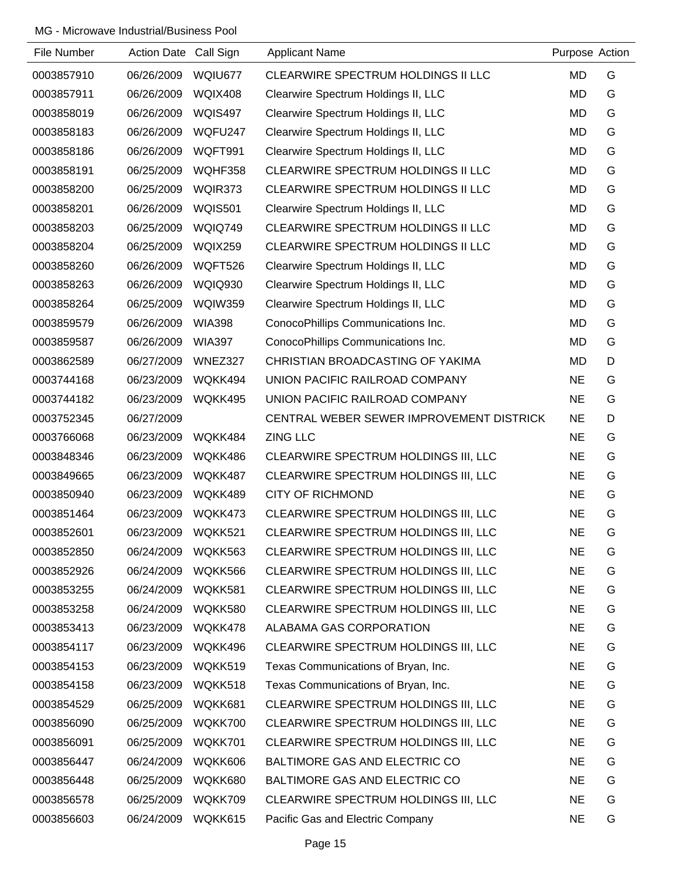MG - Microwave Industrial/Business Pool

| File Number | Action Date | Call Sign | Applicant Name | Purpose | Action |
|---|---|---|---|---|---|
| 0003857910 | 06/26/2009 | WQIU677 | CLEARWIRE SPECTRUM HOLDINGS II LLC | MD | G |
| 0003857911 | 06/26/2009 | WQIX408 | Clearwire Spectrum Holdings II, LLC | MD | G |
| 0003858019 | 06/26/2009 | WQIS497 | Clearwire Spectrum Holdings II, LLC | MD | G |
| 0003858183 | 06/26/2009 | WQFU247 | Clearwire Spectrum Holdings II, LLC | MD | G |
| 0003858186 | 06/26/2009 | WQFT991 | Clearwire Spectrum Holdings II, LLC | MD | G |
| 0003858191 | 06/25/2009 | WQHF358 | CLEARWIRE SPECTRUM HOLDINGS II LLC | MD | G |
| 0003858200 | 06/25/2009 | WQIR373 | CLEARWIRE SPECTRUM HOLDINGS II LLC | MD | G |
| 0003858201 | 06/26/2009 | WQIS501 | Clearwire Spectrum Holdings II, LLC | MD | G |
| 0003858203 | 06/25/2009 | WQIQ749 | CLEARWIRE SPECTRUM HOLDINGS II LLC | MD | G |
| 0003858204 | 06/25/2009 | WQIX259 | CLEARWIRE SPECTRUM HOLDINGS II LLC | MD | G |
| 0003858260 | 06/26/2009 | WQFT526 | Clearwire Spectrum Holdings II, LLC | MD | G |
| 0003858263 | 06/26/2009 | WQIQ930 | Clearwire Spectrum Holdings II, LLC | MD | G |
| 0003858264 | 06/25/2009 | WQIW359 | Clearwire Spectrum Holdings II, LLC | MD | G |
| 0003859579 | 06/26/2009 | WIA398 | ConocoPhillips Communications Inc. | MD | G |
| 0003859587 | 06/26/2009 | WIA397 | ConocoPhillips Communications Inc. | MD | G |
| 0003862589 | 06/27/2009 | WNEZ327 | CHRISTIAN BROADCASTING OF YAKIMA | MD | D |
| 0003744168 | 06/23/2009 | WQKK494 | UNION PACIFIC RAILROAD COMPANY | NE | G |
| 0003744182 | 06/23/2009 | WQKK495 | UNION PACIFIC RAILROAD COMPANY | NE | G |
| 0003752345 | 06/27/2009 | | CENTRAL WEBER SEWER IMPROVEMENT DISTRICK | NE | D |
| 0003766068 | 06/23/2009 | WQKK484 | ZING LLC | NE | G |
| 0003848346 | 06/23/2009 | WQKK486 | CLEARWIRE SPECTRUM HOLDINGS III, LLC | NE | G |
| 0003849665 | 06/23/2009 | WQKK487 | CLEARWIRE SPECTRUM HOLDINGS III, LLC | NE | G |
| 0003850940 | 06/23/2009 | WQKK489 | CITY OF RICHMOND | NE | G |
| 0003851464 | 06/23/2009 | WQKK473 | CLEARWIRE SPECTRUM HOLDINGS III, LLC | NE | G |
| 0003852601 | 06/23/2009 | WQKK521 | CLEARWIRE SPECTRUM HOLDINGS III, LLC | NE | G |
| 0003852850 | 06/24/2009 | WQKK563 | CLEARWIRE SPECTRUM HOLDINGS III, LLC | NE | G |
| 0003852926 | 06/24/2009 | WQKK566 | CLEARWIRE SPECTRUM HOLDINGS III, LLC | NE | G |
| 0003853255 | 06/24/2009 | WQKK581 | CLEARWIRE SPECTRUM HOLDINGS III, LLC | NE | G |
| 0003853258 | 06/24/2009 | WQKK580 | CLEARWIRE SPECTRUM HOLDINGS III, LLC | NE | G |
| 0003853413 | 06/23/2009 | WQKK478 | ALABAMA GAS CORPORATION | NE | G |
| 0003854117 | 06/23/2009 | WQKK496 | CLEARWIRE SPECTRUM HOLDINGS III, LLC | NE | G |
| 0003854153 | 06/23/2009 | WQKK519 | Texas Communications of Bryan, Inc. | NE | G |
| 0003854158 | 06/23/2009 | WQKK518 | Texas Communications of Bryan, Inc. | NE | G |
| 0003854529 | 06/25/2009 | WQKK681 | CLEARWIRE SPECTRUM HOLDINGS III, LLC | NE | G |
| 0003856090 | 06/25/2009 | WQKK700 | CLEARWIRE SPECTRUM HOLDINGS III, LLC | NE | G |
| 0003856091 | 06/25/2009 | WQKK701 | CLEARWIRE SPECTRUM HOLDINGS III, LLC | NE | G |
| 0003856447 | 06/24/2009 | WQKK606 | BALTIMORE GAS AND ELECTRIC CO | NE | G |
| 0003856448 | 06/25/2009 | WQKK680 | BALTIMORE GAS AND ELECTRIC CO | NE | G |
| 0003856578 | 06/25/2009 | WQKK709 | CLEARWIRE SPECTRUM HOLDINGS III, LLC | NE | G |
| 0003856603 | 06/24/2009 | WQKK615 | Pacific Gas and Electric Company | NE | G |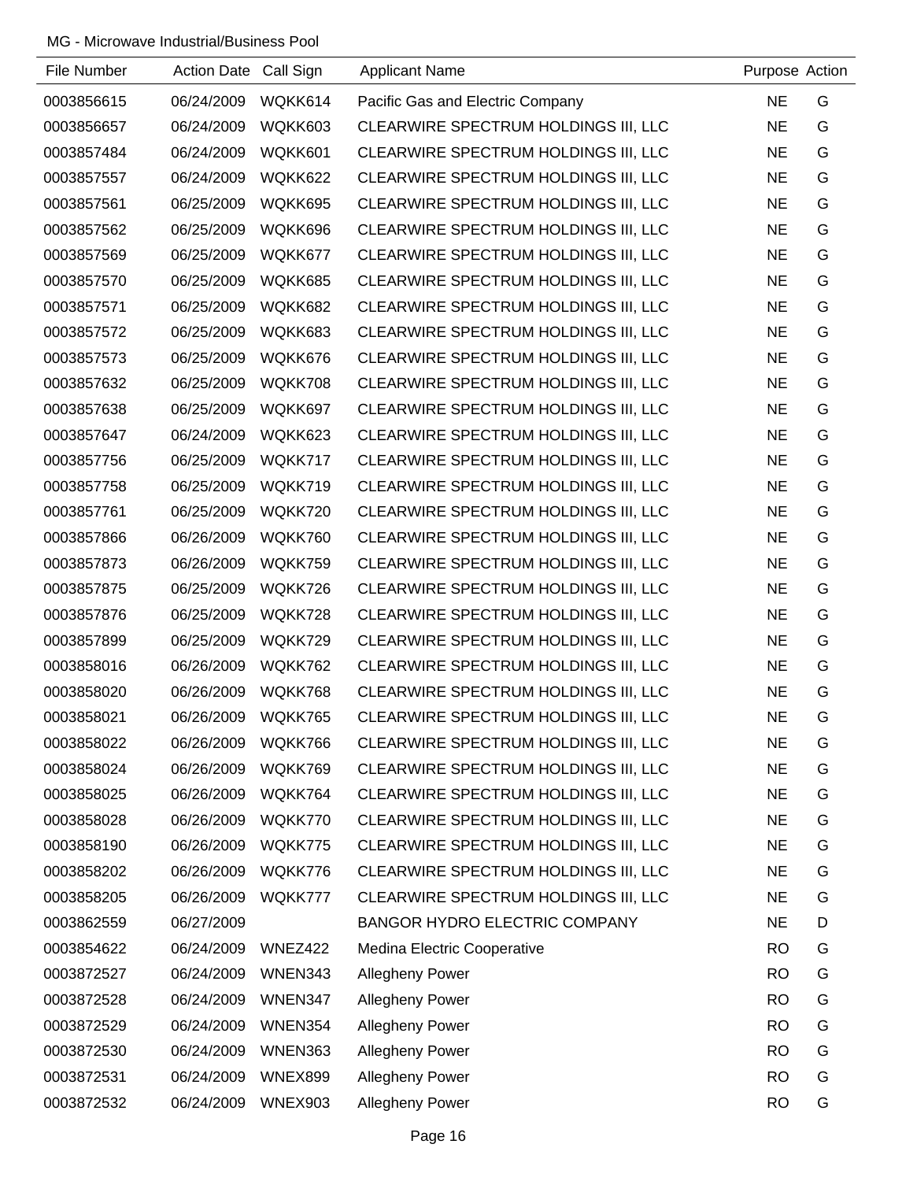MG - Microwave Industrial/Business Pool

| File Number | Action Date | Call Sign | Applicant Name | Purpose | Action |
|---|---|---|---|---|---|
| 0003856615 | 06/24/2009 | WQKK614 | Pacific Gas and Electric Company | NE | G |
| 0003856657 | 06/24/2009 | WQKK603 | CLEARWIRE SPECTRUM HOLDINGS III, LLC | NE | G |
| 0003857484 | 06/24/2009 | WQKK601 | CLEARWIRE SPECTRUM HOLDINGS III, LLC | NE | G |
| 0003857557 | 06/24/2009 | WQKK622 | CLEARWIRE SPECTRUM HOLDINGS III, LLC | NE | G |
| 0003857561 | 06/25/2009 | WQKK695 | CLEARWIRE SPECTRUM HOLDINGS III, LLC | NE | G |
| 0003857562 | 06/25/2009 | WQKK696 | CLEARWIRE SPECTRUM HOLDINGS III, LLC | NE | G |
| 0003857569 | 06/25/2009 | WQKK677 | CLEARWIRE SPECTRUM HOLDINGS III, LLC | NE | G |
| 0003857570 | 06/25/2009 | WQKK685 | CLEARWIRE SPECTRUM HOLDINGS III, LLC | NE | G |
| 0003857571 | 06/25/2009 | WQKK682 | CLEARWIRE SPECTRUM HOLDINGS III, LLC | NE | G |
| 0003857572 | 06/25/2009 | WQKK683 | CLEARWIRE SPECTRUM HOLDINGS III, LLC | NE | G |
| 0003857573 | 06/25/2009 | WQKK676 | CLEARWIRE SPECTRUM HOLDINGS III, LLC | NE | G |
| 0003857632 | 06/25/2009 | WQKK708 | CLEARWIRE SPECTRUM HOLDINGS III, LLC | NE | G |
| 0003857638 | 06/25/2009 | WQKK697 | CLEARWIRE SPECTRUM HOLDINGS III, LLC | NE | G |
| 0003857647 | 06/24/2009 | WQKK623 | CLEARWIRE SPECTRUM HOLDINGS III, LLC | NE | G |
| 0003857756 | 06/25/2009 | WQKK717 | CLEARWIRE SPECTRUM HOLDINGS III, LLC | NE | G |
| 0003857758 | 06/25/2009 | WQKK719 | CLEARWIRE SPECTRUM HOLDINGS III, LLC | NE | G |
| 0003857761 | 06/25/2009 | WQKK720 | CLEARWIRE SPECTRUM HOLDINGS III, LLC | NE | G |
| 0003857866 | 06/26/2009 | WQKK760 | CLEARWIRE SPECTRUM HOLDINGS III, LLC | NE | G |
| 0003857873 | 06/26/2009 | WQKK759 | CLEARWIRE SPECTRUM HOLDINGS III, LLC | NE | G |
| 0003857875 | 06/25/2009 | WQKK726 | CLEARWIRE SPECTRUM HOLDINGS III, LLC | NE | G |
| 0003857876 | 06/25/2009 | WQKK728 | CLEARWIRE SPECTRUM HOLDINGS III, LLC | NE | G |
| 0003857899 | 06/25/2009 | WQKK729 | CLEARWIRE SPECTRUM HOLDINGS III, LLC | NE | G |
| 0003858016 | 06/26/2009 | WQKK762 | CLEARWIRE SPECTRUM HOLDINGS III, LLC | NE | G |
| 0003858020 | 06/26/2009 | WQKK768 | CLEARWIRE SPECTRUM HOLDINGS III, LLC | NE | G |
| 0003858021 | 06/26/2009 | WQKK765 | CLEARWIRE SPECTRUM HOLDINGS III, LLC | NE | G |
| 0003858022 | 06/26/2009 | WQKK766 | CLEARWIRE SPECTRUM HOLDINGS III, LLC | NE | G |
| 0003858024 | 06/26/2009 | WQKK769 | CLEARWIRE SPECTRUM HOLDINGS III, LLC | NE | G |
| 0003858025 | 06/26/2009 | WQKK764 | CLEARWIRE SPECTRUM HOLDINGS III, LLC | NE | G |
| 0003858028 | 06/26/2009 | WQKK770 | CLEARWIRE SPECTRUM HOLDINGS III, LLC | NE | G |
| 0003858190 | 06/26/2009 | WQKK775 | CLEARWIRE SPECTRUM HOLDINGS III, LLC | NE | G |
| 0003858202 | 06/26/2009 | WQKK776 | CLEARWIRE SPECTRUM HOLDINGS III, LLC | NE | G |
| 0003858205 | 06/26/2009 | WQKK777 | CLEARWIRE SPECTRUM HOLDINGS III, LLC | NE | G |
| 0003862559 | 06/27/2009 | | BANGOR HYDRO ELECTRIC COMPANY | NE | D |
| 0003854622 | 06/24/2009 | WNEZ422 | Medina Electric Cooperative | RO | G |
| 0003872527 | 06/24/2009 | WNEN343 | Allegheny Power | RO | G |
| 0003872528 | 06/24/2009 | WNEN347 | Allegheny Power | RO | G |
| 0003872529 | 06/24/2009 | WNEN354 | Allegheny Power | RO | G |
| 0003872530 | 06/24/2009 | WNEN363 | Allegheny Power | RO | G |
| 0003872531 | 06/24/2009 | WNEX899 | Allegheny Power | RO | G |
| 0003872532 | 06/24/2009 | WNEX903 | Allegheny Power | RO | G |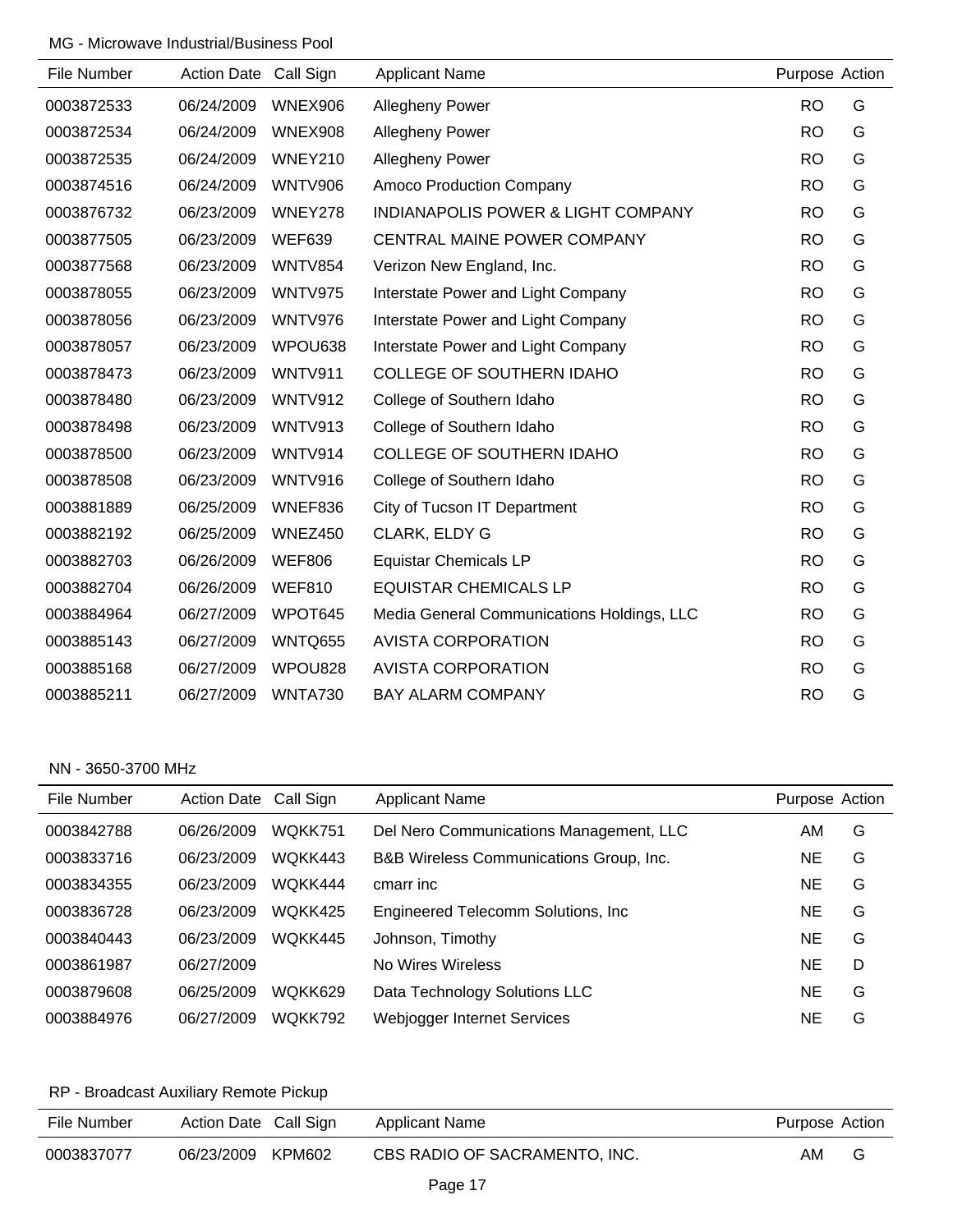MG - Microwave Industrial/Business Pool

| File Number | Action Date | Call Sign | Applicant Name | Purpose | Action |
|---|---|---|---|---|---|
| 0003872533 | 06/24/2009 | WNEX906 | Allegheny Power | RO | G |
| 0003872534 | 06/24/2009 | WNEX908 | Allegheny Power | RO | G |
| 0003872535 | 06/24/2009 | WNEY210 | Allegheny Power | RO | G |
| 0003874516 | 06/24/2009 | WNTV906 | Amoco Production Company | RO | G |
| 0003876732 | 06/23/2009 | WNEY278 | INDIANAPOLIS POWER & LIGHT COMPANY | RO | G |
| 0003877505 | 06/23/2009 | WEF639 | CENTRAL MAINE POWER COMPANY | RO | G |
| 0003877568 | 06/23/2009 | WNTV854 | Verizon New England, Inc. | RO | G |
| 0003878055 | 06/23/2009 | WNTV975 | Interstate Power and Light Company | RO | G |
| 0003878056 | 06/23/2009 | WNTV976 | Interstate Power and Light Company | RO | G |
| 0003878057 | 06/23/2009 | WPOU638 | Interstate Power and Light Company | RO | G |
| 0003878473 | 06/23/2009 | WNTV911 | COLLEGE OF SOUTHERN IDAHO | RO | G |
| 0003878480 | 06/23/2009 | WNTV912 | College of Southern Idaho | RO | G |
| 0003878498 | 06/23/2009 | WNTV913 | College of Southern Idaho | RO | G |
| 0003878500 | 06/23/2009 | WNTV914 | COLLEGE OF SOUTHERN IDAHO | RO | G |
| 0003878508 | 06/23/2009 | WNTV916 | College of Southern Idaho | RO | G |
| 0003881889 | 06/25/2009 | WNEF836 | City of Tucson IT Department | RO | G |
| 0003882192 | 06/25/2009 | WNEZ450 | CLARK, ELDY G | RO | G |
| 0003882703 | 06/26/2009 | WEF806 | Equistar Chemicals LP | RO | G |
| 0003882704 | 06/26/2009 | WEF810 | EQUISTAR CHEMICALS LP | RO | G |
| 0003884964 | 06/27/2009 | WPOT645 | Media General Communications Holdings, LLC | RO | G |
| 0003885143 | 06/27/2009 | WNTQ655 | AVISTA CORPORATION | RO | G |
| 0003885168 | 06/27/2009 | WPOU828 | AVISTA CORPORATION | RO | G |
| 0003885211 | 06/27/2009 | WNTA730 | BAY ALARM COMPANY | RO | G |

NN - 3650-3700 MHz

| File Number | Action Date | Call Sign | Applicant Name | Purpose | Action |
|---|---|---|---|---|---|
| 0003842788 | 06/26/2009 | WQKK751 | Del Nero Communications Management, LLC | AM | G |
| 0003833716 | 06/23/2009 | WQKK443 | B&B Wireless Communications Group, Inc. | NE | G |
| 0003834355 | 06/23/2009 | WQKK444 | cmarr inc | NE | G |
| 0003836728 | 06/23/2009 | WQKK425 | Engineered Telecomm Solutions, Inc | NE | G |
| 0003840443 | 06/23/2009 | WQKK445 | Johnson, Timothy | NE | G |
| 0003861987 | 06/27/2009 | | No Wires Wireless | NE | D |
| 0003879608 | 06/25/2009 | WQKK629 | Data Technology Solutions LLC | NE | G |
| 0003884976 | 06/27/2009 | WQKK792 | Webjogger Internet Services | NE | G |

RP - Broadcast Auxiliary Remote Pickup

| File Number | Action Date | Call Sign | Applicant Name | Purpose | Action |
|---|---|---|---|---|---|
| 0003837077 | 06/23/2009 | KPM602 | CBS RADIO OF SACRAMENTO, INC. | AM | G |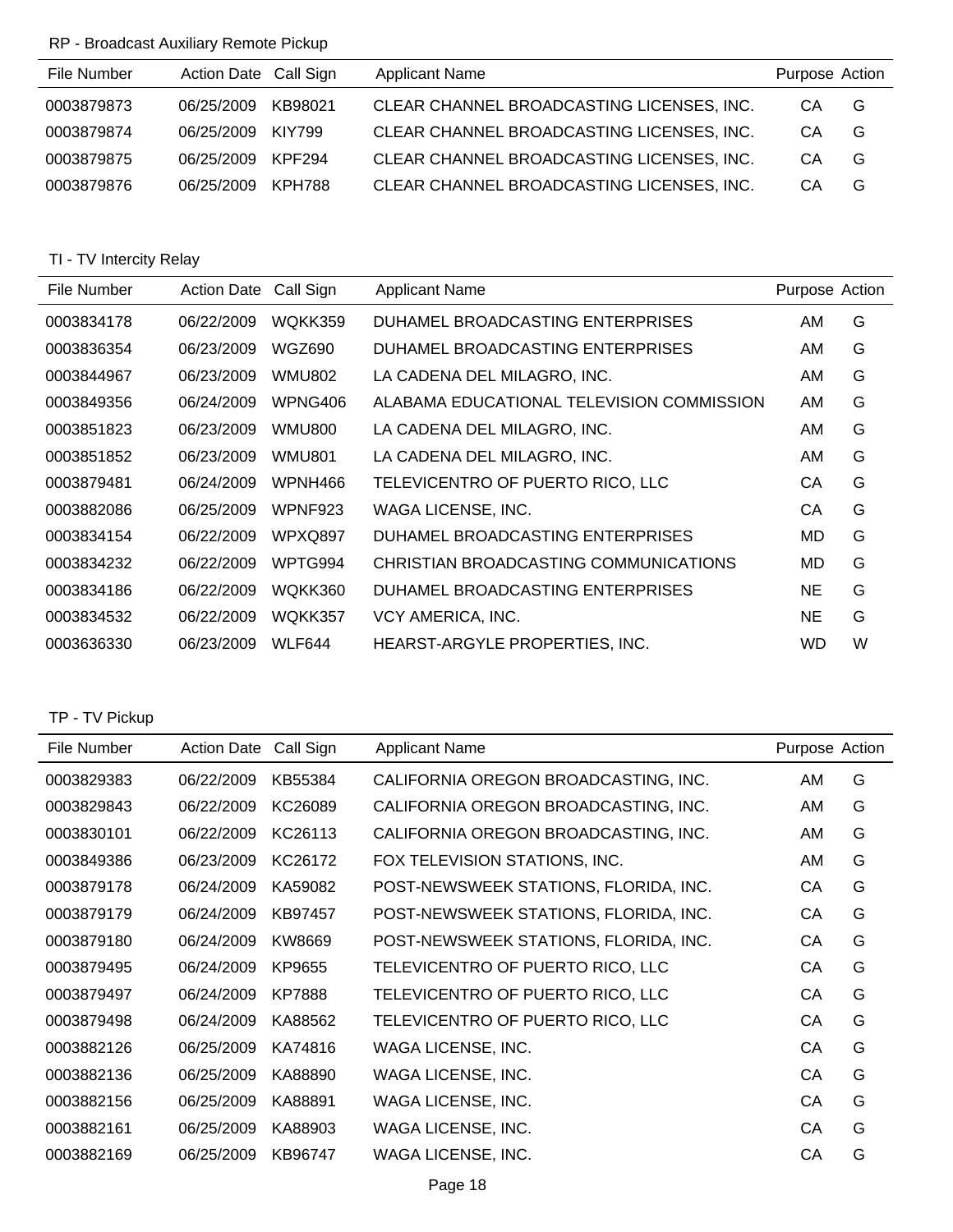## RP - Broadcast Auxiliary Remote Pickup

| File Number | Action Date | Call Sign | Applicant Name | Purpose | Action |
|---|---|---|---|---|---|
| 0003879873 | 06/25/2009 | KB98021 | CLEAR CHANNEL BROADCASTING LICENSES, INC. | CA | G |
| 0003879874 | 06/25/2009 | KIY799 | CLEAR CHANNEL BROADCASTING LICENSES, INC. | CA | G |
| 0003879875 | 06/25/2009 | KPF294 | CLEAR CHANNEL BROADCASTING LICENSES, INC. | CA | G |
| 0003879876 | 06/25/2009 | KPH788 | CLEAR CHANNEL BROADCASTING LICENSES, INC. | CA | G |

## TI - TV Intercity Relay

| File Number | Action Date | Call Sign | Applicant Name | Purpose | Action |
|---|---|---|---|---|---|
| 0003834178 | 06/22/2009 | WQKK359 | DUHAMEL BROADCASTING ENTERPRISES | AM | G |
| 0003836354 | 06/23/2009 | WGZ690 | DUHAMEL BROADCASTING ENTERPRISES | AM | G |
| 0003844967 | 06/23/2009 | WMU802 | LA CADENA DEL MILAGRO, INC. | AM | G |
| 0003849356 | 06/24/2009 | WPNG406 | ALABAMA EDUCATIONAL TELEVISION COMMISSION | AM | G |
| 0003851823 | 06/23/2009 | WMU800 | LA CADENA DEL MILAGRO, INC. | AM | G |
| 0003851852 | 06/23/2009 | WMU801 | LA CADENA DEL MILAGRO, INC. | AM | G |
| 0003879481 | 06/24/2009 | WPNH466 | TELEVICENTRO OF PUERTO RICO, LLC | CA | G |
| 0003882086 | 06/25/2009 | WPNF923 | WAGA LICENSE, INC. | CA | G |
| 0003834154 | 06/22/2009 | WPXQ897 | DUHAMEL BROADCASTING ENTERPRISES | MD | G |
| 0003834232 | 06/22/2009 | WPTG994 | CHRISTIAN BROADCASTING COMMUNICATIONS | MD | G |
| 0003834186 | 06/22/2009 | WQKK360 | DUHAMEL BROADCASTING ENTERPRISES | NE | G |
| 0003834532 | 06/22/2009 | WQKK357 | VCY AMERICA, INC. | NE | G |
| 0003636330 | 06/23/2009 | WLF644 | HEARST-ARGYLE PROPERTIES, INC. | WD | W |

## TP - TV Pickup

| File Number | Action Date | Call Sign | Applicant Name | Purpose | Action |
|---|---|---|---|---|---|
| 0003829383 | 06/22/2009 | KB55384 | CALIFORNIA OREGON BROADCASTING, INC. | AM | G |
| 0003829843 | 06/22/2009 | KC26089 | CALIFORNIA OREGON BROADCASTING, INC. | AM | G |
| 0003830101 | 06/22/2009 | KC26113 | CALIFORNIA OREGON BROADCASTING, INC. | AM | G |
| 0003849386 | 06/23/2009 | KC26172 | FOX TELEVISION STATIONS, INC. | AM | G |
| 0003879178 | 06/24/2009 | KA59082 | POST-NEWSWEEK STATIONS, FLORIDA, INC. | CA | G |
| 0003879179 | 06/24/2009 | KB97457 | POST-NEWSWEEK STATIONS, FLORIDA, INC. | CA | G |
| 0003879180 | 06/24/2009 | KW8669 | POST-NEWSWEEK STATIONS, FLORIDA, INC. | CA | G |
| 0003879495 | 06/24/2009 | KP9655 | TELEVICENTRO OF PUERTO RICO, LLC | CA | G |
| 0003879497 | 06/24/2009 | KP7888 | TELEVICENTRO OF PUERTO RICO, LLC | CA | G |
| 0003879498 | 06/24/2009 | KA88562 | TELEVICENTRO OF PUERTO RICO, LLC | CA | G |
| 0003882126 | 06/25/2009 | KA74816 | WAGA LICENSE, INC. | CA | G |
| 0003882136 | 06/25/2009 | KA88890 | WAGA LICENSE, INC. | CA | G |
| 0003882156 | 06/25/2009 | KA88891 | WAGA LICENSE, INC. | CA | G |
| 0003882161 | 06/25/2009 | KA88903 | WAGA LICENSE, INC. | CA | G |
| 0003882169 | 06/25/2009 | KB96747 | WAGA LICENSE, INC. | CA | G |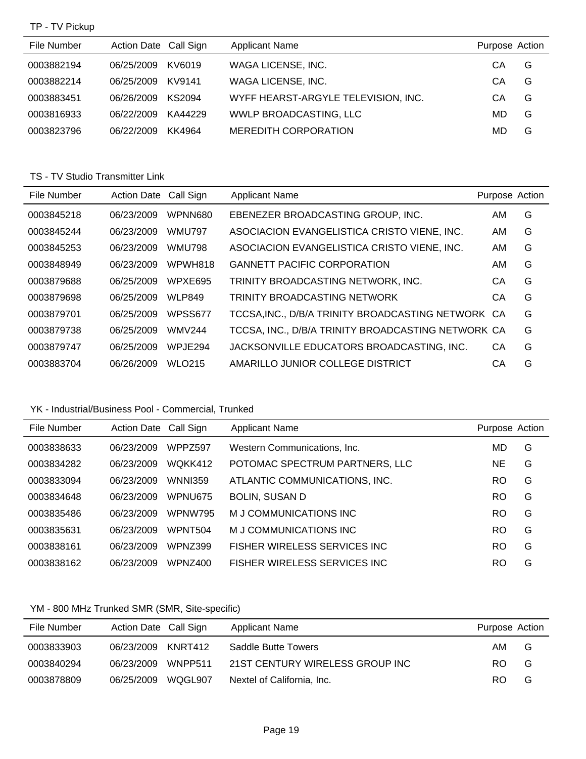### TP - TV Pickup

| File Number | Action Date | Call Sign | Applicant Name | Purpose | Action |
|---|---|---|---|---|---|
| 0003882194 | 06/25/2009 | KV6019 | WAGA LICENSE, INC. | CA | G |
| 0003882214 | 06/25/2009 | KV9141 | WAGA LICENSE, INC. | CA | G |
| 0003883451 | 06/26/2009 | KS2094 | WYFF HEARST-ARGYLE TELEVISION, INC. | CA | G |
| 0003816933 | 06/22/2009 | KA44229 | WWLP BROADCASTING, LLC | MD | G |
| 0003823796 | 06/22/2009 | KK4964 | MEREDITH CORPORATION | MD | G |

### TS - TV Studio Transmitter Link

| File Number | Action Date | Call Sign | Applicant Name | Purpose | Action |
|---|---|---|---|---|---|
| 0003845218 | 06/23/2009 | WPNN680 | EBENEZER BROADCASTING GROUP, INC. | AM | G |
| 0003845244 | 06/23/2009 | WMU797 | ASOCIACION EVANGELISTICA CRISTO VIENE, INC. | AM | G |
| 0003845253 | 06/23/2009 | WMU798 | ASOCIACION EVANGELISTICA CRISTO VIENE, INC. | AM | G |
| 0003848949 | 06/23/2009 | WPWH818 | GANNETT PACIFIC CORPORATION | AM | G |
| 0003879688 | 06/25/2009 | WPXE695 | TRINITY BROADCASTING NETWORK, INC. | CA | G |
| 0003879698 | 06/25/2009 | WLP849 | TRINITY BROADCASTING NETWORK | CA | G |
| 0003879701 | 06/25/2009 | WPSS677 | TCCSA,INC., D/B/A TRINITY BROADCASTING NETWORK | CA | G |
| 0003879738 | 06/25/2009 | WMV244 | TCCSA, INC., D/B/A TRINITY BROADCASTING NETWORK | CA | G |
| 0003879747 | 06/25/2009 | WPJE294 | JACKSONVILLE EDUCATORS BROADCASTING, INC. | CA | G |
| 0003883704 | 06/26/2009 | WLO215 | AMARILLO JUNIOR COLLEGE DISTRICT | CA | G |

### YK - Industrial/Business Pool - Commercial, Trunked

| File Number | Action Date | Call Sign | Applicant Name | Purpose | Action |
|---|---|---|---|---|---|
| 0003838633 | 06/23/2009 | WPPZ597 | Western Communications, Inc. | MD | G |
| 0003834282 | 06/23/2009 | WQKK412 | POTOMAC SPECTRUM PARTNERS, LLC | NE | G |
| 0003833094 | 06/23/2009 | WNNI359 | ATLANTIC COMMUNICATIONS, INC. | RO | G |
| 0003834648 | 06/23/2009 | WPNU675 | BOLIN, SUSAN D | RO | G |
| 0003835486 | 06/23/2009 | WPNW795 | M J COMMUNICATIONS INC | RO | G |
| 0003835631 | 06/23/2009 | WPNT504 | M J COMMUNICATIONS INC | RO | G |
| 0003838161 | 06/23/2009 | WPNZ399 | FISHER WIRELESS SERVICES INC | RO | G |
| 0003838162 | 06/23/2009 | WPNZ400 | FISHER WIRELESS SERVICES INC | RO | G |

### YM - 800 MHz Trunked SMR (SMR, Site-specific)

| File Number | Action Date | Call Sign | Applicant Name | Purpose | Action |
|---|---|---|---|---|---|
| 0003833903 | 06/23/2009 | KNRT412 | Saddle Butte Towers | AM | G |
| 0003840294 | 06/23/2009 | WNPP511 | 21ST CENTURY WIRELESS GROUP INC | RO | G |
| 0003878809 | 06/25/2009 | WQGL907 | Nextel of California, Inc. | RO | G |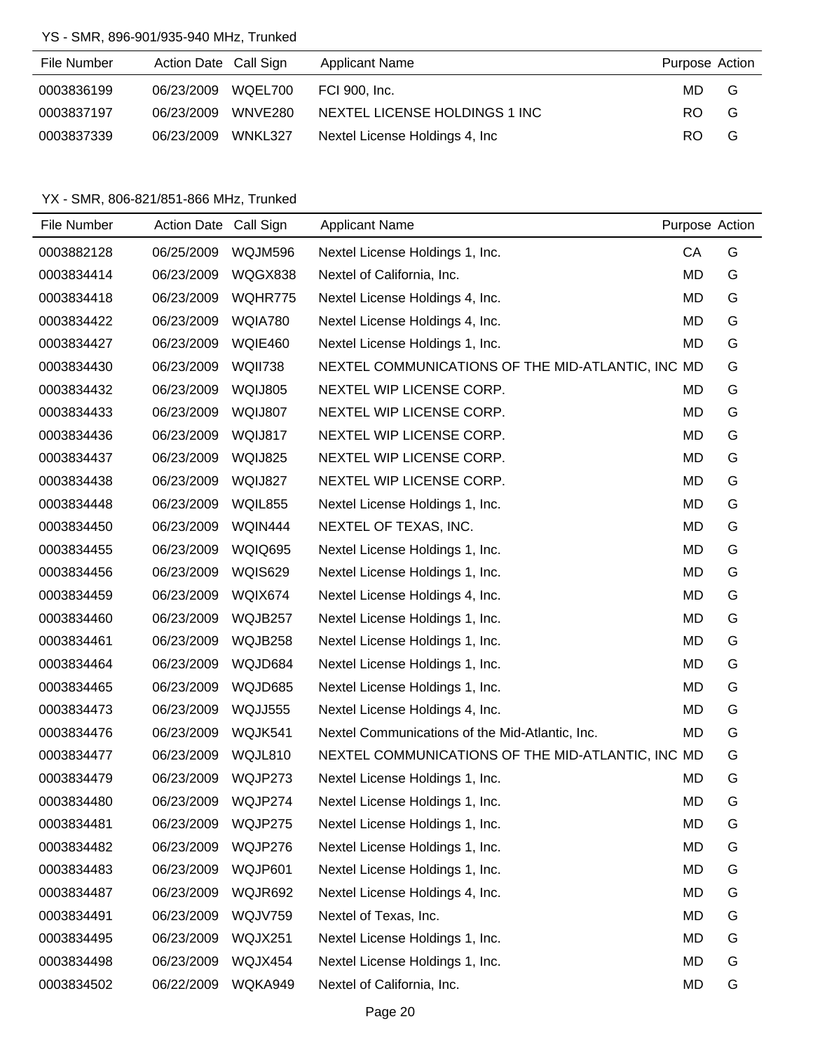YS - SMR, 896-901/935-940 MHz, Trunked

| File Number | Action Date | Call Sign | Applicant Name | Purpose | Action |
|---|---|---|---|---|---|
| 0003836199 | 06/23/2009 | WQEL700 | FCI 900, Inc. | MD | G |
| 0003837197 | 06/23/2009 | WNVE280 | NEXTEL LICENSE HOLDINGS 1 INC | RO | G |
| 0003837339 | 06/23/2009 | WNKL327 | Nextel License Holdings 4, Inc | RO | G |

YX - SMR, 806-821/851-866 MHz, Trunked

| File Number | Action Date | Call Sign | Applicant Name | Purpose | Action |
|---|---|---|---|---|---|
| 0003882128 | 06/25/2009 | WQJM596 | Nextel License Holdings 1, Inc. | CA | G |
| 0003834414 | 06/23/2009 | WQGX838 | Nextel of California, Inc. | MD | G |
| 0003834418 | 06/23/2009 | WQHR775 | Nextel License Holdings 4, Inc. | MD | G |
| 0003834422 | 06/23/2009 | WQIA780 | Nextel License Holdings 4, Inc. | MD | G |
| 0003834427 | 06/23/2009 | WQIE460 | Nextel License Holdings 1, Inc. | MD | G |
| 0003834430 | 06/23/2009 | WQII738 | NEXTEL COMMUNICATIONS OF THE MID-ATLANTIC, INC | MD | G |
| 0003834432 | 06/23/2009 | WQIJ805 | NEXTEL WIP LICENSE CORP. | MD | G |
| 0003834433 | 06/23/2009 | WQIJ807 | NEXTEL WIP LICENSE CORP. | MD | G |
| 0003834436 | 06/23/2009 | WQIJ817 | NEXTEL WIP LICENSE CORP. | MD | G |
| 0003834437 | 06/23/2009 | WQIJ825 | NEXTEL WIP LICENSE CORP. | MD | G |
| 0003834438 | 06/23/2009 | WQIJ827 | NEXTEL WIP LICENSE CORP. | MD | G |
| 0003834448 | 06/23/2009 | WQIL855 | Nextel License Holdings 1, Inc. | MD | G |
| 0003834450 | 06/23/2009 | WQIN444 | NEXTEL OF TEXAS, INC. | MD | G |
| 0003834455 | 06/23/2009 | WQIQ695 | Nextel License Holdings 1, Inc. | MD | G |
| 0003834456 | 06/23/2009 | WQIS629 | Nextel License Holdings 1, Inc. | MD | G |
| 0003834459 | 06/23/2009 | WQIX674 | Nextel License Holdings 4, Inc. | MD | G |
| 0003834460 | 06/23/2009 | WQJB257 | Nextel License Holdings 1, Inc. | MD | G |
| 0003834461 | 06/23/2009 | WQJB258 | Nextel License Holdings 1, Inc. | MD | G |
| 0003834464 | 06/23/2009 | WQJD684 | Nextel License Holdings 1, Inc. | MD | G |
| 0003834465 | 06/23/2009 | WQJD685 | Nextel License Holdings 1, Inc. | MD | G |
| 0003834473 | 06/23/2009 | WQJJ555 | Nextel License Holdings 4, Inc. | MD | G |
| 0003834476 | 06/23/2009 | WQJK541 | Nextel Communications of the Mid-Atlantic, Inc. | MD | G |
| 0003834477 | 06/23/2009 | WQJL810 | NEXTEL COMMUNICATIONS OF THE MID-ATLANTIC, INC | MD | G |
| 0003834479 | 06/23/2009 | WQJP273 | Nextel License Holdings 1, Inc. | MD | G |
| 0003834480 | 06/23/2009 | WQJP274 | Nextel License Holdings 1, Inc. | MD | G |
| 0003834481 | 06/23/2009 | WQJP275 | Nextel License Holdings 1, Inc. | MD | G |
| 0003834482 | 06/23/2009 | WQJP276 | Nextel License Holdings 1, Inc. | MD | G |
| 0003834483 | 06/23/2009 | WQJP601 | Nextel License Holdings 1, Inc. | MD | G |
| 0003834487 | 06/23/2009 | WQJR692 | Nextel License Holdings 4, Inc. | MD | G |
| 0003834491 | 06/23/2009 | WQJV759 | Nextel of Texas, Inc. | MD | G |
| 0003834495 | 06/23/2009 | WQJX251 | Nextel License Holdings 1, Inc. | MD | G |
| 0003834498 | 06/23/2009 | WQJX454 | Nextel License Holdings 1, Inc. | MD | G |
| 0003834502 | 06/22/2009 | WQKA949 | Nextel of California, Inc. | MD | G |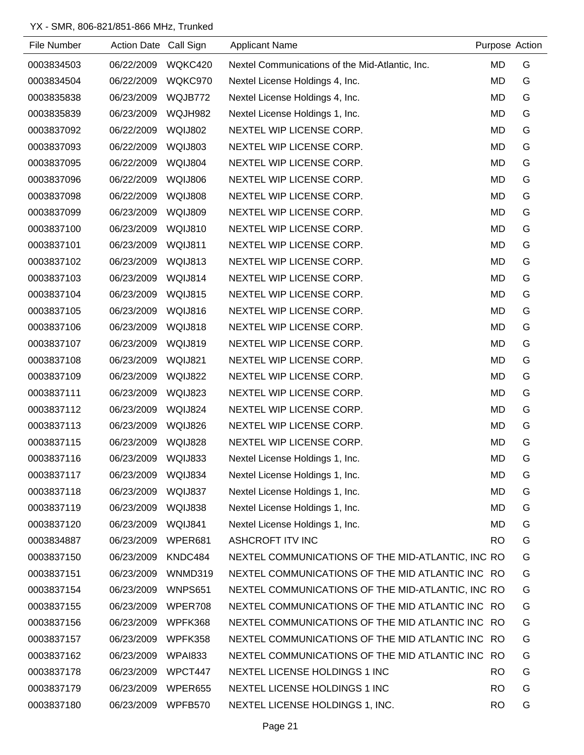YX - SMR, 806-821/851-866 MHz, Trunked

| File Number | Action Date | Call Sign | Applicant Name | Purpose | Action |
|---|---|---|---|---|---|
| 0003834503 | 06/22/2009 | WQKC420 | Nextel Communications of the Mid-Atlantic, Inc. | MD | G |
| 0003834504 | 06/22/2009 | WQKC970 | Nextel License Holdings 4, Inc. | MD | G |
| 0003835838 | 06/23/2009 | WQJB772 | Nextel License Holdings 4, Inc. | MD | G |
| 0003835839 | 06/23/2009 | WQJH982 | Nextel License Holdings 1, Inc. | MD | G |
| 0003837092 | 06/22/2009 | WQIJ802 | NEXTEL WIP LICENSE CORP. | MD | G |
| 0003837093 | 06/22/2009 | WQIJ803 | NEXTEL WIP LICENSE CORP. | MD | G |
| 0003837095 | 06/22/2009 | WQIJ804 | NEXTEL WIP LICENSE CORP. | MD | G |
| 0003837096 | 06/22/2009 | WQIJ806 | NEXTEL WIP LICENSE CORP. | MD | G |
| 0003837098 | 06/22/2009 | WQIJ808 | NEXTEL WIP LICENSE CORP. | MD | G |
| 0003837099 | 06/23/2009 | WQIJ809 | NEXTEL WIP LICENSE CORP. | MD | G |
| 0003837100 | 06/23/2009 | WQIJ810 | NEXTEL WIP LICENSE CORP. | MD | G |
| 0003837101 | 06/23/2009 | WQIJ811 | NEXTEL WIP LICENSE CORP. | MD | G |
| 0003837102 | 06/23/2009 | WQIJ813 | NEXTEL WIP LICENSE CORP. | MD | G |
| 0003837103 | 06/23/2009 | WQIJ814 | NEXTEL WIP LICENSE CORP. | MD | G |
| 0003837104 | 06/23/2009 | WQIJ815 | NEXTEL WIP LICENSE CORP. | MD | G |
| 0003837105 | 06/23/2009 | WQIJ816 | NEXTEL WIP LICENSE CORP. | MD | G |
| 0003837106 | 06/23/2009 | WQIJ818 | NEXTEL WIP LICENSE CORP. | MD | G |
| 0003837107 | 06/23/2009 | WQIJ819 | NEXTEL WIP LICENSE CORP. | MD | G |
| 0003837108 | 06/23/2009 | WQIJ821 | NEXTEL WIP LICENSE CORP. | MD | G |
| 0003837109 | 06/23/2009 | WQIJ822 | NEXTEL WIP LICENSE CORP. | MD | G |
| 0003837111 | 06/23/2009 | WQIJ823 | NEXTEL WIP LICENSE CORP. | MD | G |
| 0003837112 | 06/23/2009 | WQIJ824 | NEXTEL WIP LICENSE CORP. | MD | G |
| 0003837113 | 06/23/2009 | WQIJ826 | NEXTEL WIP LICENSE CORP. | MD | G |
| 0003837115 | 06/23/2009 | WQIJ828 | NEXTEL WIP LICENSE CORP. | MD | G |
| 0003837116 | 06/23/2009 | WQIJ833 | Nextel License Holdings 1, Inc. | MD | G |
| 0003837117 | 06/23/2009 | WQIJ834 | Nextel License Holdings 1, Inc. | MD | G |
| 0003837118 | 06/23/2009 | WQIJ837 | Nextel License Holdings 1, Inc. | MD | G |
| 0003837119 | 06/23/2009 | WQIJ838 | Nextel License Holdings 1, Inc. | MD | G |
| 0003837120 | 06/23/2009 | WQIJ841 | Nextel License Holdings 1, Inc. | MD | G |
| 0003834887 | 06/23/2009 | WPER681 | ASHCROFT ITV INC | RO | G |
| 0003837150 | 06/23/2009 | KNDC484 | NEXTEL COMMUNICATIONS OF THE MID-ATLANTIC, INC | RO | G |
| 0003837151 | 06/23/2009 | WNMD319 | NEXTEL COMMUNICATIONS OF THE MID ATLANTIC INC | RO | G |
| 0003837154 | 06/23/2009 | WNPS651 | NEXTEL COMMUNICATIONS OF THE MID-ATLANTIC, INC | RO | G |
| 0003837155 | 06/23/2009 | WPER708 | NEXTEL COMMUNICATIONS OF THE MID ATLANTIC INC | RO | G |
| 0003837156 | 06/23/2009 | WPFK368 | NEXTEL COMMUNICATIONS OF THE MID ATLANTIC INC | RO | G |
| 0003837157 | 06/23/2009 | WPFK358 | NEXTEL COMMUNICATIONS OF THE MID ATLANTIC INC | RO | G |
| 0003837162 | 06/23/2009 | WPAI833 | NEXTEL COMMUNICATIONS OF THE MID ATLANTIC INC | RO | G |
| 0003837178 | 06/23/2009 | WPCT447 | NEXTEL LICENSE HOLDINGS 1 INC | RO | G |
| 0003837179 | 06/23/2009 | WPER655 | NEXTEL LICENSE HOLDINGS 1 INC | RO | G |
| 0003837180 | 06/23/2009 | WPFB570 | NEXTEL LICENSE HOLDINGS 1, INC. | RO | G |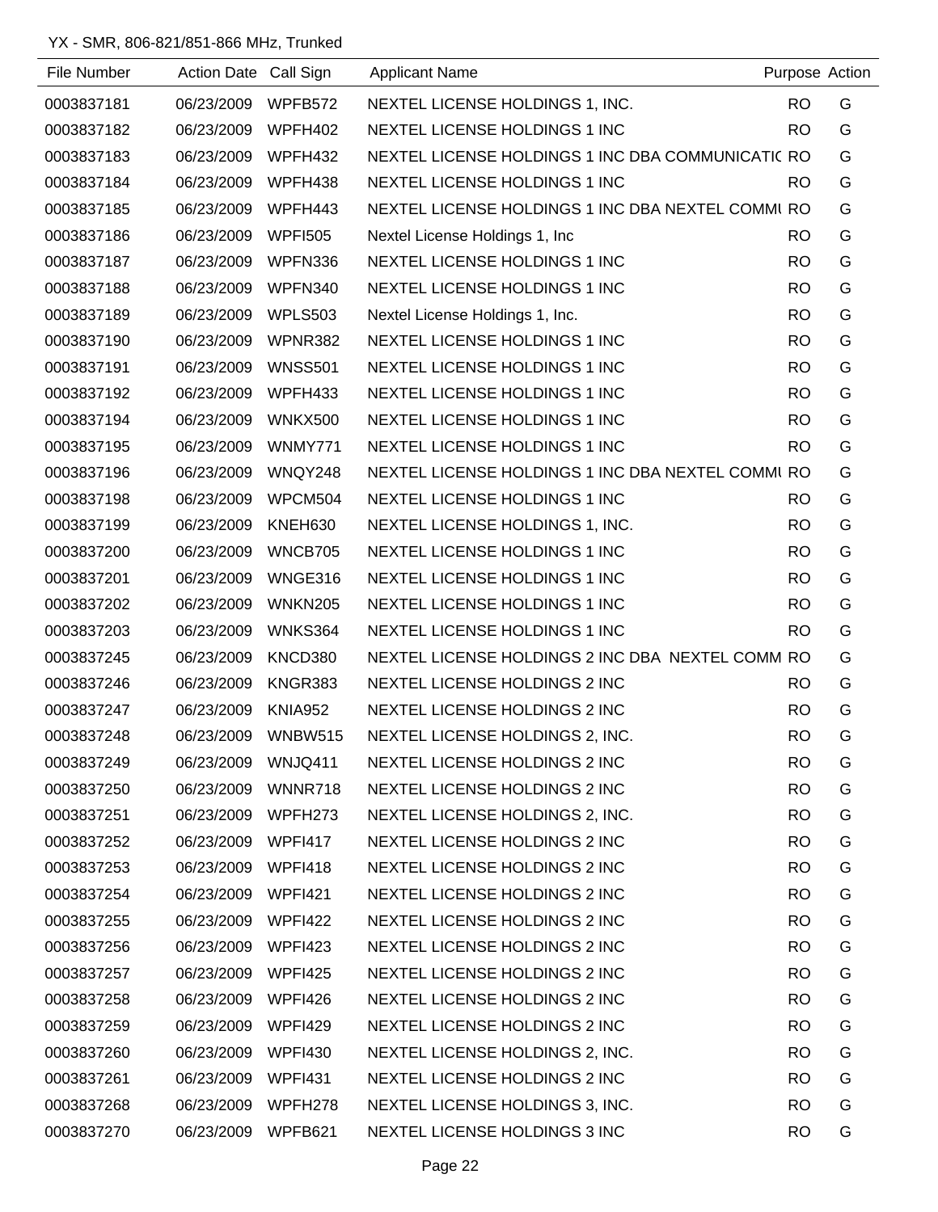YX - SMR, 806-821/851-866 MHz, Trunked

| File Number | Action Date | Call Sign | Applicant Name | Purpose | Action |
|---|---|---|---|---|---|
| 0003837181 | 06/23/2009 | WPFB572 | NEXTEL LICENSE HOLDINGS 1, INC. | RO | G |
| 0003837182 | 06/23/2009 | WPFH402 | NEXTEL LICENSE HOLDINGS 1 INC | RO | G |
| 0003837183 | 06/23/2009 | WPFH432 | NEXTEL LICENSE HOLDINGS 1 INC DBA COMMUNICATIC | RO | G |
| 0003837184 | 06/23/2009 | WPFH438 | NEXTEL LICENSE HOLDINGS 1 INC | RO | G |
| 0003837185 | 06/23/2009 | WPFH443 | NEXTEL LICENSE HOLDINGS 1 INC DBA NEXTEL COMMI | RO | G |
| 0003837186 | 06/23/2009 | WPFI505 | Nextel License Holdings 1, Inc | RO | G |
| 0003837187 | 06/23/2009 | WPFN336 | NEXTEL LICENSE HOLDINGS 1 INC | RO | G |
| 0003837188 | 06/23/2009 | WPFN340 | NEXTEL LICENSE HOLDINGS 1 INC | RO | G |
| 0003837189 | 06/23/2009 | WPLS503 | Nextel License Holdings 1, Inc. | RO | G |
| 0003837190 | 06/23/2009 | WPNR382 | NEXTEL LICENSE HOLDINGS 1 INC | RO | G |
| 0003837191 | 06/23/2009 | WNSS501 | NEXTEL LICENSE HOLDINGS 1 INC | RO | G |
| 0003837192 | 06/23/2009 | WPFH433 | NEXTEL LICENSE HOLDINGS 1 INC | RO | G |
| 0003837194 | 06/23/2009 | WNKX500 | NEXTEL LICENSE HOLDINGS 1 INC | RO | G |
| 0003837195 | 06/23/2009 | WNMY771 | NEXTEL LICENSE HOLDINGS 1 INC | RO | G |
| 0003837196 | 06/23/2009 | WNQY248 | NEXTEL LICENSE HOLDINGS 1 INC DBA NEXTEL COMMI | RO | G |
| 0003837198 | 06/23/2009 | WPCM504 | NEXTEL LICENSE HOLDINGS 1 INC | RO | G |
| 0003837199 | 06/23/2009 | KNEH630 | NEXTEL LICENSE HOLDINGS 1, INC. | RO | G |
| 0003837200 | 06/23/2009 | WNCB705 | NEXTEL LICENSE HOLDINGS 1 INC | RO | G |
| 0003837201 | 06/23/2009 | WNGE316 | NEXTEL LICENSE HOLDINGS 1 INC | RO | G |
| 0003837202 | 06/23/2009 | WNKN205 | NEXTEL LICENSE HOLDINGS 1 INC | RO | G |
| 0003837203 | 06/23/2009 | WNKS364 | NEXTEL LICENSE HOLDINGS 1 INC | RO | G |
| 0003837245 | 06/23/2009 | KNCD380 | NEXTEL LICENSE HOLDINGS 2 INC DBA NEXTEL COMM | RO | G |
| 0003837246 | 06/23/2009 | KNGR383 | NEXTEL LICENSE HOLDINGS 2 INC | RO | G |
| 0003837247 | 06/23/2009 | KNIA952 | NEXTEL LICENSE HOLDINGS 2 INC | RO | G |
| 0003837248 | 06/23/2009 | WNBW515 | NEXTEL LICENSE HOLDINGS 2, INC. | RO | G |
| 0003837249 | 06/23/2009 | WNJQ411 | NEXTEL LICENSE HOLDINGS 2 INC | RO | G |
| 0003837250 | 06/23/2009 | WNNR718 | NEXTEL LICENSE HOLDINGS 2 INC | RO | G |
| 0003837251 | 06/23/2009 | WPFH273 | NEXTEL LICENSE HOLDINGS 2, INC. | RO | G |
| 0003837252 | 06/23/2009 | WPFI417 | NEXTEL LICENSE HOLDINGS 2 INC | RO | G |
| 0003837253 | 06/23/2009 | WPFI418 | NEXTEL LICENSE HOLDINGS 2 INC | RO | G |
| 0003837254 | 06/23/2009 | WPFI421 | NEXTEL LICENSE HOLDINGS 2 INC | RO | G |
| 0003837255 | 06/23/2009 | WPFI422 | NEXTEL LICENSE HOLDINGS 2 INC | RO | G |
| 0003837256 | 06/23/2009 | WPFI423 | NEXTEL LICENSE HOLDINGS 2 INC | RO | G |
| 0003837257 | 06/23/2009 | WPFI425 | NEXTEL LICENSE HOLDINGS 2 INC | RO | G |
| 0003837258 | 06/23/2009 | WPFI426 | NEXTEL LICENSE HOLDINGS 2 INC | RO | G |
| 0003837259 | 06/23/2009 | WPFI429 | NEXTEL LICENSE HOLDINGS 2 INC | RO | G |
| 0003837260 | 06/23/2009 | WPFI430 | NEXTEL LICENSE HOLDINGS 2, INC. | RO | G |
| 0003837261 | 06/23/2009 | WPFI431 | NEXTEL LICENSE HOLDINGS 2 INC | RO | G |
| 0003837268 | 06/23/2009 | WPFH278 | NEXTEL LICENSE HOLDINGS 3, INC. | RO | G |
| 0003837270 | 06/23/2009 | WPFB621 | NEXTEL LICENSE HOLDINGS 3 INC | RO | G |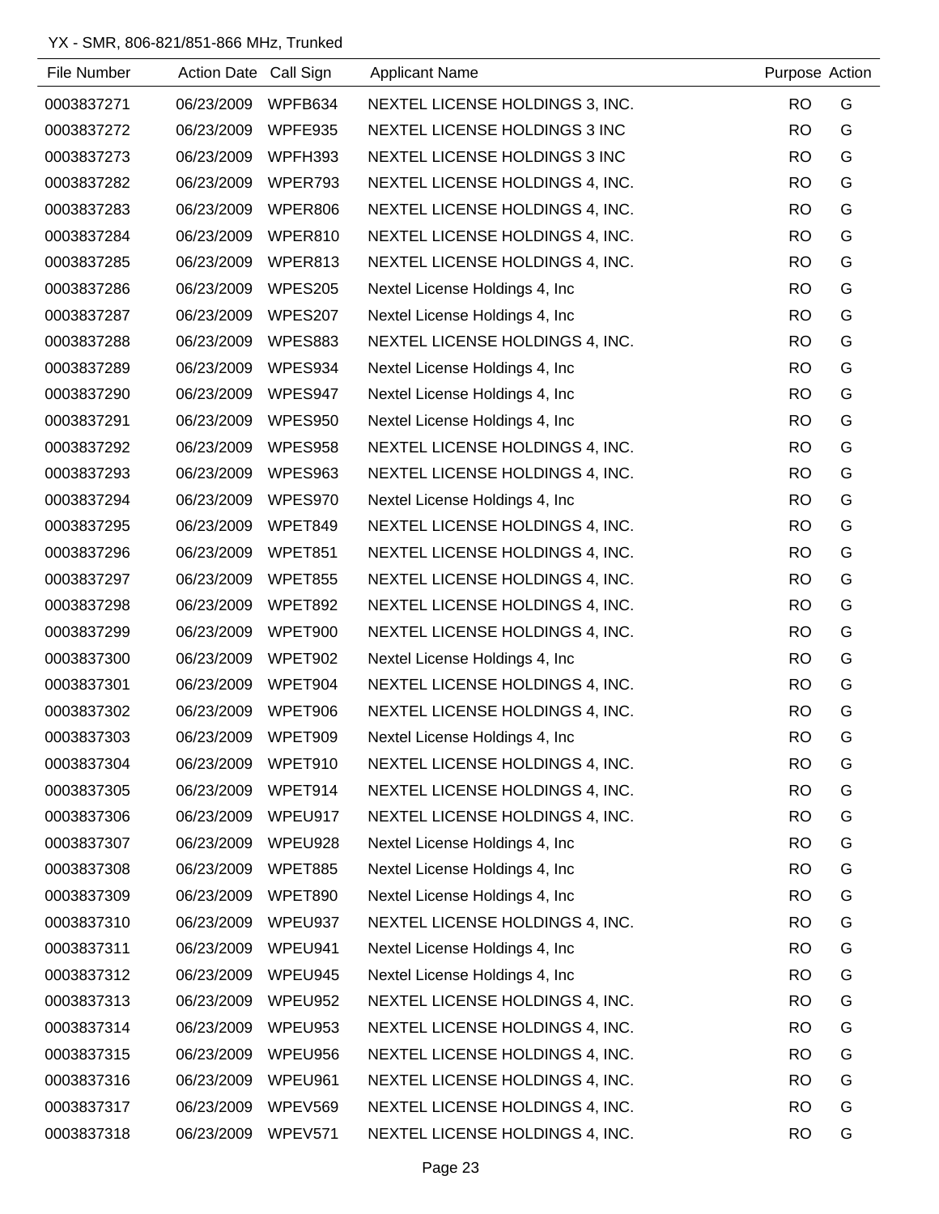YX - SMR, 806-821/851-866 MHz, Trunked

| File Number | Action Date | Call Sign | Applicant Name | Purpose | Action |
|---|---|---|---|---|---|
| 0003837271 | 06/23/2009 | WPFB634 | NEXTEL LICENSE HOLDINGS 3, INC. | RO | G |
| 0003837272 | 06/23/2009 | WPFE935 | NEXTEL LICENSE HOLDINGS 3 INC | RO | G |
| 0003837273 | 06/23/2009 | WPFH393 | NEXTEL LICENSE HOLDINGS 3 INC | RO | G |
| 0003837282 | 06/23/2009 | WPER793 | NEXTEL LICENSE HOLDINGS 4, INC. | RO | G |
| 0003837283 | 06/23/2009 | WPER806 | NEXTEL LICENSE HOLDINGS 4, INC. | RO | G |
| 0003837284 | 06/23/2009 | WPER810 | NEXTEL LICENSE HOLDINGS 4, INC. | RO | G |
| 0003837285 | 06/23/2009 | WPER813 | NEXTEL LICENSE HOLDINGS 4, INC. | RO | G |
| 0003837286 | 06/23/2009 | WPES205 | Nextel License Holdings 4, Inc | RO | G |
| 0003837287 | 06/23/2009 | WPES207 | Nextel License Holdings 4, Inc | RO | G |
| 0003837288 | 06/23/2009 | WPES883 | NEXTEL LICENSE HOLDINGS 4, INC. | RO | G |
| 0003837289 | 06/23/2009 | WPES934 | Nextel License Holdings 4, Inc | RO | G |
| 0003837290 | 06/23/2009 | WPES947 | Nextel License Holdings 4, Inc | RO | G |
| 0003837291 | 06/23/2009 | WPES950 | Nextel License Holdings 4, Inc | RO | G |
| 0003837292 | 06/23/2009 | WPES958 | NEXTEL LICENSE HOLDINGS 4, INC. | RO | G |
| 0003837293 | 06/23/2009 | WPES963 | NEXTEL LICENSE HOLDINGS 4, INC. | RO | G |
| 0003837294 | 06/23/2009 | WPES970 | Nextel License Holdings 4, Inc | RO | G |
| 0003837295 | 06/23/2009 | WPET849 | NEXTEL LICENSE HOLDINGS 4, INC. | RO | G |
| 0003837296 | 06/23/2009 | WPET851 | NEXTEL LICENSE HOLDINGS 4, INC. | RO | G |
| 0003837297 | 06/23/2009 | WPET855 | NEXTEL LICENSE HOLDINGS 4, INC. | RO | G |
| 0003837298 | 06/23/2009 | WPET892 | NEXTEL LICENSE HOLDINGS 4, INC. | RO | G |
| 0003837299 | 06/23/2009 | WPET900 | NEXTEL LICENSE HOLDINGS 4, INC. | RO | G |
| 0003837300 | 06/23/2009 | WPET902 | Nextel License Holdings 4, Inc | RO | G |
| 0003837301 | 06/23/2009 | WPET904 | NEXTEL LICENSE HOLDINGS 4, INC. | RO | G |
| 0003837302 | 06/23/2009 | WPET906 | NEXTEL LICENSE HOLDINGS 4, INC. | RO | G |
| 0003837303 | 06/23/2009 | WPET909 | Nextel License Holdings 4, Inc | RO | G |
| 0003837304 | 06/23/2009 | WPET910 | NEXTEL LICENSE HOLDINGS 4, INC. | RO | G |
| 0003837305 | 06/23/2009 | WPET914 | NEXTEL LICENSE HOLDINGS 4, INC. | RO | G |
| 0003837306 | 06/23/2009 | WPEU917 | NEXTEL LICENSE HOLDINGS 4, INC. | RO | G |
| 0003837307 | 06/23/2009 | WPEU928 | Nextel License Holdings 4, Inc | RO | G |
| 0003837308 | 06/23/2009 | WPET885 | Nextel License Holdings 4, Inc | RO | G |
| 0003837309 | 06/23/2009 | WPET890 | Nextel License Holdings 4, Inc | RO | G |
| 0003837310 | 06/23/2009 | WPEU937 | NEXTEL LICENSE HOLDINGS 4, INC. | RO | G |
| 0003837311 | 06/23/2009 | WPEU941 | Nextel License Holdings 4, Inc | RO | G |
| 0003837312 | 06/23/2009 | WPEU945 | Nextel License Holdings 4, Inc | RO | G |
| 0003837313 | 06/23/2009 | WPEU952 | NEXTEL LICENSE HOLDINGS 4, INC. | RO | G |
| 0003837314 | 06/23/2009 | WPEU953 | NEXTEL LICENSE HOLDINGS 4, INC. | RO | G |
| 0003837315 | 06/23/2009 | WPEU956 | NEXTEL LICENSE HOLDINGS 4, INC. | RO | G |
| 0003837316 | 06/23/2009 | WPEU961 | NEXTEL LICENSE HOLDINGS 4, INC. | RO | G |
| 0003837317 | 06/23/2009 | WPEV569 | NEXTEL LICENSE HOLDINGS 4, INC. | RO | G |
| 0003837318 | 06/23/2009 | WPEV571 | NEXTEL LICENSE HOLDINGS 4, INC. | RO | G |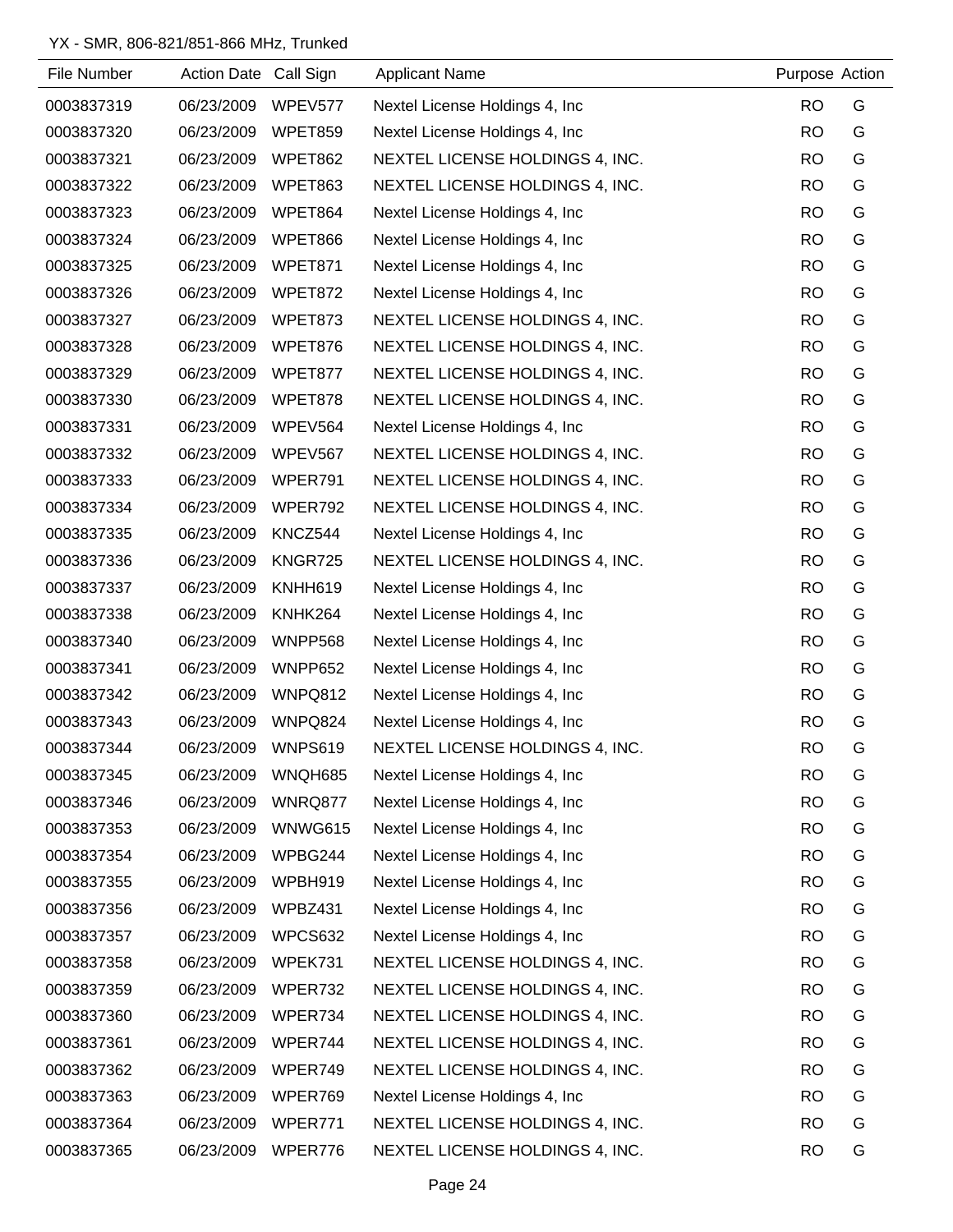YX - SMR, 806-821/851-866 MHz, Trunked

| File Number | Action Date | Call Sign | Applicant Name | Purpose | Action |
|---|---|---|---|---|---|
| 0003837319 | 06/23/2009 | WPEV577 | Nextel License Holdings 4, Inc | RO | G |
| 0003837320 | 06/23/2009 | WPET859 | Nextel License Holdings 4, Inc | RO | G |
| 0003837321 | 06/23/2009 | WPET862 | NEXTEL LICENSE HOLDINGS 4, INC. | RO | G |
| 0003837322 | 06/23/2009 | WPET863 | NEXTEL LICENSE HOLDINGS 4, INC. | RO | G |
| 0003837323 | 06/23/2009 | WPET864 | Nextel License Holdings 4, Inc | RO | G |
| 0003837324 | 06/23/2009 | WPET866 | Nextel License Holdings 4, Inc | RO | G |
| 0003837325 | 06/23/2009 | WPET871 | Nextel License Holdings 4, Inc | RO | G |
| 0003837326 | 06/23/2009 | WPET872 | Nextel License Holdings 4, Inc | RO | G |
| 0003837327 | 06/23/2009 | WPET873 | NEXTEL LICENSE HOLDINGS 4, INC. | RO | G |
| 0003837328 | 06/23/2009 | WPET876 | NEXTEL LICENSE HOLDINGS 4, INC. | RO | G |
| 0003837329 | 06/23/2009 | WPET877 | NEXTEL LICENSE HOLDINGS 4, INC. | RO | G |
| 0003837330 | 06/23/2009 | WPET878 | NEXTEL LICENSE HOLDINGS 4, INC. | RO | G |
| 0003837331 | 06/23/2009 | WPEV564 | Nextel License Holdings 4, Inc | RO | G |
| 0003837332 | 06/23/2009 | WPEV567 | NEXTEL LICENSE HOLDINGS 4, INC. | RO | G |
| 0003837333 | 06/23/2009 | WPER791 | NEXTEL LICENSE HOLDINGS 4, INC. | RO | G |
| 0003837334 | 06/23/2009 | WPER792 | NEXTEL LICENSE HOLDINGS 4, INC. | RO | G |
| 0003837335 | 06/23/2009 | KNCZ544 | Nextel License Holdings 4, Inc | RO | G |
| 0003837336 | 06/23/2009 | KNGR725 | NEXTEL LICENSE HOLDINGS 4, INC. | RO | G |
| 0003837337 | 06/23/2009 | KNHH619 | Nextel License Holdings 4, Inc | RO | G |
| 0003837338 | 06/23/2009 | KNHK264 | Nextel License Holdings 4, Inc | RO | G |
| 0003837340 | 06/23/2009 | WNPP568 | Nextel License Holdings 4, Inc | RO | G |
| 0003837341 | 06/23/2009 | WNPP652 | Nextel License Holdings 4, Inc | RO | G |
| 0003837342 | 06/23/2009 | WNPQ812 | Nextel License Holdings 4, Inc | RO | G |
| 0003837343 | 06/23/2009 | WNPQ824 | Nextel License Holdings 4, Inc | RO | G |
| 0003837344 | 06/23/2009 | WNPS619 | NEXTEL LICENSE HOLDINGS 4, INC. | RO | G |
| 0003837345 | 06/23/2009 | WNQH685 | Nextel License Holdings 4, Inc | RO | G |
| 0003837346 | 06/23/2009 | WNRQ877 | Nextel License Holdings 4, Inc | RO | G |
| 0003837353 | 06/23/2009 | WNWG615 | Nextel License Holdings 4, Inc | RO | G |
| 0003837354 | 06/23/2009 | WPBG244 | Nextel License Holdings 4, Inc | RO | G |
| 0003837355 | 06/23/2009 | WPBH919 | Nextel License Holdings 4, Inc | RO | G |
| 0003837356 | 06/23/2009 | WPBZ431 | Nextel License Holdings 4, Inc | RO | G |
| 0003837357 | 06/23/2009 | WPCS632 | Nextel License Holdings 4, Inc | RO | G |
| 0003837358 | 06/23/2009 | WPEK731 | NEXTEL LICENSE HOLDINGS 4, INC. | RO | G |
| 0003837359 | 06/23/2009 | WPER732 | NEXTEL LICENSE HOLDINGS 4, INC. | RO | G |
| 0003837360 | 06/23/2009 | WPER734 | NEXTEL LICENSE HOLDINGS 4, INC. | RO | G |
| 0003837361 | 06/23/2009 | WPER744 | NEXTEL LICENSE HOLDINGS 4, INC. | RO | G |
| 0003837362 | 06/23/2009 | WPER749 | NEXTEL LICENSE HOLDINGS 4, INC. | RO | G |
| 0003837363 | 06/23/2009 | WPER769 | Nextel License Holdings 4, Inc | RO | G |
| 0003837364 | 06/23/2009 | WPER771 | NEXTEL LICENSE HOLDINGS 4, INC. | RO | G |
| 0003837365 | 06/23/2009 | WPER776 | NEXTEL LICENSE HOLDINGS 4, INC. | RO | G |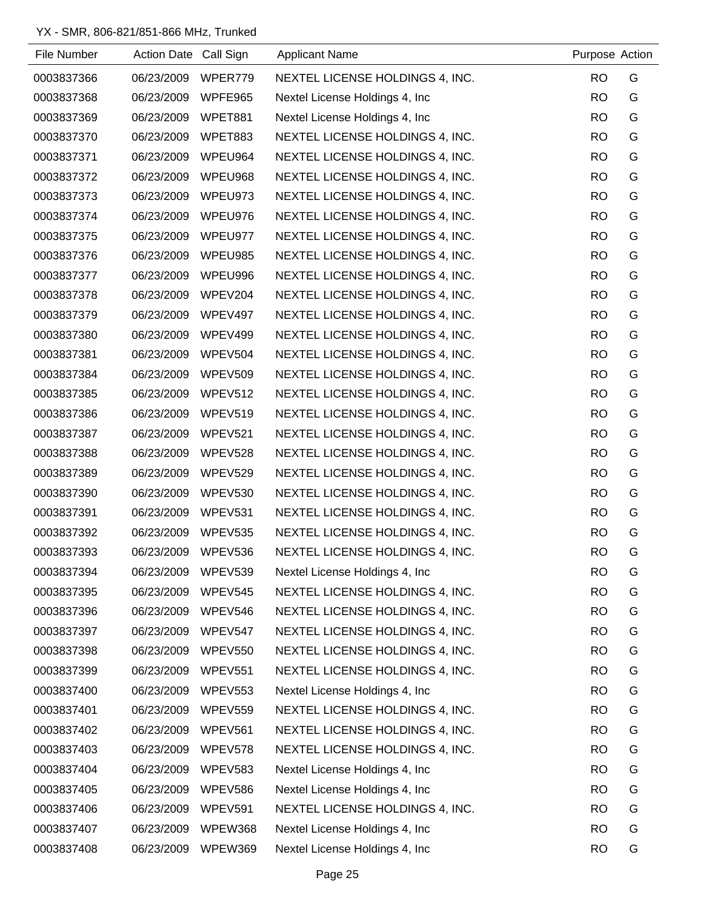YX - SMR, 806-821/851-866 MHz, Trunked

| File Number | Action Date | Call Sign | Applicant Name | Purpose | Action |
|---|---|---|---|---|---|
| 0003837366 | 06/23/2009 | WPER779 | NEXTEL LICENSE HOLDINGS 4, INC. | RO | G |
| 0003837368 | 06/23/2009 | WPFE965 | Nextel License Holdings 4, Inc | RO | G |
| 0003837369 | 06/23/2009 | WPET881 | Nextel License Holdings 4, Inc | RO | G |
| 0003837370 | 06/23/2009 | WPET883 | NEXTEL LICENSE HOLDINGS 4, INC. | RO | G |
| 0003837371 | 06/23/2009 | WPEU964 | NEXTEL LICENSE HOLDINGS 4, INC. | RO | G |
| 0003837372 | 06/23/2009 | WPEU968 | NEXTEL LICENSE HOLDINGS 4, INC. | RO | G |
| 0003837373 | 06/23/2009 | WPEU973 | NEXTEL LICENSE HOLDINGS 4, INC. | RO | G |
| 0003837374 | 06/23/2009 | WPEU976 | NEXTEL LICENSE HOLDINGS 4, INC. | RO | G |
| 0003837375 | 06/23/2009 | WPEU977 | NEXTEL LICENSE HOLDINGS 4, INC. | RO | G |
| 0003837376 | 06/23/2009 | WPEU985 | NEXTEL LICENSE HOLDINGS 4, INC. | RO | G |
| 0003837377 | 06/23/2009 | WPEU996 | NEXTEL LICENSE HOLDINGS 4, INC. | RO | G |
| 0003837378 | 06/23/2009 | WPEV204 | NEXTEL LICENSE HOLDINGS 4, INC. | RO | G |
| 0003837379 | 06/23/2009 | WPEV497 | NEXTEL LICENSE HOLDINGS 4, INC. | RO | G |
| 0003837380 | 06/23/2009 | WPEV499 | NEXTEL LICENSE HOLDINGS 4, INC. | RO | G |
| 0003837381 | 06/23/2009 | WPEV504 | NEXTEL LICENSE HOLDINGS 4, INC. | RO | G |
| 0003837384 | 06/23/2009 | WPEV509 | NEXTEL LICENSE HOLDINGS 4, INC. | RO | G |
| 0003837385 | 06/23/2009 | WPEV512 | NEXTEL LICENSE HOLDINGS 4, INC. | RO | G |
| 0003837386 | 06/23/2009 | WPEV519 | NEXTEL LICENSE HOLDINGS 4, INC. | RO | G |
| 0003837387 | 06/23/2009 | WPEV521 | NEXTEL LICENSE HOLDINGS 4, INC. | RO | G |
| 0003837388 | 06/23/2009 | WPEV528 | NEXTEL LICENSE HOLDINGS 4, INC. | RO | G |
| 0003837389 | 06/23/2009 | WPEV529 | NEXTEL LICENSE HOLDINGS 4, INC. | RO | G |
| 0003837390 | 06/23/2009 | WPEV530 | NEXTEL LICENSE HOLDINGS 4, INC. | RO | G |
| 0003837391 | 06/23/2009 | WPEV531 | NEXTEL LICENSE HOLDINGS 4, INC. | RO | G |
| 0003837392 | 06/23/2009 | WPEV535 | NEXTEL LICENSE HOLDINGS 4, INC. | RO | G |
| 0003837393 | 06/23/2009 | WPEV536 | NEXTEL LICENSE HOLDINGS 4, INC. | RO | G |
| 0003837394 | 06/23/2009 | WPEV539 | Nextel License Holdings 4, Inc | RO | G |
| 0003837395 | 06/23/2009 | WPEV545 | NEXTEL LICENSE HOLDINGS 4, INC. | RO | G |
| 0003837396 | 06/23/2009 | WPEV546 | NEXTEL LICENSE HOLDINGS 4, INC. | RO | G |
| 0003837397 | 06/23/2009 | WPEV547 | NEXTEL LICENSE HOLDINGS 4, INC. | RO | G |
| 0003837398 | 06/23/2009 | WPEV550 | NEXTEL LICENSE HOLDINGS 4, INC. | RO | G |
| 0003837399 | 06/23/2009 | WPEV551 | NEXTEL LICENSE HOLDINGS 4, INC. | RO | G |
| 0003837400 | 06/23/2009 | WPEV553 | Nextel License Holdings 4, Inc | RO | G |
| 0003837401 | 06/23/2009 | WPEV559 | NEXTEL LICENSE HOLDINGS 4, INC. | RO | G |
| 0003837402 | 06/23/2009 | WPEV561 | NEXTEL LICENSE HOLDINGS 4, INC. | RO | G |
| 0003837403 | 06/23/2009 | WPEV578 | NEXTEL LICENSE HOLDINGS 4, INC. | RO | G |
| 0003837404 | 06/23/2009 | WPEV583 | Nextel License Holdings 4, Inc | RO | G |
| 0003837405 | 06/23/2009 | WPEV586 | Nextel License Holdings 4, Inc | RO | G |
| 0003837406 | 06/23/2009 | WPEV591 | NEXTEL LICENSE HOLDINGS 4, INC. | RO | G |
| 0003837407 | 06/23/2009 | WPEW368 | Nextel License Holdings 4, Inc | RO | G |
| 0003837408 | 06/23/2009 | WPEW369 | Nextel License Holdings 4, Inc | RO | G |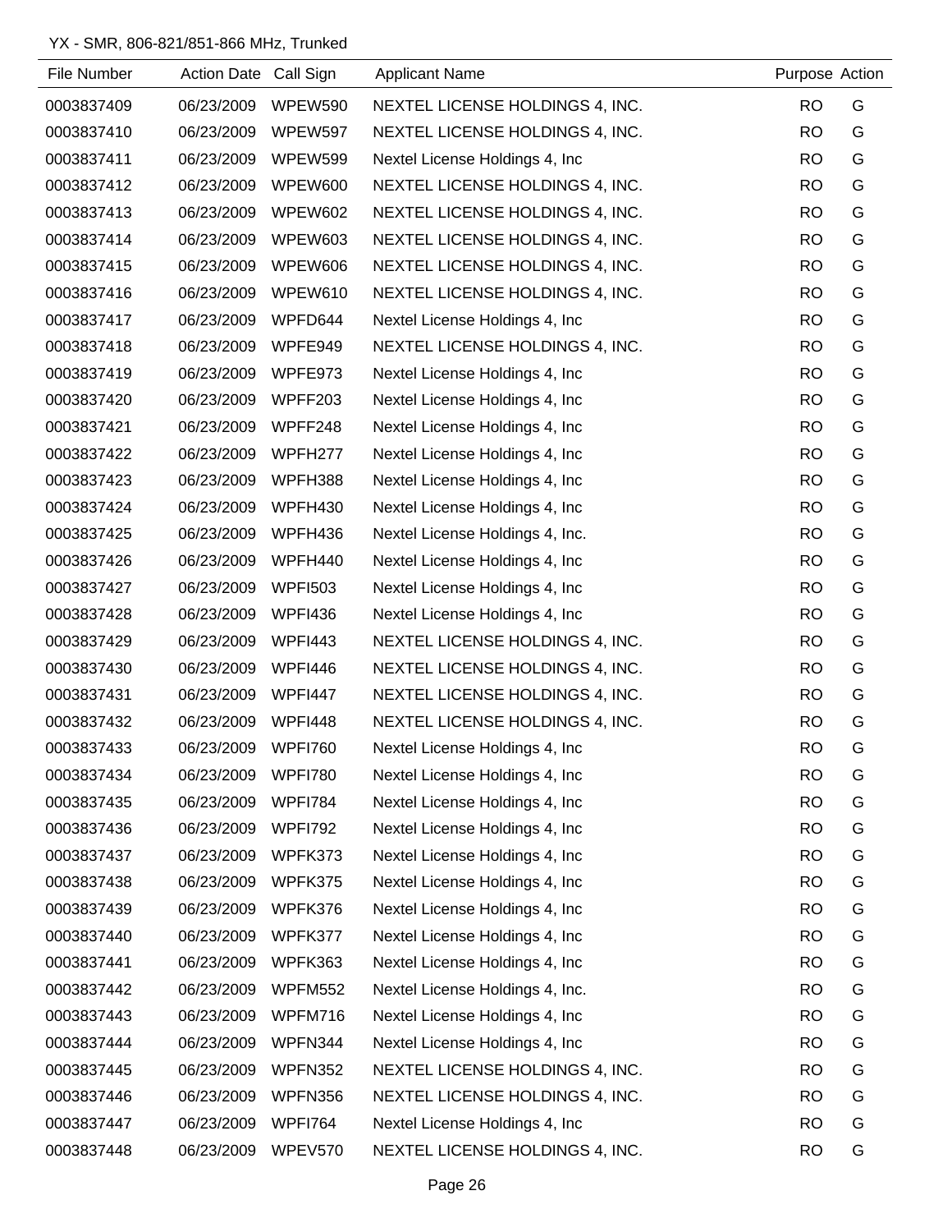YX - SMR, 806-821/851-866 MHz, Trunked

| File Number | Action Date | Call Sign | Applicant Name | Purpose | Action |
|---|---|---|---|---|---|
| 0003837409 | 06/23/2009 | WPEW590 | NEXTEL LICENSE HOLDINGS 4, INC. | RO | G |
| 0003837410 | 06/23/2009 | WPEW597 | NEXTEL LICENSE HOLDINGS 4, INC. | RO | G |
| 0003837411 | 06/23/2009 | WPEW599 | Nextel License Holdings 4, Inc | RO | G |
| 0003837412 | 06/23/2009 | WPEW600 | NEXTEL LICENSE HOLDINGS 4, INC. | RO | G |
| 0003837413 | 06/23/2009 | WPEW602 | NEXTEL LICENSE HOLDINGS 4, INC. | RO | G |
| 0003837414 | 06/23/2009 | WPEW603 | NEXTEL LICENSE HOLDINGS 4, INC. | RO | G |
| 0003837415 | 06/23/2009 | WPEW606 | NEXTEL LICENSE HOLDINGS 4, INC. | RO | G |
| 0003837416 | 06/23/2009 | WPEW610 | NEXTEL LICENSE HOLDINGS 4, INC. | RO | G |
| 0003837417 | 06/23/2009 | WPFD644 | Nextel License Holdings 4, Inc | RO | G |
| 0003837418 | 06/23/2009 | WPFE949 | NEXTEL LICENSE HOLDINGS 4, INC. | RO | G |
| 0003837419 | 06/23/2009 | WPFE973 | Nextel License Holdings 4, Inc | RO | G |
| 0003837420 | 06/23/2009 | WPFF203 | Nextel License Holdings 4, Inc | RO | G |
| 0003837421 | 06/23/2009 | WPFF248 | Nextel License Holdings 4, Inc | RO | G |
| 0003837422 | 06/23/2009 | WPFH277 | Nextel License Holdings 4, Inc | RO | G |
| 0003837423 | 06/23/2009 | WPFH388 | Nextel License Holdings 4, Inc | RO | G |
| 0003837424 | 06/23/2009 | WPFH430 | Nextel License Holdings 4, Inc | RO | G |
| 0003837425 | 06/23/2009 | WPFH436 | Nextel License Holdings 4, Inc. | RO | G |
| 0003837426 | 06/23/2009 | WPFH440 | Nextel License Holdings 4, Inc | RO | G |
| 0003837427 | 06/23/2009 | WPFI503 | Nextel License Holdings 4, Inc | RO | G |
| 0003837428 | 06/23/2009 | WPFI436 | Nextel License Holdings 4, Inc | RO | G |
| 0003837429 | 06/23/2009 | WPFI443 | NEXTEL LICENSE HOLDINGS 4, INC. | RO | G |
| 0003837430 | 06/23/2009 | WPFI446 | NEXTEL LICENSE HOLDINGS 4, INC. | RO | G |
| 0003837431 | 06/23/2009 | WPFI447 | NEXTEL LICENSE HOLDINGS 4, INC. | RO | G |
| 0003837432 | 06/23/2009 | WPFI448 | NEXTEL LICENSE HOLDINGS 4, INC. | RO | G |
| 0003837433 | 06/23/2009 | WPFI760 | Nextel License Holdings 4, Inc | RO | G |
| 0003837434 | 06/23/2009 | WPFI780 | Nextel License Holdings 4, Inc | RO | G |
| 0003837435 | 06/23/2009 | WPFI784 | Nextel License Holdings 4, Inc | RO | G |
| 0003837436 | 06/23/2009 | WPFI792 | Nextel License Holdings 4, Inc | RO | G |
| 0003837437 | 06/23/2009 | WPFK373 | Nextel License Holdings 4, Inc | RO | G |
| 0003837438 | 06/23/2009 | WPFK375 | Nextel License Holdings 4, Inc | RO | G |
| 0003837439 | 06/23/2009 | WPFK376 | Nextel License Holdings 4, Inc | RO | G |
| 0003837440 | 06/23/2009 | WPFK377 | Nextel License Holdings 4, Inc | RO | G |
| 0003837441 | 06/23/2009 | WPFK363 | Nextel License Holdings 4, Inc | RO | G |
| 0003837442 | 06/23/2009 | WPFM552 | Nextel License Holdings 4, Inc. | RO | G |
| 0003837443 | 06/23/2009 | WPFM716 | Nextel License Holdings 4, Inc | RO | G |
| 0003837444 | 06/23/2009 | WPFN344 | Nextel License Holdings 4, Inc | RO | G |
| 0003837445 | 06/23/2009 | WPFN352 | NEXTEL LICENSE HOLDINGS 4, INC. | RO | G |
| 0003837446 | 06/23/2009 | WPFN356 | NEXTEL LICENSE HOLDINGS 4, INC. | RO | G |
| 0003837447 | 06/23/2009 | WPFI764 | Nextel License Holdings 4, Inc | RO | G |
| 0003837448 | 06/23/2009 | WPEV570 | NEXTEL LICENSE HOLDINGS 4, INC. | RO | G |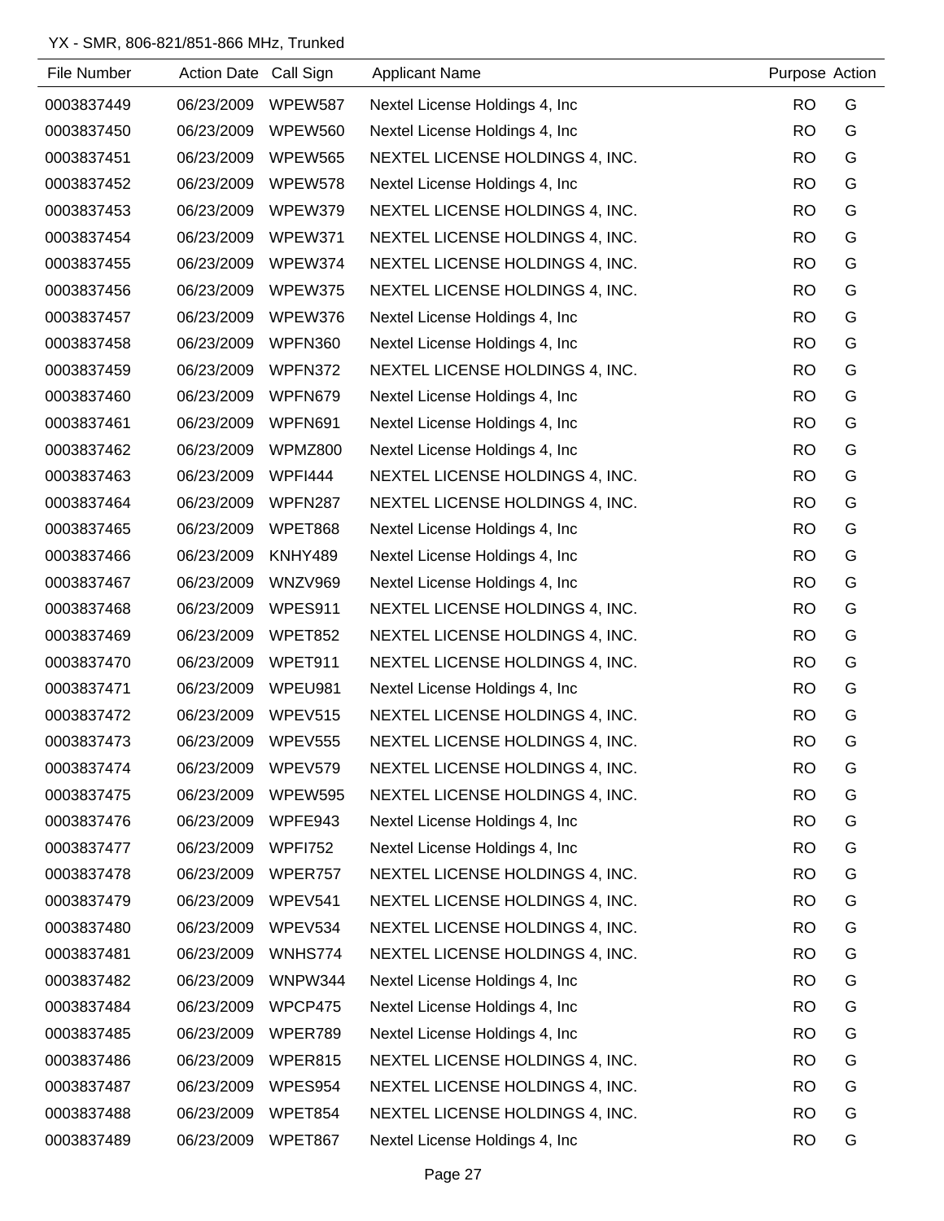YX - SMR, 806-821/851-866 MHz, Trunked

| File Number | Action Date | Call Sign | Applicant Name | Purpose | Action |
|---|---|---|---|---|---|
| 0003837449 | 06/23/2009 | WPEW587 | Nextel License Holdings 4, Inc | RO | G |
| 0003837450 | 06/23/2009 | WPEW560 | Nextel License Holdings 4, Inc | RO | G |
| 0003837451 | 06/23/2009 | WPEW565 | NEXTEL LICENSE HOLDINGS 4, INC. | RO | G |
| 0003837452 | 06/23/2009 | WPEW578 | Nextel License Holdings 4, Inc | RO | G |
| 0003837453 | 06/23/2009 | WPEW379 | NEXTEL LICENSE HOLDINGS 4, INC. | RO | G |
| 0003837454 | 06/23/2009 | WPEW371 | NEXTEL LICENSE HOLDINGS 4, INC. | RO | G |
| 0003837455 | 06/23/2009 | WPEW374 | NEXTEL LICENSE HOLDINGS 4, INC. | RO | G |
| 0003837456 | 06/23/2009 | WPEW375 | NEXTEL LICENSE HOLDINGS 4, INC. | RO | G |
| 0003837457 | 06/23/2009 | WPEW376 | Nextel License Holdings 4, Inc | RO | G |
| 0003837458 | 06/23/2009 | WPFN360 | Nextel License Holdings 4, Inc | RO | G |
| 0003837459 | 06/23/2009 | WPFN372 | NEXTEL LICENSE HOLDINGS 4, INC. | RO | G |
| 0003837460 | 06/23/2009 | WPFN679 | Nextel License Holdings 4, Inc | RO | G |
| 0003837461 | 06/23/2009 | WPFN691 | Nextel License Holdings 4, Inc | RO | G |
| 0003837462 | 06/23/2009 | WPMZ800 | Nextel License Holdings 4, Inc | RO | G |
| 0003837463 | 06/23/2009 | WPFI444 | NEXTEL LICENSE HOLDINGS 4, INC. | RO | G |
| 0003837464 | 06/23/2009 | WPFN287 | NEXTEL LICENSE HOLDINGS 4, INC. | RO | G |
| 0003837465 | 06/23/2009 | WPET868 | Nextel License Holdings 4, Inc | RO | G |
| 0003837466 | 06/23/2009 | KNHY489 | Nextel License Holdings 4, Inc | RO | G |
| 0003837467 | 06/23/2009 | WNZV969 | Nextel License Holdings 4, Inc | RO | G |
| 0003837468 | 06/23/2009 | WPES911 | NEXTEL LICENSE HOLDINGS 4, INC. | RO | G |
| 0003837469 | 06/23/2009 | WPET852 | NEXTEL LICENSE HOLDINGS 4, INC. | RO | G |
| 0003837470 | 06/23/2009 | WPET911 | NEXTEL LICENSE HOLDINGS 4, INC. | RO | G |
| 0003837471 | 06/23/2009 | WPEU981 | Nextel License Holdings 4, Inc | RO | G |
| 0003837472 | 06/23/2009 | WPEV515 | NEXTEL LICENSE HOLDINGS 4, INC. | RO | G |
| 0003837473 | 06/23/2009 | WPEV555 | NEXTEL LICENSE HOLDINGS 4, INC. | RO | G |
| 0003837474 | 06/23/2009 | WPEV579 | NEXTEL LICENSE HOLDINGS 4, INC. | RO | G |
| 0003837475 | 06/23/2009 | WPEW595 | NEXTEL LICENSE HOLDINGS 4, INC. | RO | G |
| 0003837476 | 06/23/2009 | WPFE943 | Nextel License Holdings 4, Inc | RO | G |
| 0003837477 | 06/23/2009 | WPFI752 | Nextel License Holdings 4, Inc | RO | G |
| 0003837478 | 06/23/2009 | WPER757 | NEXTEL LICENSE HOLDINGS 4, INC. | RO | G |
| 0003837479 | 06/23/2009 | WPEV541 | NEXTEL LICENSE HOLDINGS 4, INC. | RO | G |
| 0003837480 | 06/23/2009 | WPEV534 | NEXTEL LICENSE HOLDINGS 4, INC. | RO | G |
| 0003837481 | 06/23/2009 | WNHS774 | NEXTEL LICENSE HOLDINGS 4, INC. | RO | G |
| 0003837482 | 06/23/2009 | WNPW344 | Nextel License Holdings 4, Inc | RO | G |
| 0003837484 | 06/23/2009 | WPCP475 | Nextel License Holdings 4, Inc | RO | G |
| 0003837485 | 06/23/2009 | WPER789 | Nextel License Holdings 4, Inc | RO | G |
| 0003837486 | 06/23/2009 | WPER815 | NEXTEL LICENSE HOLDINGS 4, INC. | RO | G |
| 0003837487 | 06/23/2009 | WPES954 | NEXTEL LICENSE HOLDINGS 4, INC. | RO | G |
| 0003837488 | 06/23/2009 | WPET854 | NEXTEL LICENSE HOLDINGS 4, INC. | RO | G |
| 0003837489 | 06/23/2009 | WPET867 | Nextel License Holdings 4, Inc | RO | G |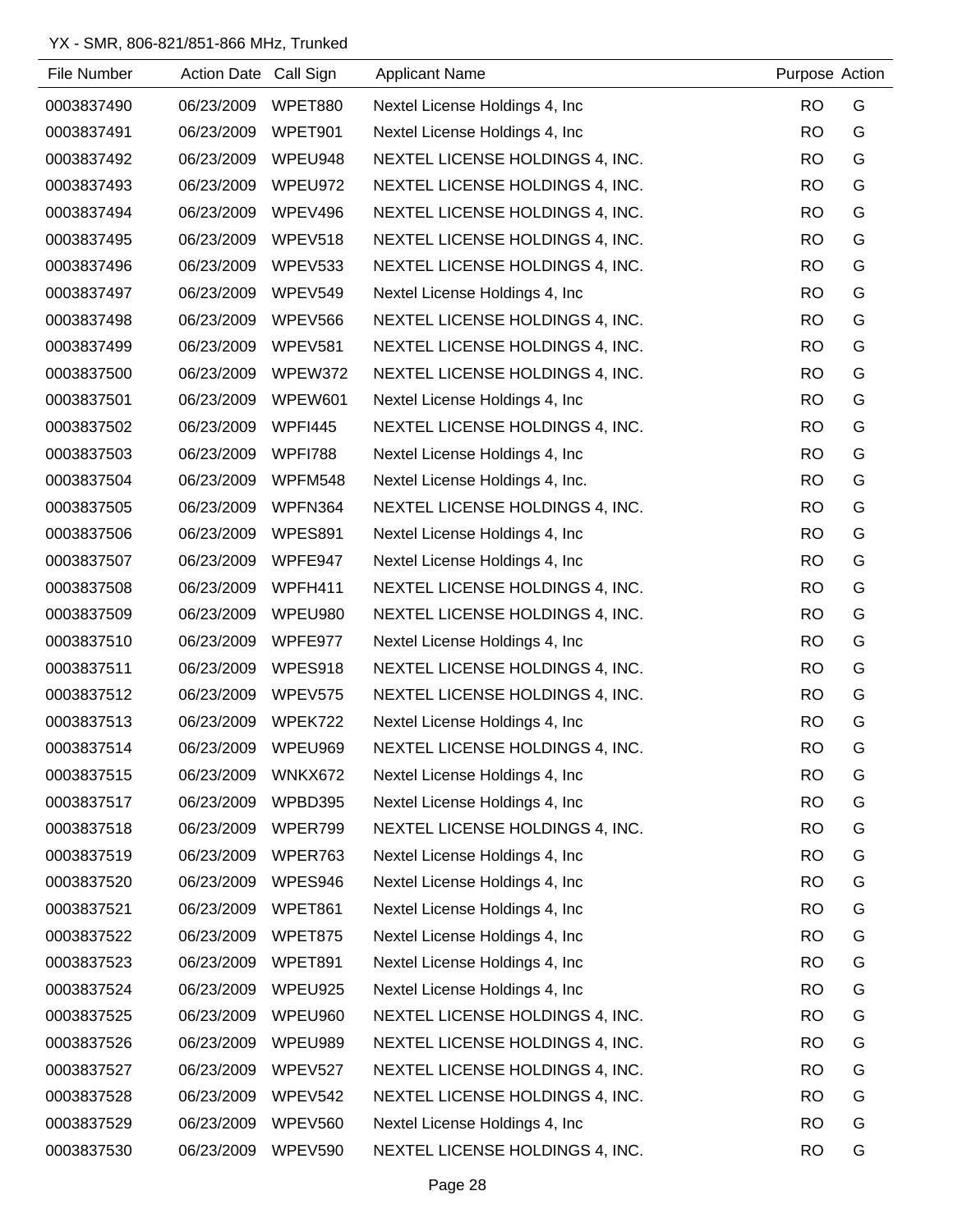YX - SMR, 806-821/851-866 MHz, Trunked

| File Number | Action Date | Call Sign | Applicant Name | Purpose | Action |
|---|---|---|---|---|---|
| 0003837490 | 06/23/2009 | WPET880 | Nextel License Holdings 4, Inc | RO | G |
| 0003837491 | 06/23/2009 | WPET901 | Nextel License Holdings 4, Inc | RO | G |
| 0003837492 | 06/23/2009 | WPEU948 | NEXTEL LICENSE HOLDINGS 4, INC. | RO | G |
| 0003837493 | 06/23/2009 | WPEU972 | NEXTEL LICENSE HOLDINGS 4, INC. | RO | G |
| 0003837494 | 06/23/2009 | WPEV496 | NEXTEL LICENSE HOLDINGS 4, INC. | RO | G |
| 0003837495 | 06/23/2009 | WPEV518 | NEXTEL LICENSE HOLDINGS 4, INC. | RO | G |
| 0003837496 | 06/23/2009 | WPEV533 | NEXTEL LICENSE HOLDINGS 4, INC. | RO | G |
| 0003837497 | 06/23/2009 | WPEV549 | Nextel License Holdings 4, Inc | RO | G |
| 0003837498 | 06/23/2009 | WPEV566 | NEXTEL LICENSE HOLDINGS 4, INC. | RO | G |
| 0003837499 | 06/23/2009 | WPEV581 | NEXTEL LICENSE HOLDINGS 4, INC. | RO | G |
| 0003837500 | 06/23/2009 | WPEW372 | NEXTEL LICENSE HOLDINGS 4, INC. | RO | G |
| 0003837501 | 06/23/2009 | WPEW601 | Nextel License Holdings 4, Inc | RO | G |
| 0003837502 | 06/23/2009 | WPFI445 | NEXTEL LICENSE HOLDINGS 4, INC. | RO | G |
| 0003837503 | 06/23/2009 | WPFI788 | Nextel License Holdings 4, Inc | RO | G |
| 0003837504 | 06/23/2009 | WPFM548 | Nextel License Holdings 4, Inc. | RO | G |
| 0003837505 | 06/23/2009 | WPFN364 | NEXTEL LICENSE HOLDINGS 4, INC. | RO | G |
| 0003837506 | 06/23/2009 | WPES891 | Nextel License Holdings 4, Inc | RO | G |
| 0003837507 | 06/23/2009 | WPFE947 | Nextel License Holdings 4, Inc | RO | G |
| 0003837508 | 06/23/2009 | WPFH411 | NEXTEL LICENSE HOLDINGS 4, INC. | RO | G |
| 0003837509 | 06/23/2009 | WPEU980 | NEXTEL LICENSE HOLDINGS 4, INC. | RO | G |
| 0003837510 | 06/23/2009 | WPFE977 | Nextel License Holdings 4, Inc | RO | G |
| 0003837511 | 06/23/2009 | WPES918 | NEXTEL LICENSE HOLDINGS 4, INC. | RO | G |
| 0003837512 | 06/23/2009 | WPEV575 | NEXTEL LICENSE HOLDINGS 4, INC. | RO | G |
| 0003837513 | 06/23/2009 | WPEK722 | Nextel License Holdings 4, Inc | RO | G |
| 0003837514 | 06/23/2009 | WPEU969 | NEXTEL LICENSE HOLDINGS 4, INC. | RO | G |
| 0003837515 | 06/23/2009 | WNKX672 | Nextel License Holdings 4, Inc | RO | G |
| 0003837517 | 06/23/2009 | WPBD395 | Nextel License Holdings 4, Inc | RO | G |
| 0003837518 | 06/23/2009 | WPER799 | NEXTEL LICENSE HOLDINGS 4, INC. | RO | G |
| 0003837519 | 06/23/2009 | WPER763 | Nextel License Holdings 4, Inc | RO | G |
| 0003837520 | 06/23/2009 | WPES946 | Nextel License Holdings 4, Inc | RO | G |
| 0003837521 | 06/23/2009 | WPET861 | Nextel License Holdings 4, Inc | RO | G |
| 0003837522 | 06/23/2009 | WPET875 | Nextel License Holdings 4, Inc | RO | G |
| 0003837523 | 06/23/2009 | WPET891 | Nextel License Holdings 4, Inc | RO | G |
| 0003837524 | 06/23/2009 | WPEU925 | Nextel License Holdings 4, Inc | RO | G |
| 0003837525 | 06/23/2009 | WPEU960 | NEXTEL LICENSE HOLDINGS 4, INC. | RO | G |
| 0003837526 | 06/23/2009 | WPEU989 | NEXTEL LICENSE HOLDINGS 4, INC. | RO | G |
| 0003837527 | 06/23/2009 | WPEV527 | NEXTEL LICENSE HOLDINGS 4, INC. | RO | G |
| 0003837528 | 06/23/2009 | WPEV542 | NEXTEL LICENSE HOLDINGS 4, INC. | RO | G |
| 0003837529 | 06/23/2009 | WPEV560 | Nextel License Holdings 4, Inc | RO | G |
| 0003837530 | 06/23/2009 | WPEV590 | NEXTEL LICENSE HOLDINGS 4, INC. | RO | G |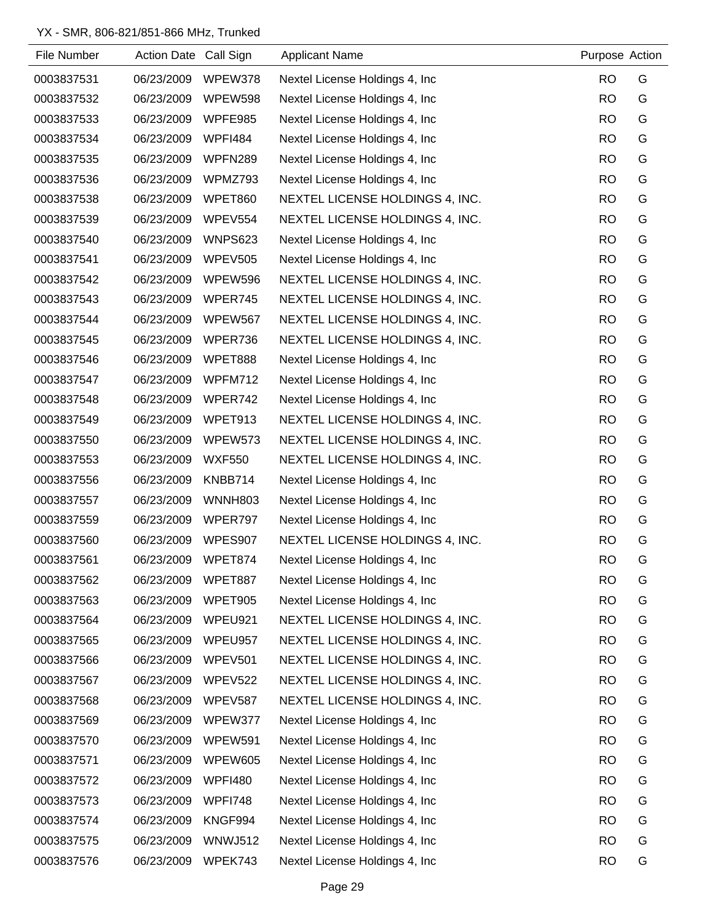YX - SMR, 806-821/851-866 MHz, Trunked

| File Number | Action Date | Call Sign | Applicant Name | Purpose | Action |
|---|---|---|---|---|---|
| 0003837531 | 06/23/2009 | WPEW378 | Nextel License Holdings 4, Inc | RO | G |
| 0003837532 | 06/23/2009 | WPEW598 | Nextel License Holdings 4, Inc | RO | G |
| 0003837533 | 06/23/2009 | WPFE985 | Nextel License Holdings 4, Inc | RO | G |
| 0003837534 | 06/23/2009 | WPFI484 | Nextel License Holdings 4, Inc | RO | G |
| 0003837535 | 06/23/2009 | WPFN289 | Nextel License Holdings 4, Inc | RO | G |
| 0003837536 | 06/23/2009 | WPMZ793 | Nextel License Holdings 4, Inc | RO | G |
| 0003837538 | 06/23/2009 | WPET860 | NEXTEL LICENSE HOLDINGS 4, INC. | RO | G |
| 0003837539 | 06/23/2009 | WPEV554 | NEXTEL LICENSE HOLDINGS 4, INC. | RO | G |
| 0003837540 | 06/23/2009 | WNPS623 | Nextel License Holdings 4, Inc | RO | G |
| 0003837541 | 06/23/2009 | WPEV505 | Nextel License Holdings 4, Inc | RO | G |
| 0003837542 | 06/23/2009 | WPEW596 | NEXTEL LICENSE HOLDINGS 4, INC. | RO | G |
| 0003837543 | 06/23/2009 | WPER745 | NEXTEL LICENSE HOLDINGS 4, INC. | RO | G |
| 0003837544 | 06/23/2009 | WPEW567 | NEXTEL LICENSE HOLDINGS 4, INC. | RO | G |
| 0003837545 | 06/23/2009 | WPER736 | NEXTEL LICENSE HOLDINGS 4, INC. | RO | G |
| 0003837546 | 06/23/2009 | WPET888 | Nextel License Holdings 4, Inc | RO | G |
| 0003837547 | 06/23/2009 | WPFM712 | Nextel License Holdings 4, Inc | RO | G |
| 0003837548 | 06/23/2009 | WPER742 | Nextel License Holdings 4, Inc | RO | G |
| 0003837549 | 06/23/2009 | WPET913 | NEXTEL LICENSE HOLDINGS 4, INC. | RO | G |
| 0003837550 | 06/23/2009 | WPEW573 | NEXTEL LICENSE HOLDINGS 4, INC. | RO | G |
| 0003837553 | 06/23/2009 | WXF550 | NEXTEL LICENSE HOLDINGS 4, INC. | RO | G |
| 0003837556 | 06/23/2009 | KNBB714 | Nextel License Holdings 4, Inc | RO | G |
| 0003837557 | 06/23/2009 | WNNH803 | Nextel License Holdings 4, Inc | RO | G |
| 0003837559 | 06/23/2009 | WPER797 | Nextel License Holdings 4, Inc | RO | G |
| 0003837560 | 06/23/2009 | WPES907 | NEXTEL LICENSE HOLDINGS 4, INC. | RO | G |
| 0003837561 | 06/23/2009 | WPET874 | Nextel License Holdings 4, Inc | RO | G |
| 0003837562 | 06/23/2009 | WPET887 | Nextel License Holdings 4, Inc | RO | G |
| 0003837563 | 06/23/2009 | WPET905 | Nextel License Holdings 4, Inc | RO | G |
| 0003837564 | 06/23/2009 | WPEU921 | NEXTEL LICENSE HOLDINGS 4, INC. | RO | G |
| 0003837565 | 06/23/2009 | WPEU957 | NEXTEL LICENSE HOLDINGS 4, INC. | RO | G |
| 0003837566 | 06/23/2009 | WPEV501 | NEXTEL LICENSE HOLDINGS 4, INC. | RO | G |
| 0003837567 | 06/23/2009 | WPEV522 | NEXTEL LICENSE HOLDINGS 4, INC. | RO | G |
| 0003837568 | 06/23/2009 | WPEV587 | NEXTEL LICENSE HOLDINGS 4, INC. | RO | G |
| 0003837569 | 06/23/2009 | WPEW377 | Nextel License Holdings 4, Inc | RO | G |
| 0003837570 | 06/23/2009 | WPEW591 | Nextel License Holdings 4, Inc | RO | G |
| 0003837571 | 06/23/2009 | WPEW605 | Nextel License Holdings 4, Inc | RO | G |
| 0003837572 | 06/23/2009 | WPFI480 | Nextel License Holdings 4, Inc | RO | G |
| 0003837573 | 06/23/2009 | WPFI748 | Nextel License Holdings 4, Inc | RO | G |
| 0003837574 | 06/23/2009 | KNGF994 | Nextel License Holdings 4, Inc | RO | G |
| 0003837575 | 06/23/2009 | WNWJ512 | Nextel License Holdings 4, Inc | RO | G |
| 0003837576 | 06/23/2009 | WPEK743 | Nextel License Holdings 4, Inc | RO | G |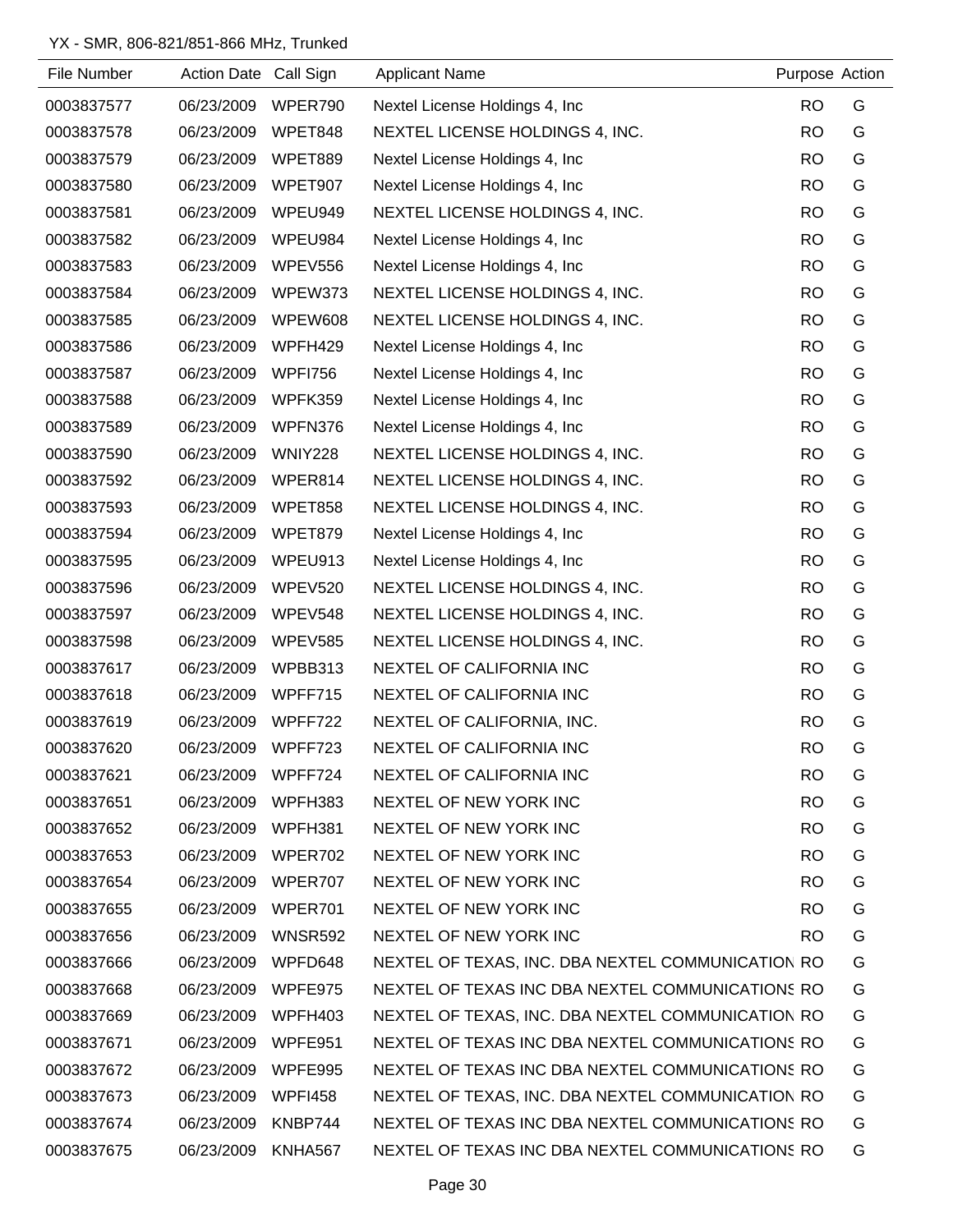YX - SMR, 806-821/851-866 MHz, Trunked

| File Number | Action Date | Call Sign | Applicant Name | Purpose | Action |
|---|---|---|---|---|---|
| 0003837577 | 06/23/2009 | WPER790 | Nextel License Holdings 4, Inc | RO | G |
| 0003837578 | 06/23/2009 | WPET848 | NEXTEL LICENSE HOLDINGS 4, INC. | RO | G |
| 0003837579 | 06/23/2009 | WPET889 | Nextel License Holdings 4, Inc | RO | G |
| 0003837580 | 06/23/2009 | WPET907 | Nextel License Holdings 4, Inc | RO | G |
| 0003837581 | 06/23/2009 | WPEU949 | NEXTEL LICENSE HOLDINGS 4, INC. | RO | G |
| 0003837582 | 06/23/2009 | WPEU984 | Nextel License Holdings 4, Inc | RO | G |
| 0003837583 | 06/23/2009 | WPEV556 | Nextel License Holdings 4, Inc | RO | G |
| 0003837584 | 06/23/2009 | WPEW373 | NEXTEL LICENSE HOLDINGS 4, INC. | RO | G |
| 0003837585 | 06/23/2009 | WPEW608 | NEXTEL LICENSE HOLDINGS 4, INC. | RO | G |
| 0003837586 | 06/23/2009 | WPFH429 | Nextel License Holdings 4, Inc | RO | G |
| 0003837587 | 06/23/2009 | WPFI756 | Nextel License Holdings 4, Inc | RO | G |
| 0003837588 | 06/23/2009 | WPFK359 | Nextel License Holdings 4, Inc | RO | G |
| 0003837589 | 06/23/2009 | WPFN376 | Nextel License Holdings 4, Inc | RO | G |
| 0003837590 | 06/23/2009 | WNIY228 | NEXTEL LICENSE HOLDINGS 4, INC. | RO | G |
| 0003837592 | 06/23/2009 | WPER814 | NEXTEL LICENSE HOLDINGS 4, INC. | RO | G |
| 0003837593 | 06/23/2009 | WPET858 | NEXTEL LICENSE HOLDINGS 4, INC. | RO | G |
| 0003837594 | 06/23/2009 | WPET879 | Nextel License Holdings 4, Inc | RO | G |
| 0003837595 | 06/23/2009 | WPEU913 | Nextel License Holdings 4, Inc | RO | G |
| 0003837596 | 06/23/2009 | WPEV520 | NEXTEL LICENSE HOLDINGS 4, INC. | RO | G |
| 0003837597 | 06/23/2009 | WPEV548 | NEXTEL LICENSE HOLDINGS 4, INC. | RO | G |
| 0003837598 | 06/23/2009 | WPEV585 | NEXTEL LICENSE HOLDINGS 4, INC. | RO | G |
| 0003837617 | 06/23/2009 | WPBB313 | NEXTEL OF CALIFORNIA INC | RO | G |
| 0003837618 | 06/23/2009 | WPFF715 | NEXTEL OF CALIFORNIA INC | RO | G |
| 0003837619 | 06/23/2009 | WPFF722 | NEXTEL OF CALIFORNIA, INC. | RO | G |
| 0003837620 | 06/23/2009 | WPFF723 | NEXTEL OF CALIFORNIA INC | RO | G |
| 0003837621 | 06/23/2009 | WPFF724 | NEXTEL OF CALIFORNIA INC | RO | G |
| 0003837651 | 06/23/2009 | WPFH383 | NEXTEL OF NEW YORK INC | RO | G |
| 0003837652 | 06/23/2009 | WPFH381 | NEXTEL OF NEW YORK INC | RO | G |
| 0003837653 | 06/23/2009 | WPER702 | NEXTEL OF NEW YORK INC | RO | G |
| 0003837654 | 06/23/2009 | WPER707 | NEXTEL OF NEW YORK INC | RO | G |
| 0003837655 | 06/23/2009 | WPER701 | NEXTEL OF NEW YORK INC | RO | G |
| 0003837656 | 06/23/2009 | WNSR592 | NEXTEL OF NEW YORK INC | RO | G |
| 0003837666 | 06/23/2009 | WPFD648 | NEXTEL OF TEXAS, INC. DBA NEXTEL COMMUNICATION | RO | G |
| 0003837668 | 06/23/2009 | WPFE975 | NEXTEL OF TEXAS INC DBA NEXTEL COMMUNICATIONS | RO | G |
| 0003837669 | 06/23/2009 | WPFH403 | NEXTEL OF TEXAS, INC. DBA NEXTEL COMMUNICATION | RO | G |
| 0003837671 | 06/23/2009 | WPFE951 | NEXTEL OF TEXAS INC DBA NEXTEL COMMUNICATIONS | RO | G |
| 0003837672 | 06/23/2009 | WPFE995 | NEXTEL OF TEXAS INC DBA NEXTEL COMMUNICATIONS | RO | G |
| 0003837673 | 06/23/2009 | WPFI458 | NEXTEL OF TEXAS, INC. DBA NEXTEL COMMUNICATION | RO | G |
| 0003837674 | 06/23/2009 | KNBP744 | NEXTEL OF TEXAS INC DBA NEXTEL COMMUNICATIONS | RO | G |
| 0003837675 | 06/23/2009 | KNHA567 | NEXTEL OF TEXAS INC DBA NEXTEL COMMUNICATIONS | RO | G |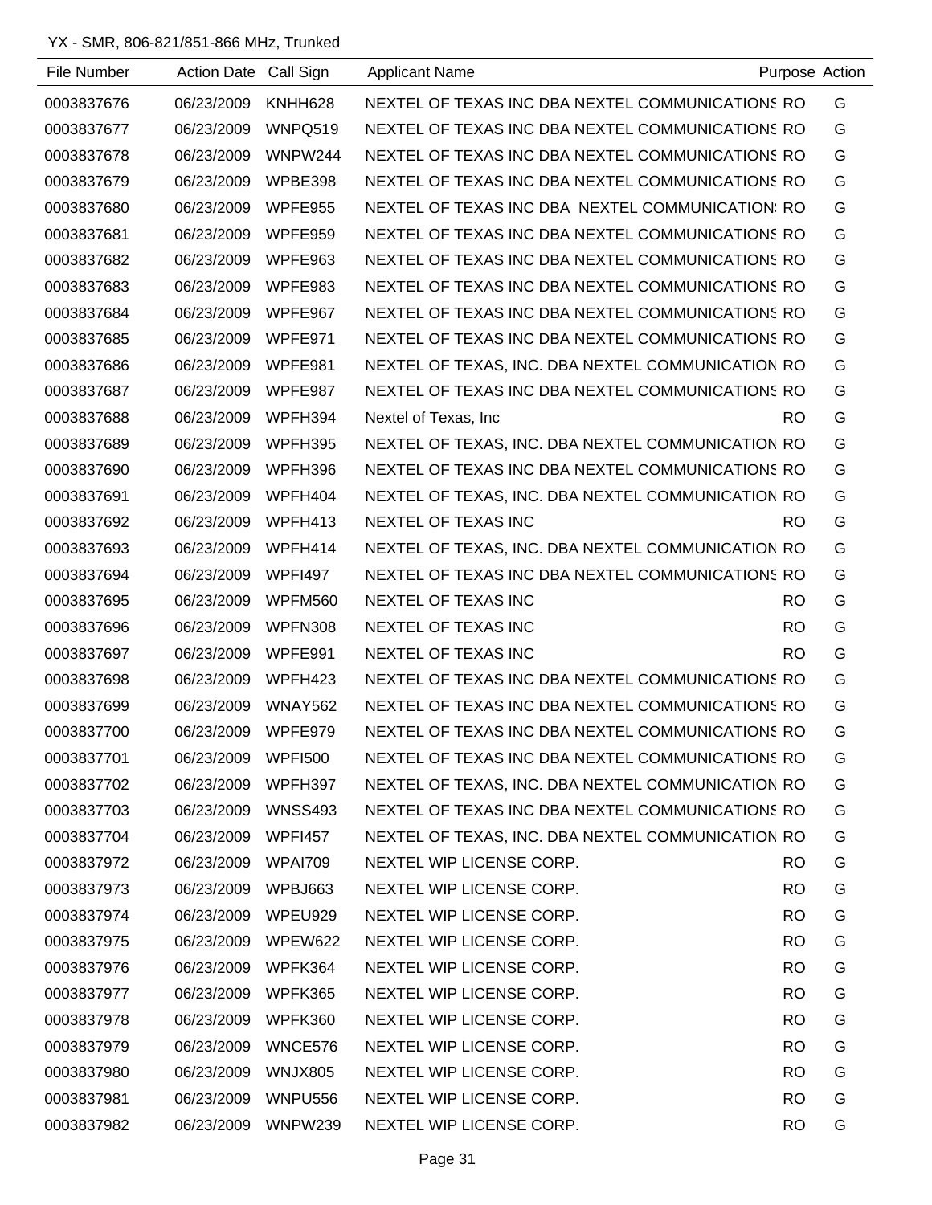YX - SMR, 806-821/851-866 MHz, Trunked

| File Number | Action Date | Call Sign | Applicant Name | Purpose | Action |
|---|---|---|---|---|---|
| 0003837676 | 06/23/2009 | KNHH628 | NEXTEL OF TEXAS INC DBA NEXTEL COMMUNICATIONS | RO | G |
| 0003837677 | 06/23/2009 | WNPQ519 | NEXTEL OF TEXAS INC DBA NEXTEL COMMUNICATIONS | RO | G |
| 0003837678 | 06/23/2009 | WNPW244 | NEXTEL OF TEXAS INC DBA NEXTEL COMMUNICATIONS | RO | G |
| 0003837679 | 06/23/2009 | WPBE398 | NEXTEL OF TEXAS INC DBA NEXTEL COMMUNICATIONS | RO | G |
| 0003837680 | 06/23/2009 | WPFE955 | NEXTEL OF TEXAS INC DBA NEXTEL COMMUNICATION | RO | G |
| 0003837681 | 06/23/2009 | WPFE959 | NEXTEL OF TEXAS INC DBA NEXTEL COMMUNICATIONS | RO | G |
| 0003837682 | 06/23/2009 | WPFE963 | NEXTEL OF TEXAS INC DBA NEXTEL COMMUNICATIONS | RO | G |
| 0003837683 | 06/23/2009 | WPFE983 | NEXTEL OF TEXAS INC DBA NEXTEL COMMUNICATIONS | RO | G |
| 0003837684 | 06/23/2009 | WPFE967 | NEXTEL OF TEXAS INC DBA NEXTEL COMMUNICATIONS | RO | G |
| 0003837685 | 06/23/2009 | WPFE971 | NEXTEL OF TEXAS INC DBA NEXTEL COMMUNICATIONS | RO | G |
| 0003837686 | 06/23/2009 | WPFE981 | NEXTEL OF TEXAS, INC. DBA NEXTEL COMMUNICATION | RO | G |
| 0003837687 | 06/23/2009 | WPFE987 | NEXTEL OF TEXAS INC DBA NEXTEL COMMUNICATIONS | RO | G |
| 0003837688 | 06/23/2009 | WPFH394 | Nextel of Texas, Inc | RO | G |
| 0003837689 | 06/23/2009 | WPFH395 | NEXTEL OF TEXAS, INC. DBA NEXTEL COMMUNICATION | RO | G |
| 0003837690 | 06/23/2009 | WPFH396 | NEXTEL OF TEXAS INC DBA NEXTEL COMMUNICATIONS | RO | G |
| 0003837691 | 06/23/2009 | WPFH404 | NEXTEL OF TEXAS, INC. DBA NEXTEL COMMUNICATION | RO | G |
| 0003837692 | 06/23/2009 | WPFH413 | NEXTEL OF TEXAS INC | RO | G |
| 0003837693 | 06/23/2009 | WPFH414 | NEXTEL OF TEXAS, INC. DBA NEXTEL COMMUNICATION | RO | G |
| 0003837694 | 06/23/2009 | WPFI497 | NEXTEL OF TEXAS INC DBA NEXTEL COMMUNICATIONS | RO | G |
| 0003837695 | 06/23/2009 | WPFM560 | NEXTEL OF TEXAS INC | RO | G |
| 0003837696 | 06/23/2009 | WPFN308 | NEXTEL OF TEXAS INC | RO | G |
| 0003837697 | 06/23/2009 | WPFE991 | NEXTEL OF TEXAS INC | RO | G |
| 0003837698 | 06/23/2009 | WPFH423 | NEXTEL OF TEXAS INC DBA NEXTEL COMMUNICATIONS | RO | G |
| 0003837699 | 06/23/2009 | WNAY562 | NEXTEL OF TEXAS INC DBA NEXTEL COMMUNICATIONS | RO | G |
| 0003837700 | 06/23/2009 | WPFE979 | NEXTEL OF TEXAS INC DBA NEXTEL COMMUNICATIONS | RO | G |
| 0003837701 | 06/23/2009 | WPFI500 | NEXTEL OF TEXAS INC DBA NEXTEL COMMUNICATIONS | RO | G |
| 0003837702 | 06/23/2009 | WPFH397 | NEXTEL OF TEXAS, INC. DBA NEXTEL COMMUNICATION | RO | G |
| 0003837703 | 06/23/2009 | WNSS493 | NEXTEL OF TEXAS INC DBA NEXTEL COMMUNICATIONS | RO | G |
| 0003837704 | 06/23/2009 | WPFI457 | NEXTEL OF TEXAS, INC. DBA NEXTEL COMMUNICATION | RO | G |
| 0003837972 | 06/23/2009 | WPAI709 | NEXTEL WIP LICENSE CORP. | RO | G |
| 0003837973 | 06/23/2009 | WPBJ663 | NEXTEL WIP LICENSE CORP. | RO | G |
| 0003837974 | 06/23/2009 | WPEU929 | NEXTEL WIP LICENSE CORP. | RO | G |
| 0003837975 | 06/23/2009 | WPEW622 | NEXTEL WIP LICENSE CORP. | RO | G |
| 0003837976 | 06/23/2009 | WPFK364 | NEXTEL WIP LICENSE CORP. | RO | G |
| 0003837977 | 06/23/2009 | WPFK365 | NEXTEL WIP LICENSE CORP. | RO | G |
| 0003837978 | 06/23/2009 | WPFK360 | NEXTEL WIP LICENSE CORP. | RO | G |
| 0003837979 | 06/23/2009 | WNCE576 | NEXTEL WIP LICENSE CORP. | RO | G |
| 0003837980 | 06/23/2009 | WNJX805 | NEXTEL WIP LICENSE CORP. | RO | G |
| 0003837981 | 06/23/2009 | WNPU556 | NEXTEL WIP LICENSE CORP. | RO | G |
| 0003837982 | 06/23/2009 | WNPW239 | NEXTEL WIP LICENSE CORP. | RO | G |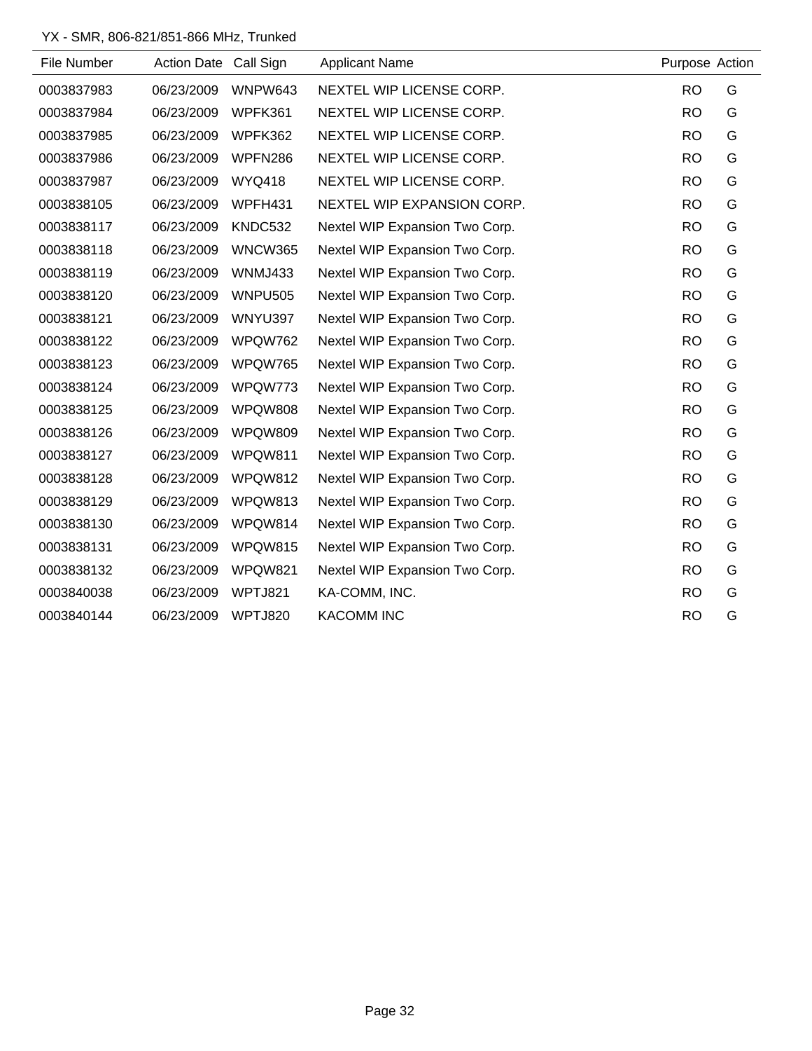YX - SMR, 806-821/851-866 MHz, Trunked

| File Number | Action Date | Call Sign | Applicant Name | Purpose | Action |
|---|---|---|---|---|---|
| 0003837983 | 06/23/2009 | WNPW643 | NEXTEL WIP LICENSE CORP. | RO | G |
| 0003837984 | 06/23/2009 | WPFK361 | NEXTEL WIP LICENSE CORP. | RO | G |
| 0003837985 | 06/23/2009 | WPFK362 | NEXTEL WIP LICENSE CORP. | RO | G |
| 0003837986 | 06/23/2009 | WPFN286 | NEXTEL WIP LICENSE CORP. | RO | G |
| 0003837987 | 06/23/2009 | WYQ418 | NEXTEL WIP LICENSE CORP. | RO | G |
| 0003838105 | 06/23/2009 | WPFH431 | NEXTEL WIP EXPANSION CORP. | RO | G |
| 0003838117 | 06/23/2009 | KNDC532 | Nextel WIP Expansion Two Corp. | RO | G |
| 0003838118 | 06/23/2009 | WNCW365 | Nextel WIP Expansion Two Corp. | RO | G |
| 0003838119 | 06/23/2009 | WNMJ433 | Nextel WIP Expansion Two Corp. | RO | G |
| 0003838120 | 06/23/2009 | WNPU505 | Nextel WIP Expansion Two Corp. | RO | G |
| 0003838121 | 06/23/2009 | WNYU397 | Nextel WIP Expansion Two Corp. | RO | G |
| 0003838122 | 06/23/2009 | WPQW762 | Nextel WIP Expansion Two Corp. | RO | G |
| 0003838123 | 06/23/2009 | WPQW765 | Nextel WIP Expansion Two Corp. | RO | G |
| 0003838124 | 06/23/2009 | WPQW773 | Nextel WIP Expansion Two Corp. | RO | G |
| 0003838125 | 06/23/2009 | WPQW808 | Nextel WIP Expansion Two Corp. | RO | G |
| 0003838126 | 06/23/2009 | WPQW809 | Nextel WIP Expansion Two Corp. | RO | G |
| 0003838127 | 06/23/2009 | WPQW811 | Nextel WIP Expansion Two Corp. | RO | G |
| 0003838128 | 06/23/2009 | WPQW812 | Nextel WIP Expansion Two Corp. | RO | G |
| 0003838129 | 06/23/2009 | WPQW813 | Nextel WIP Expansion Two Corp. | RO | G |
| 0003838130 | 06/23/2009 | WPQW814 | Nextel WIP Expansion Two Corp. | RO | G |
| 0003838131 | 06/23/2009 | WPQW815 | Nextel WIP Expansion Two Corp. | RO | G |
| 0003838132 | 06/23/2009 | WPQW821 | Nextel WIP Expansion Two Corp. | RO | G |
| 0003840038 | 06/23/2009 | WPTJ821 | KA-COMM, INC. | RO | G |
| 0003840144 | 06/23/2009 | WPTJ820 | KACOMM INC | RO | G |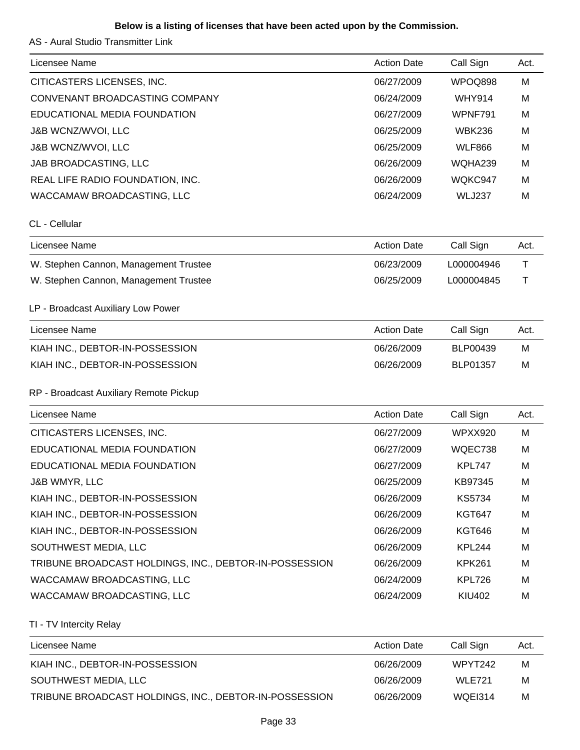**Below is a listing of licenses that have been acted upon by the Commission.**

AS - Aural Studio Transmitter Link

| Licensee Name | Action Date | Call Sign | Act. |
|---|---|---|---|
| CITICASTERS LICENSES, INC. | 06/27/2009 | WPOQ898 | M |
| CONVENANT BROADCASTING COMPANY | 06/24/2009 | WHY914 | M |
| EDUCATIONAL MEDIA FOUNDATION | 06/27/2009 | WPNF791 | M |
| J&B WCNZ/WVOI, LLC | 06/25/2009 | WBK236 | M |
| J&B WCNZ/WVOI, LLC | 06/25/2009 | WLF866 | M |
| JAB BROADCASTING, LLC | 06/26/2009 | WQHA239 | M |
| REAL LIFE RADIO FOUNDATION, INC. | 06/26/2009 | WQKC947 | M |
| WACCAMAW BROADCASTING, LLC | 06/24/2009 | WLJ237 | M |

CL - Cellular

| Licensee Name | Action Date | Call Sign | Act. |
|---|---|---|---|
| W. Stephen Cannon, Management Trustee | 06/23/2009 | L000004946 | T |
| W. Stephen Cannon, Management Trustee | 06/25/2009 | L000004845 | T |

LP - Broadcast Auxiliary Low Power

| Licensee Name | Action Date | Call Sign | Act. |
|---|---|---|---|
| KIAH INC., DEBTOR-IN-POSSESSION | 06/26/2009 | BLP00439 | M |
| KIAH INC., DEBTOR-IN-POSSESSION | 06/26/2009 | BLP01357 | M |

RP - Broadcast Auxiliary Remote Pickup

| Licensee Name | Action Date | Call Sign | Act. |
|---|---|---|---|
| CITICASTERS LICENSES, INC. | 06/27/2009 | WPXX920 | M |
| EDUCATIONAL MEDIA FOUNDATION | 06/27/2009 | WQEC738 | M |
| EDUCATIONAL MEDIA FOUNDATION | 06/27/2009 | KPL747 | M |
| J&B WMYR, LLC | 06/25/2009 | KB97345 | M |
| KIAH INC., DEBTOR-IN-POSSESSION | 06/26/2009 | KS5734 | M |
| KIAH INC., DEBTOR-IN-POSSESSION | 06/26/2009 | KGT647 | M |
| KIAH INC., DEBTOR-IN-POSSESSION | 06/26/2009 | KGT646 | M |
| SOUTHWEST MEDIA, LLC | 06/26/2009 | KPL244 | M |
| TRIBUNE BROADCAST HOLDINGS, INC., DEBTOR-IN-POSSESSION | 06/26/2009 | KPK261 | M |
| WACCAMAW BROADCASTING, LLC | 06/24/2009 | KPL726 | M |
| WACCAMAW BROADCASTING, LLC | 06/24/2009 | KIU402 | M |

TI - TV Intercity Relay

| Licensee Name | Action Date | Call Sign | Act. |
|---|---|---|---|
| KIAH INC., DEBTOR-IN-POSSESSION | 06/26/2009 | WPYT242 | M |
| SOUTHWEST MEDIA, LLC | 06/26/2009 | WLE721 | M |
| TRIBUNE BROADCAST HOLDINGS, INC., DEBTOR-IN-POSSESSION | 06/26/2009 | WQEI314 | M |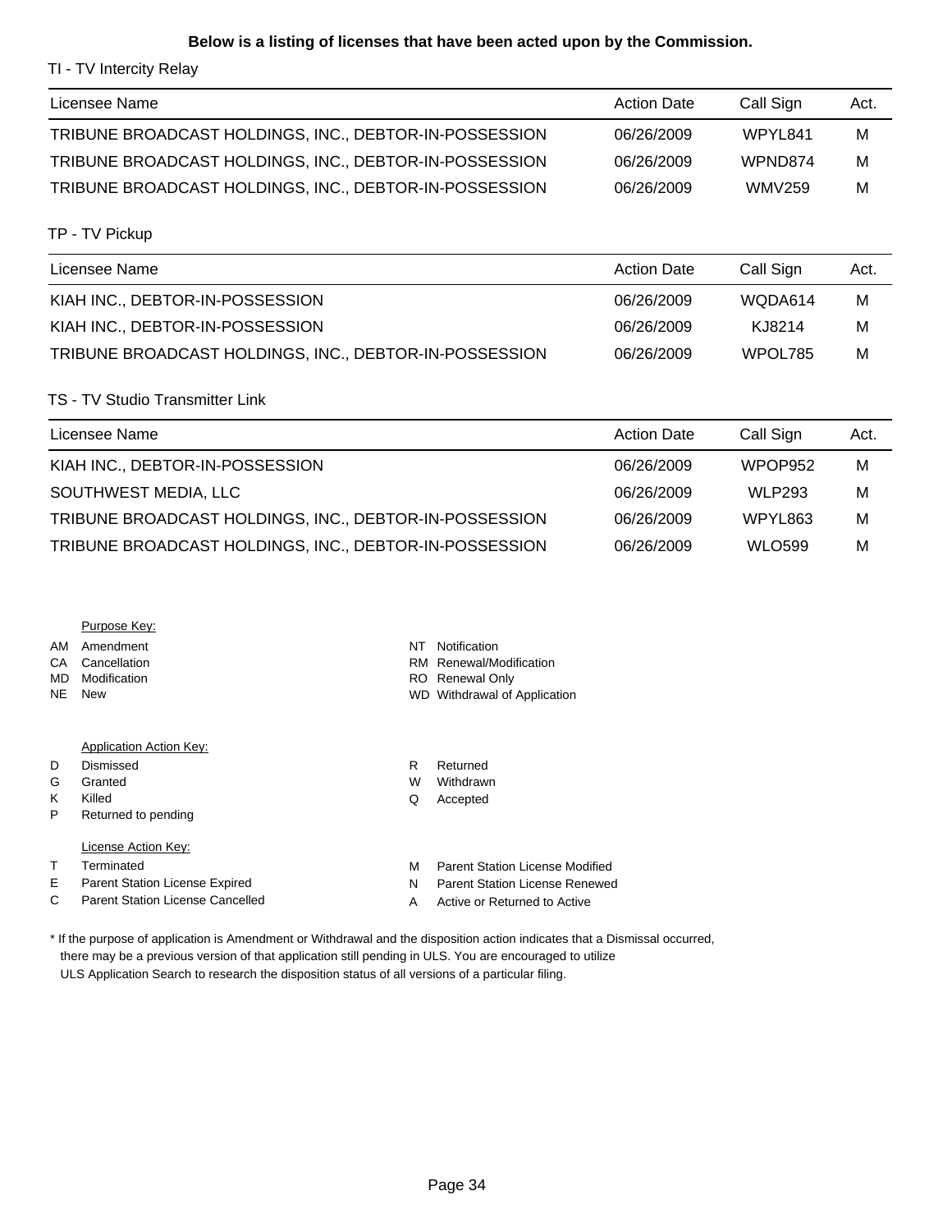**Below is a listing of licenses that have been acted upon by the Commission.**

TI - TV Intercity Relay

| Licensee Name | Action Date | Call Sign | Act. |
|---|---|---|---|
| TRIBUNE BROADCAST HOLDINGS, INC., DEBTOR-IN-POSSESSION | 06/26/2009 | WPYL841 | M |
| TRIBUNE BROADCAST HOLDINGS, INC., DEBTOR-IN-POSSESSION | 06/26/2009 | WPND874 | M |
| TRIBUNE BROADCAST HOLDINGS, INC., DEBTOR-IN-POSSESSION | 06/26/2009 | WMV259 | M |

TP - TV Pickup

| Licensee Name | Action Date | Call Sign | Act. |
|---|---|---|---|
| KIAH INC., DEBTOR-IN-POSSESSION | 06/26/2009 | WQDA614 | M |
| KIAH INC., DEBTOR-IN-POSSESSION | 06/26/2009 | KJ8214 | M |
| TRIBUNE BROADCAST HOLDINGS, INC., DEBTOR-IN-POSSESSION | 06/26/2009 | WPOL785 | M |

TS - TV Studio Transmitter Link

| Licensee Name | Action Date | Call Sign | Act. |
|---|---|---|---|
| KIAH INC., DEBTOR-IN-POSSESSION | 06/26/2009 | WPOP952 | M |
| SOUTHWEST MEDIA, LLC | 06/26/2009 | WLP293 | M |
| TRIBUNE BROADCAST HOLDINGS, INC., DEBTOR-IN-POSSESSION | 06/26/2009 | WPYL863 | M |
| TRIBUNE BROADCAST HOLDINGS, INC., DEBTOR-IN-POSSESSION | 06/26/2009 | WLO599 | M |

Purpose Key:

- AM Amendment
- CA Cancellation
- MD Modification
- NE New
- NT Notification
- RM Renewal/Modification
- RO Renewal Only
- WD Withdrawal of Application

Application Action Key:

- D Dismissed
- G Granted
- K Killed
- P Returned to pending
- R Returned
- W Withdrawn
- Q Accepted

License Action Key:

- T Terminated
- E Parent Station License Expired
- C Parent Station License Cancelled
- M Parent Station License Modified
- N Parent Station License Renewed
- A Active or Returned to Active

* If the purpose of application is Amendment or Withdrawal and the disposition action indicates that a Dismissal occurred, there may be a previous version of that application still pending in ULS. You are encouraged to utilize ULS Application Search to research the disposition status of all versions of a particular filing.